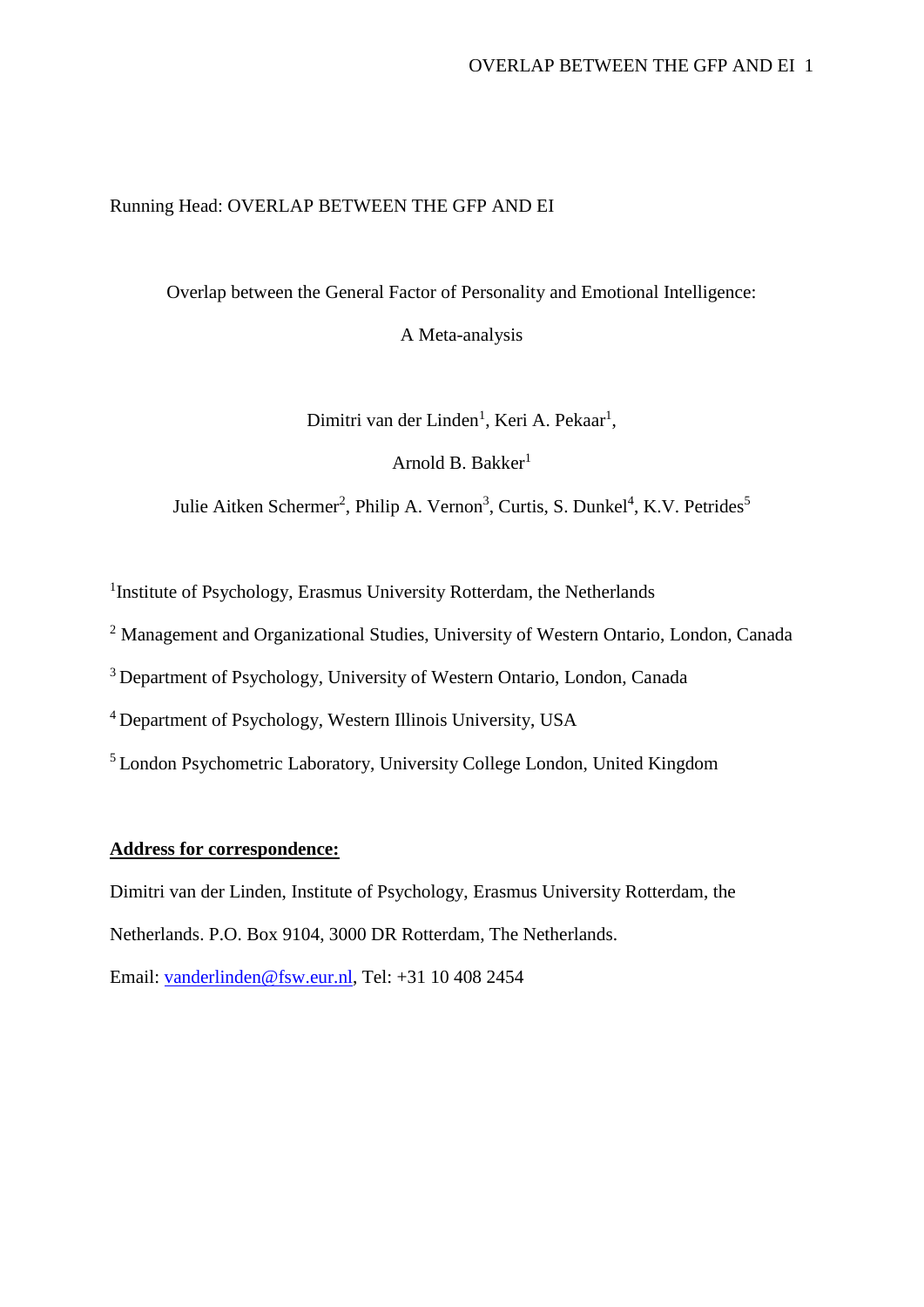Running Head: OVERLAP BETWEEN THE GFP AND EI

# Overlap between the General Factor of Personality and Emotional Intelligence: A Meta-analysis

Dimitri van der Linden[1], Keri A. Pekaar[1],

Arnold B. Bakker[1]

Julie Aitken Schermer[2], Philip A. Vernon[3], Curtis, S. Dunkel[4], K.V. Petrides[5]

[1]Institute of Psychology, Erasmus University Rotterdam, the Netherlands

[2] Management and Organizational Studies, University of Western Ontario, London, Canada

[3] Department of Psychology, University of Western Ontario, London, Canada

[4] Department of Psychology, Western Illinois University, USA

[5] London Psychometric Laboratory, University College London, United Kingdom

**Address for correspondence:**

Dimitri van der Linden, Institute of Psychology, Erasmus University Rotterdam, the Netherlands. P.O. Box 9104, 3000 DR Rotterdam, The Netherlands.

Email: vanderlinden@fsw.eur.nl, Tel: +31 10 408 2454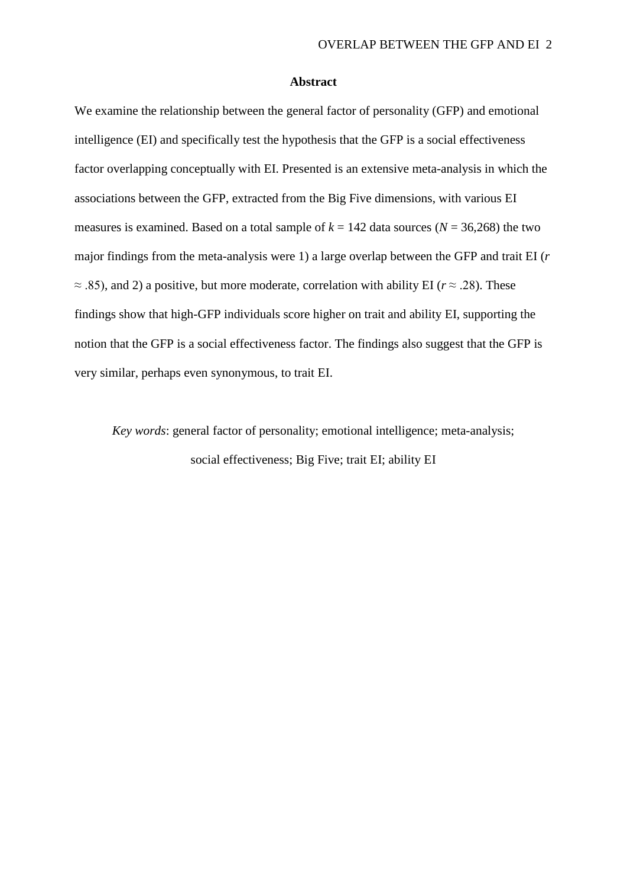## Abstract

We examine the relationship between the general factor of personality (GFP) and emotional intelligence (EI) and specifically test the hypothesis that the GFP is a social effectiveness factor overlapping conceptually with EI. Presented is an extensive meta-analysis in which the associations between the GFP, extracted from the Big Five dimensions, with various EI measures is examined. Based on a total sample of $k = 142$ data sources ($N = 36{,}268$) the two major findings from the meta-analysis were 1) a large overlap between the GFP and trait EI ($r \approx .85$), and 2) a positive, but more moderate, correlation with ability EI ($r \approx .28$). These findings show that high-GFP individuals score higher on trait and ability EI, supporting the notion that the GFP is a social effectiveness factor. The findings also suggest that the GFP is very similar, perhaps even synonymous, to trait EI.

*Key words*: general factor of personality; emotional intelligence; meta-analysis; social effectiveness; Big Five; trait EI; ability EI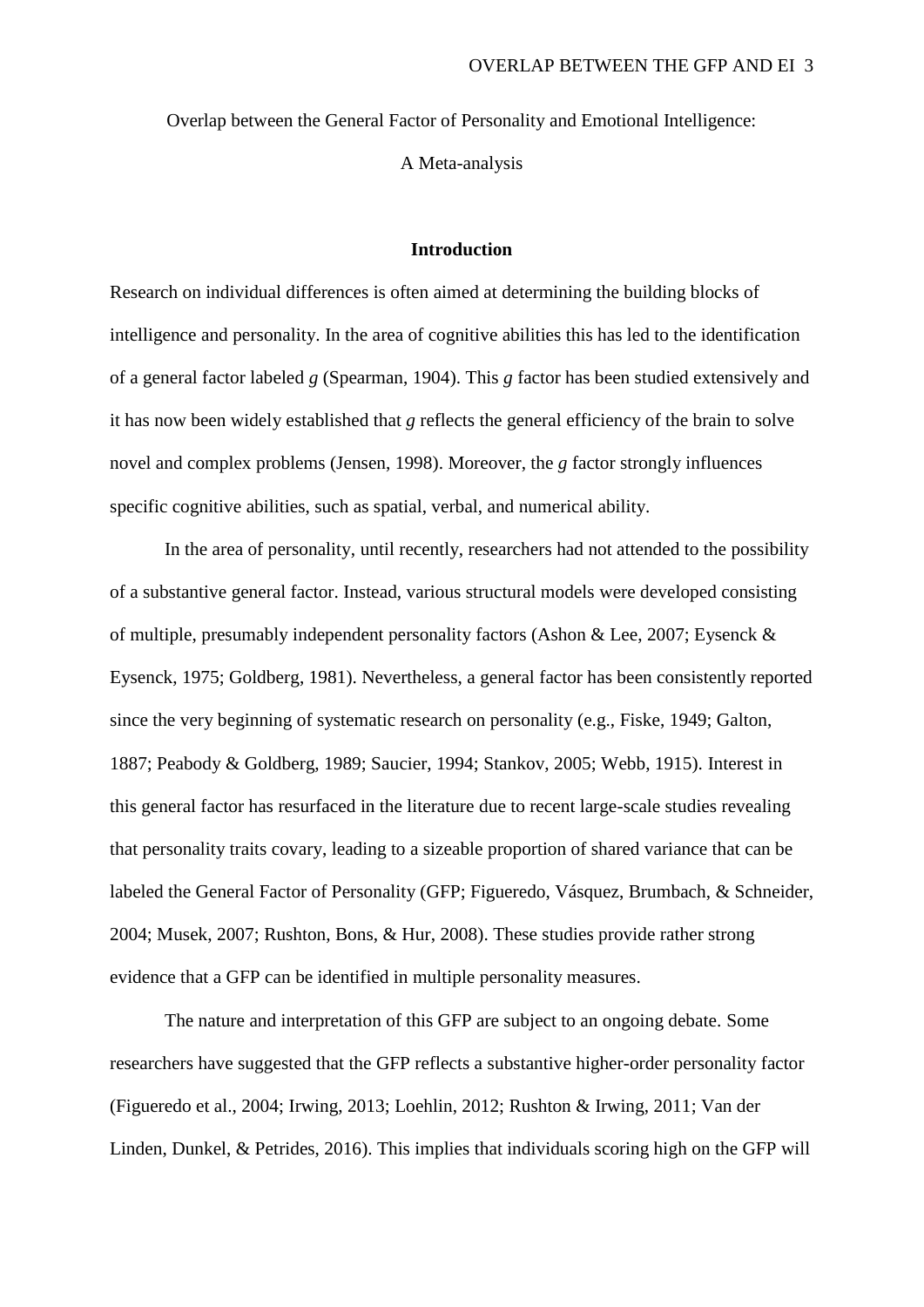Overlap between the General Factor of Personality and Emotional Intelligence:

A Meta-analysis

## Introduction

Research on individual differences is often aimed at determining the building blocks of intelligence and personality. In the area of cognitive abilities this has led to the identification of a general factor labeled *g* (Spearman, 1904). This *g* factor has been studied extensively and it has now been widely established that *g* reflects the general efficiency of the brain to solve novel and complex problems (Jensen, 1998). Moreover, the *g* factor strongly influences specific cognitive abilities, such as spatial, verbal, and numerical ability.

In the area of personality, until recently, researchers had not attended to the possibility of a substantive general factor. Instead, various structural models were developed consisting of multiple, presumably independent personality factors (Ashon & Lee, 2007; Eysenck & Eysenck, 1975; Goldberg, 1981). Nevertheless, a general factor has been consistently reported since the very beginning of systematic research on personality (e.g., Fiske, 1949; Galton, 1887; Peabody & Goldberg, 1989; Saucier, 1994; Stankov, 2005; Webb, 1915). Interest in this general factor has resurfaced in the literature due to recent large-scale studies revealing that personality traits covary, leading to a sizeable proportion of shared variance that can be labeled the General Factor of Personality (GFP; Figueredo, Vásquez, Brumbach, & Schneider, 2004; Musek, 2007; Rushton, Bons, & Hur, 2008). These studies provide rather strong evidence that a GFP can be identified in multiple personality measures.

The nature and interpretation of this GFP are subject to an ongoing debate. Some researchers have suggested that the GFP reflects a substantive higher-order personality factor (Figueredo et al., 2004; Irwing, 2013; Loehlin, 2012; Rushton & Irwing, 2011; Van der Linden, Dunkel, & Petrides, 2016). This implies that individuals scoring high on the GFP will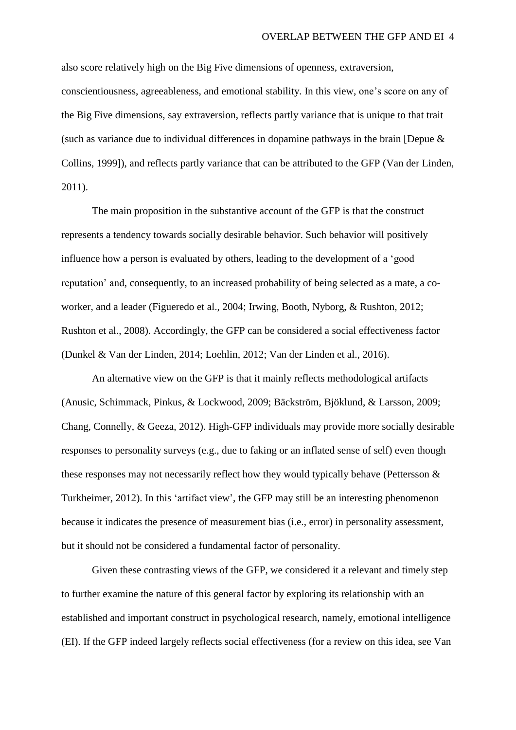also score relatively high on the Big Five dimensions of openness, extraversion, conscientiousness, agreeableness, and emotional stability. In this view, one's score on any of the Big Five dimensions, say extraversion, reflects partly variance that is unique to that trait (such as variance due to individual differences in dopamine pathways in the brain [Depue & Collins, 1999]), and reflects partly variance that can be attributed to the GFP (Van der Linden, 2011).

The main proposition in the substantive account of the GFP is that the construct represents a tendency towards socially desirable behavior. Such behavior will positively influence how a person is evaluated by others, leading to the development of a 'good reputation' and, consequently, to an increased probability of being selected as a mate, a co-worker, and a leader (Figueredo et al., 2004; Irwing, Booth, Nyborg, & Rushton, 2012; Rushton et al., 2008). Accordingly, the GFP can be considered a social effectiveness factor (Dunkel & Van der Linden, 2014; Loehlin, 2012; Van der Linden et al., 2016).

An alternative view on the GFP is that it mainly reflects methodological artifacts (Anusic, Schimmack, Pinkus, & Lockwood, 2009; Bäckström, Björklund, & Larsson, 2009; Chang, Connelly, & Geeza, 2012). High-GFP individuals may provide more socially desirable responses to personality surveys (e.g., due to faking or an inflated sense of self) even though these responses may not necessarily reflect how they would typically behave (Pettersson & Turkheimer, 2012). In this 'artifact view', the GFP may still be an interesting phenomenon because it indicates the presence of measurement bias (i.e., error) in personality assessment, but it should not be considered a fundamental factor of personality.

Given these contrasting views of the GFP, we considered it a relevant and timely step to further examine the nature of this general factor by exploring its relationship with an established and important construct in psychological research, namely, emotional intelligence (EI). If the GFP indeed largely reflects social effectiveness (for a review on this idea, see Van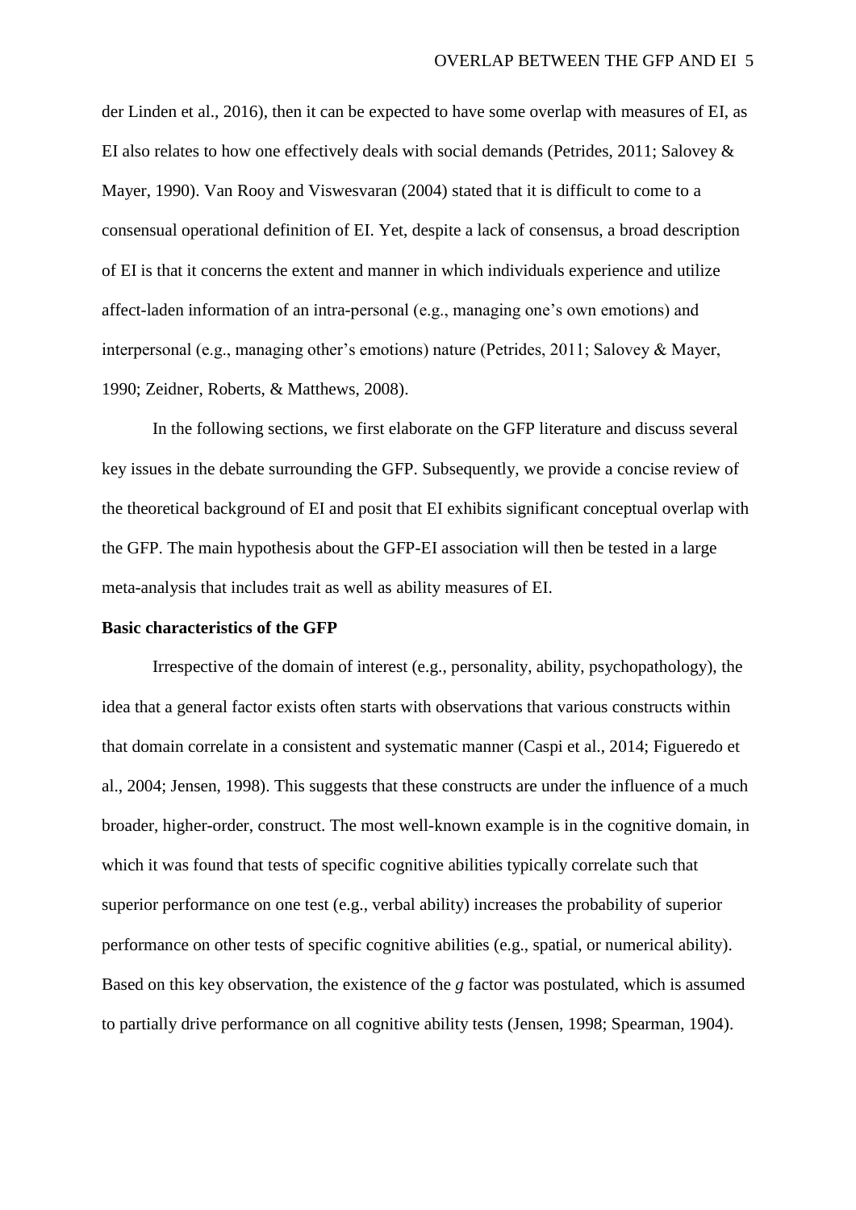der Linden et al., 2016), then it can be expected to have some overlap with measures of EI, as EI also relates to how one effectively deals with social demands (Petrides, 2011; Salovey & Mayer, 1990). Van Rooy and Viswesvaran (2004) stated that it is difficult to come to a consensual operational definition of EI. Yet, despite a lack of consensus, a broad description of EI is that it concerns the extent and manner in which individuals experience and utilize affect-laden information of an intra-personal (e.g., managing one's own emotions) and interpersonal (e.g., managing other's emotions) nature (Petrides, 2011; Salovey & Mayer, 1990; Zeidner, Roberts, & Matthews, 2008).

In the following sections, we first elaborate on the GFP literature and discuss several key issues in the debate surrounding the GFP. Subsequently, we provide a concise review of the theoretical background of EI and posit that EI exhibits significant conceptual overlap with the GFP. The main hypothesis about the GFP-EI association will then be tested in a large meta-analysis that includes trait as well as ability measures of EI.

**Basic characteristics of the GFP**

Irrespective of the domain of interest (e.g., personality, ability, psychopathology), the idea that a general factor exists often starts with observations that various constructs within that domain correlate in a consistent and systematic manner (Caspi et al., 2014; Figueredo et al., 2004; Jensen, 1998). This suggests that these constructs are under the influence of a much broader, higher-order, construct. The most well-known example is in the cognitive domain, in which it was found that tests of specific cognitive abilities typically correlate such that superior performance on one test (e.g., verbal ability) increases the probability of superior performance on other tests of specific cognitive abilities (e.g., spatial, or numerical ability). Based on this key observation, the existence of the *g* factor was postulated, which is assumed to partially drive performance on all cognitive ability tests (Jensen, 1998; Spearman, 1904).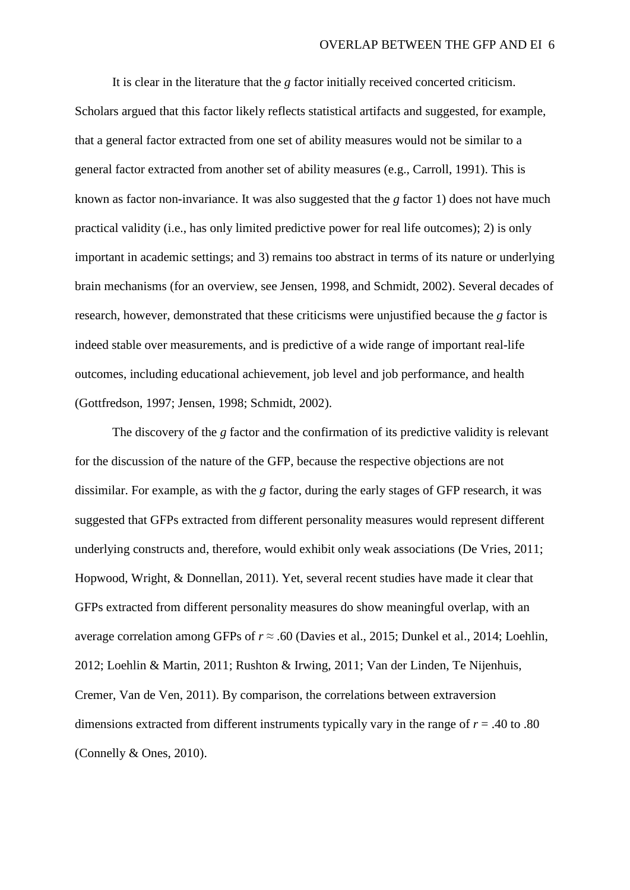It is clear in the literature that the *g* factor initially received concerted criticism. Scholars argued that this factor likely reflects statistical artifacts and suggested, for example, that a general factor extracted from one set of ability measures would not be similar to a general factor extracted from another set of ability measures (e.g., Carroll, 1991). This is known as factor non-invariance. It was also suggested that the *g* factor 1) does not have much practical validity (i.e., has only limited predictive power for real life outcomes); 2) is only important in academic settings; and 3) remains too abstract in terms of its nature or underlying brain mechanisms (for an overview, see Jensen, 1998, and Schmidt, 2002). Several decades of research, however, demonstrated that these criticisms were unjustified because the *g* factor is indeed stable over measurements, and is predictive of a wide range of important real-life outcomes, including educational achievement, job level and job performance, and health (Gottfredson, 1997; Jensen, 1998; Schmidt, 2002).

The discovery of the *g* factor and the confirmation of its predictive validity is relevant for the discussion of the nature of the GFP, because the respective objections are not dissimilar. For example, as with the *g* factor, during the early stages of GFP research, it was suggested that GFPs extracted from different personality measures would represent different underlying constructs and, therefore, would exhibit only weak associations (De Vries, 2011; Hopwood, Wright, & Donnellan, 2011). Yet, several recent studies have made it clear that GFPs extracted from different personality measures do show meaningful overlap, with an average correlation among GFPs of $r \approx .60$ (Davies et al., 2015; Dunkel et al., 2014; Loehlin, 2012; Loehlin & Martin, 2011; Rushton & Irwing, 2011; Van der Linden, Te Nijenhuis, Cremer, Van de Ven, 2011). By comparison, the correlations between extraversion dimensions extracted from different instruments typically vary in the range of $r = .40$ to $.80$ (Connelly & Ones, 2010).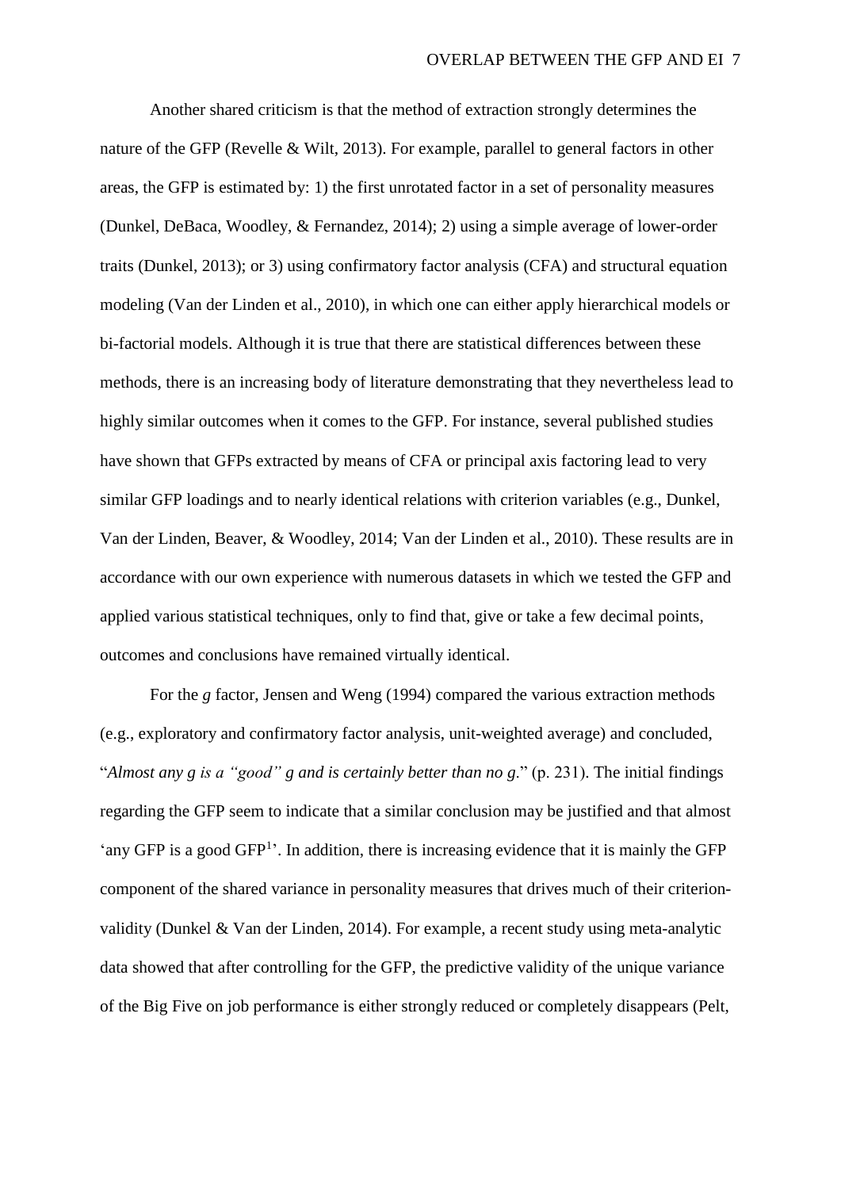Another shared criticism is that the method of extraction strongly determines the nature of the GFP (Revelle & Wilt, 2013). For example, parallel to general factors in other areas, the GFP is estimated by: 1) the first unrotated factor in a set of personality measures (Dunkel, DeBaca, Woodley, & Fernandez, 2014); 2) using a simple average of lower-order traits (Dunkel, 2013); or 3) using confirmatory factor analysis (CFA) and structural equation modeling (Van der Linden et al., 2010), in which one can either apply hierarchical models or bi-factorial models. Although it is true that there are statistical differences between these methods, there is an increasing body of literature demonstrating that they nevertheless lead to highly similar outcomes when it comes to the GFP. For instance, several published studies have shown that GFPs extracted by means of CFA or principal axis factoring lead to very similar GFP loadings and to nearly identical relations with criterion variables (e.g., Dunkel, Van der Linden, Beaver, & Woodley, 2014; Van der Linden et al., 2010). These results are in accordance with our own experience with numerous datasets in which we tested the GFP and applied various statistical techniques, only to find that, give or take a few decimal points, outcomes and conclusions have remained virtually identical.

For the *g* factor, Jensen and Weng (1994) compared the various extraction methods (e.g., exploratory and confirmatory factor analysis, unit-weighted average) and concluded, "*Almost any g is a "good" g and is certainly better than no g*." (p. 231). The initial findings regarding the GFP seem to indicate that a similar conclusion may be justified and that almost 'any GFP is a good GFP[1]'. In addition, there is increasing evidence that it is mainly the GFP component of the shared variance in personality measures that drives much of their criterion-validity (Dunkel & Van der Linden, 2014). For example, a recent study using meta-analytic data showed that after controlling for the GFP, the predictive validity of the unique variance of the Big Five on job performance is either strongly reduced or completely disappears (Pelt,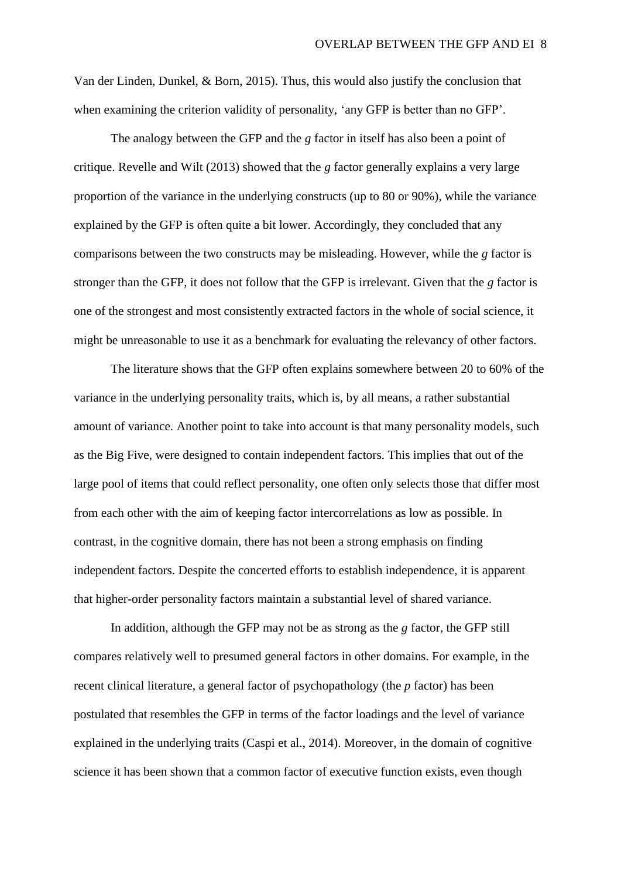Van der Linden, Dunkel, & Born, 2015). Thus, this would also justify the conclusion that when examining the criterion validity of personality, 'any GFP is better than no GFP'.

The analogy between the GFP and the *g* factor in itself has also been a point of critique. Revelle and Wilt (2013) showed that the *g* factor generally explains a very large proportion of the variance in the underlying constructs (up to 80 or 90%), while the variance explained by the GFP is often quite a bit lower. Accordingly, they concluded that any comparisons between the two constructs may be misleading. However, while the *g* factor is stronger than the GFP, it does not follow that the GFP is irrelevant. Given that the *g* factor is one of the strongest and most consistently extracted factors in the whole of social science, it might be unreasonable to use it as a benchmark for evaluating the relevancy of other factors.

The literature shows that the GFP often explains somewhere between 20 to 60% of the variance in the underlying personality traits, which is, by all means, a rather substantial amount of variance. Another point to take into account is that many personality models, such as the Big Five, were designed to contain independent factors. This implies that out of the large pool of items that could reflect personality, one often only selects those that differ most from each other with the aim of keeping factor intercorrelations as low as possible. In contrast, in the cognitive domain, there has not been a strong emphasis on finding independent factors. Despite the concerted efforts to establish independence, it is apparent that higher-order personality factors maintain a substantial level of shared variance.

In addition, although the GFP may not be as strong as the *g* factor, the GFP still compares relatively well to presumed general factors in other domains. For example, in the recent clinical literature, a general factor of psychopathology (the *p* factor) has been postulated that resembles the GFP in terms of the factor loadings and the level of variance explained in the underlying traits (Caspi et al., 2014). Moreover, in the domain of cognitive science it has been shown that a common factor of executive function exists, even though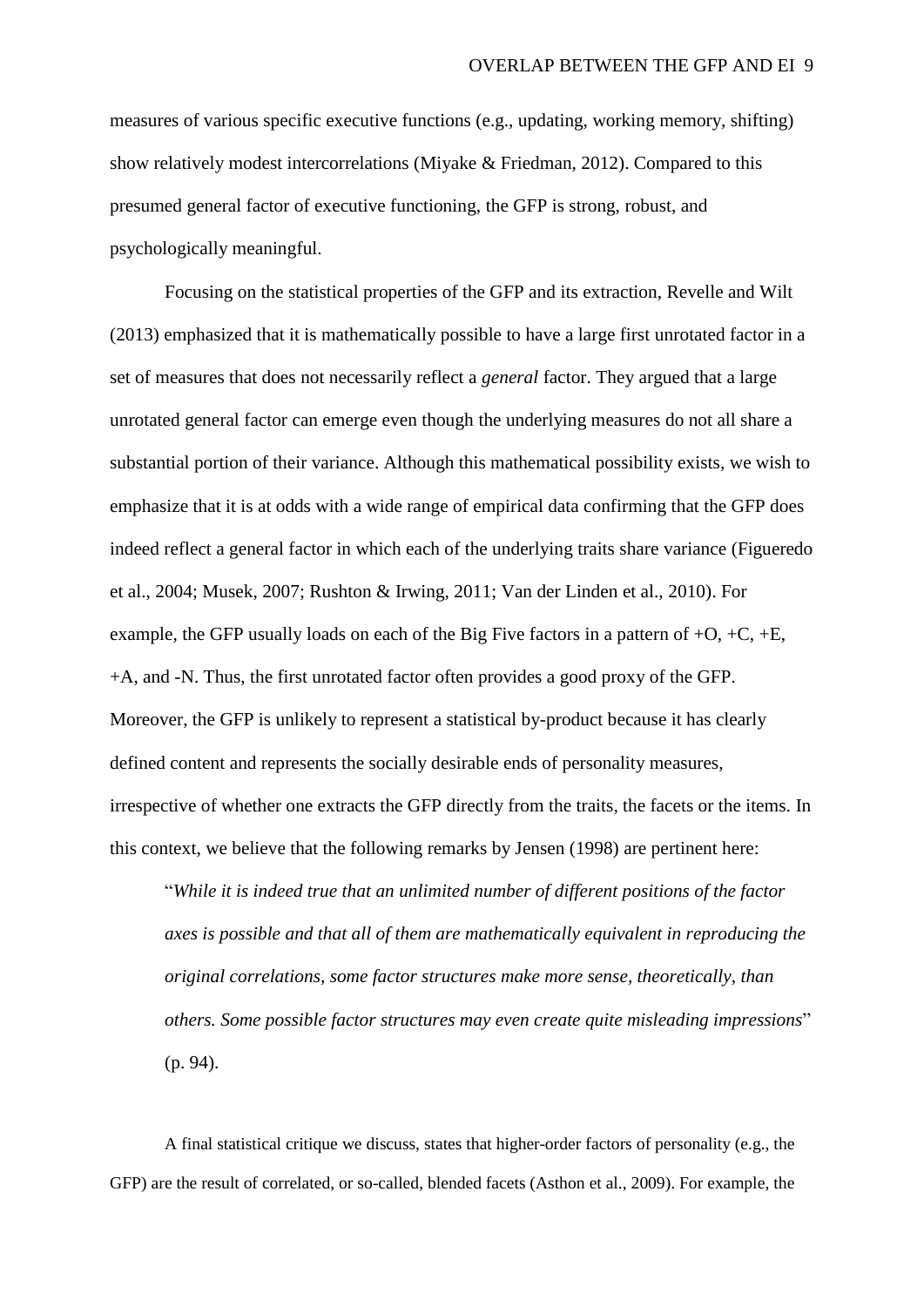measures of various specific executive functions (e.g., updating, working memory, shifting) show relatively modest intercorrelations (Miyake & Friedman, 2012). Compared to this presumed general factor of executive functioning, the GFP is strong, robust, and psychologically meaningful.

Focusing on the statistical properties of the GFP and its extraction, Revelle and Wilt (2013) emphasized that it is mathematically possible to have a large first unrotated factor in a set of measures that does not necessarily reflect a *general* factor. They argued that a large unrotated general factor can emerge even though the underlying measures do not all share a substantial portion of their variance. Although this mathematical possibility exists, we wish to emphasize that it is at odds with a wide range of empirical data confirming that the GFP does indeed reflect a general factor in which each of the underlying traits share variance (Figueredo et al., 2004; Musek, 2007; Rushton & Irwing, 2011; Van der Linden et al., 2010). For example, the GFP usually loads on each of the Big Five factors in a pattern of +O, +C, +E, +A, and -N. Thus, the first unrotated factor often provides a good proxy of the GFP. Moreover, the GFP is unlikely to represent a statistical by-product because it has clearly defined content and represents the socially desirable ends of personality measures, irrespective of whether one extracts the GFP directly from the traits, the facets or the items. In this context, we believe that the following remarks by Jensen (1998) are pertinent here:

> "*While it is indeed true that an unlimited number of different positions of the factor axes is possible and that all of them are mathematically equivalent in reproducing the original correlations, some factor structures make more sense, theoretically, than others. Some possible factor structures may even create quite misleading impressions*" (p. 94).

A final statistical critique we discuss, states that higher-order factors of personality (e.g., the GFP) are the result of correlated, or so-called, blended facets (Asthon et al., 2009). For example, the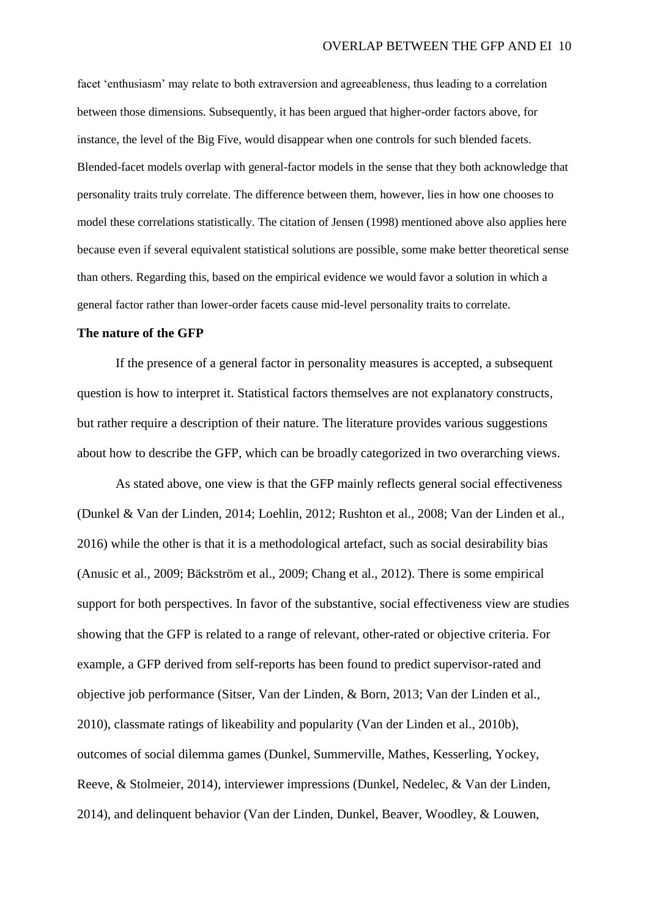facet ‘enthusiasm’ may relate to both extraversion and agreeableness, thus leading to a correlation between those dimensions. Subsequently, it has been argued that higher-order factors above, for instance, the level of the Big Five, would disappear when one controls for such blended facets. Blended-facet models overlap with general-factor models in the sense that they both acknowledge that personality traits truly correlate. The difference between them, however, lies in how one chooses to model these correlations statistically. The citation of Jensen (1998) mentioned above also applies here because even if several equivalent statistical solutions are possible, some make better theoretical sense than others. Regarding this, based on the empirical evidence we would favor a solution in which a general factor rather than lower-order facets cause mid-level personality traits to correlate.

**The nature of the GFP**

If the presence of a general factor in personality measures is accepted, a subsequent question is how to interpret it. Statistical factors themselves are not explanatory constructs, but rather require a description of their nature. The literature provides various suggestions about how to describe the GFP, which can be broadly categorized in two overarching views.

As stated above, one view is that the GFP mainly reflects general social effectiveness (Dunkel & Van der Linden, 2014; Loehlin, 2012; Rushton et al., 2008; Van der Linden et al., 2016) while the other is that it is a methodological artefact, such as social desirability bias (Anusic et al., 2009; Bäckström et al., 2009; Chang et al., 2012). There is some empirical support for both perspectives. In favor of the substantive, social effectiveness view are studies showing that the GFP is related to a range of relevant, other-rated or objective criteria. For example, a GFP derived from self-reports has been found to predict supervisor-rated and objective job performance (Sitser, Van der Linden, & Born, 2013; Van der Linden et al., 2010), classmate ratings of likeability and popularity (Van der Linden et al., 2010b), outcomes of social dilemma games (Dunkel, Summerville, Mathes, Kesserling, Yockey, Reeve, & Stolmeier, 2014), interviewer impressions (Dunkel, Nedelec, & Van der Linden, 2014), and delinquent behavior (Van der Linden, Dunkel, Beaver, Woodley, & Louwen,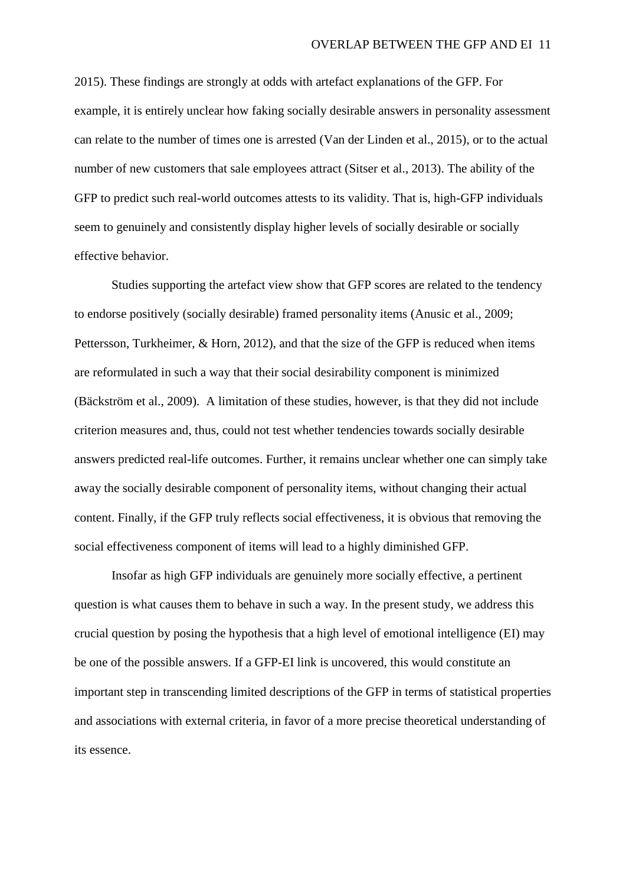2015). These findings are strongly at odds with artefact explanations of the GFP. For example, it is entirely unclear how faking socially desirable answers in personality assessment can relate to the number of times one is arrested (Van der Linden et al., 2015), or to the actual number of new customers that sale employees attract (Sitser et al., 2013). The ability of the GFP to predict such real-world outcomes attests to its validity. That is, high-GFP individuals seem to genuinely and consistently display higher levels of socially desirable or socially effective behavior.

Studies supporting the artefact view show that GFP scores are related to the tendency to endorse positively (socially desirable) framed personality items (Anusic et al., 2009; Pettersson, Turkheimer, & Horn, 2012), and that the size of the GFP is reduced when items are reformulated in such a way that their social desirability component is minimized (Bäckström et al., 2009). A limitation of these studies, however, is that they did not include criterion measures and, thus, could not test whether tendencies towards socially desirable answers predicted real-life outcomes. Further, it remains unclear whether one can simply take away the socially desirable component of personality items, without changing their actual content. Finally, if the GFP truly reflects social effectiveness, it is obvious that removing the social effectiveness component of items will lead to a highly diminished GFP.

Insofar as high GFP individuals are genuinely more socially effective, a pertinent question is what causes them to behave in such a way. In the present study, we address this crucial question by posing the hypothesis that a high level of emotional intelligence (EI) may be one of the possible answers. If a GFP-EI link is uncovered, this would constitute an important step in transcending limited descriptions of the GFP in terms of statistical properties and associations with external criteria, in favor of a more precise theoretical understanding of its essence.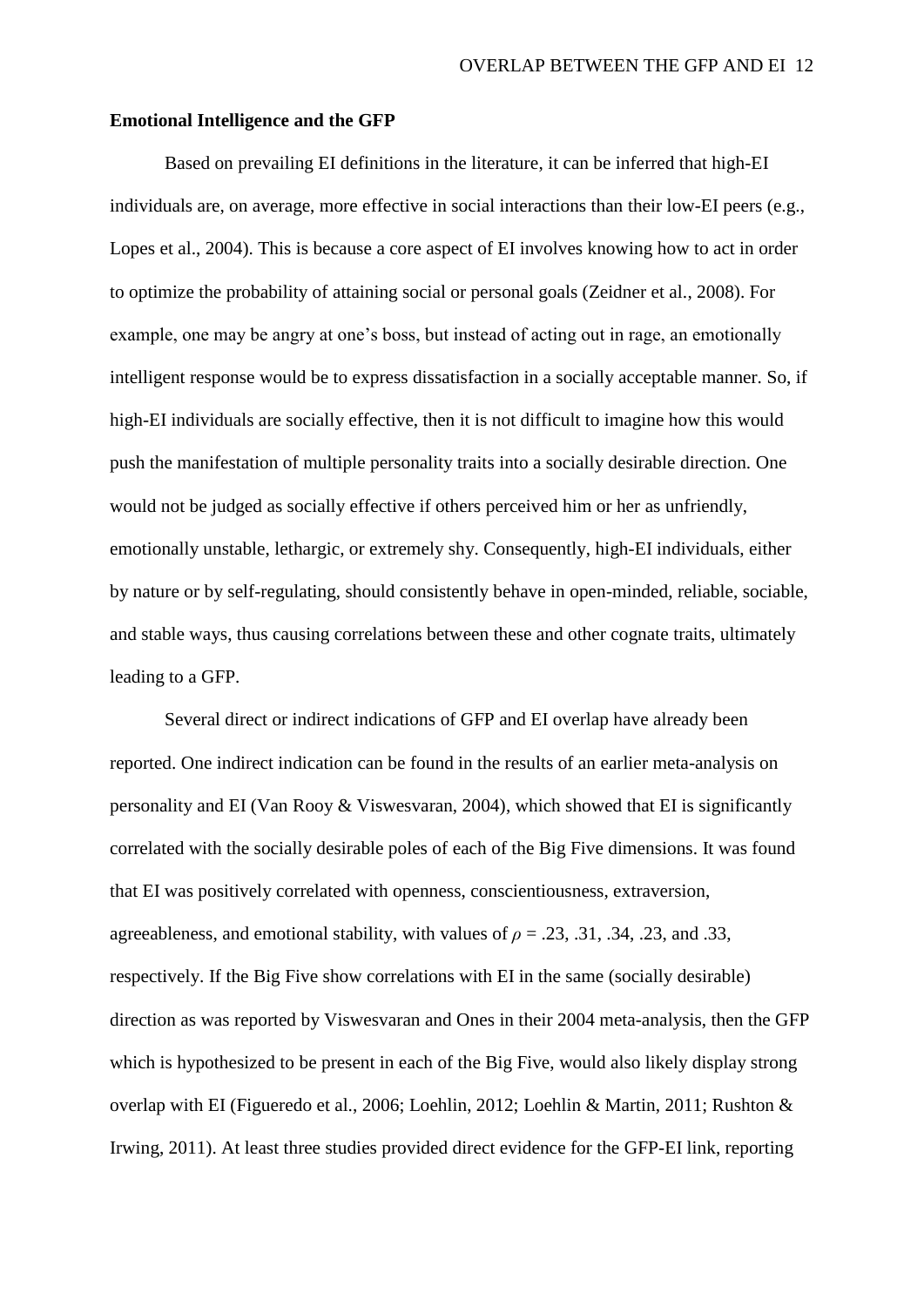**Emotional Intelligence and the GFP**

Based on prevailing EI definitions in the literature, it can be inferred that high-EI individuals are, on average, more effective in social interactions than their low-EI peers (e.g., Lopes et al., 2004). This is because a core aspect of EI involves knowing how to act in order to optimize the probability of attaining social or personal goals (Zeidner et al., 2008). For example, one may be angry at one's boss, but instead of acting out in rage, an emotionally intelligent response would be to express dissatisfaction in a socially acceptable manner. So, if high-EI individuals are socially effective, then it is not difficult to imagine how this would push the manifestation of multiple personality traits into a socially desirable direction. One would not be judged as socially effective if others perceived him or her as unfriendly, emotionally unstable, lethargic, or extremely shy. Consequently, high-EI individuals, either by nature or by self-regulating, should consistently behave in open-minded, reliable, sociable, and stable ways, thus causing correlations between these and other cognate traits, ultimately leading to a GFP.

Several direct or indirect indications of GFP and EI overlap have already been reported. One indirect indication can be found in the results of an earlier meta-analysis on personality and EI (Van Rooy & Viswesvaran, 2004), which showed that EI is significantly correlated with the socially desirable poles of each of the Big Five dimensions. It was found that EI was positively correlated with openness, conscientiousness, extraversion, agreeableness, and emotional stability, with values of $\rho$ = .23, .31, .34, .23, and .33, respectively. If the Big Five show correlations with EI in the same (socially desirable) direction as was reported by Viswesvaran and Ones in their 2004 meta-analysis, then the GFP which is hypothesized to be present in each of the Big Five, would also likely display strong overlap with EI (Figueredo et al., 2006; Loehlin, 2012; Loehlin & Martin, 2011; Rushton & Irwing, 2011). At least three studies provided direct evidence for the GFP-EI link, reporting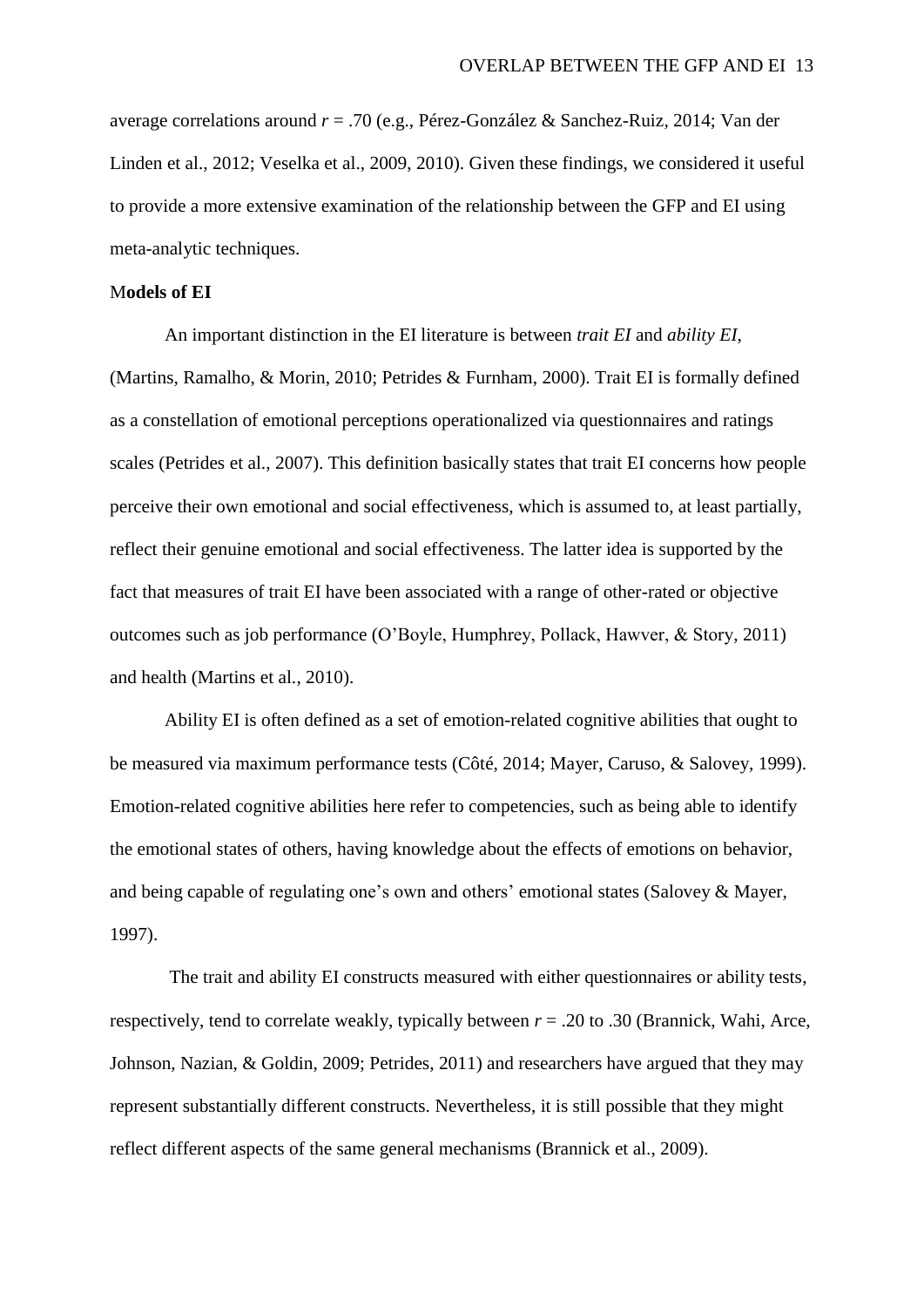average correlations around $r = .70$ (e.g., Pérez-González & Sanchez-Ruiz, 2014; Van der Linden et al., 2012; Veselka et al., 2009, 2010). Given these findings, we considered it useful to provide a more extensive examination of the relationship between the GFP and EI using meta-analytic techniques.

**Models of EI**

An important distinction in the EI literature is between *trait EI* and *ability EI*, (Martins, Ramalho, & Morin, 2010; Petrides & Furnham, 2000). Trait EI is formally defined as a constellation of emotional perceptions operationalized via questionnaires and ratings scales (Petrides et al., 2007). This definition basically states that trait EI concerns how people perceive their own emotional and social effectiveness, which is assumed to, at least partially, reflect their genuine emotional and social effectiveness. The latter idea is supported by the fact that measures of trait EI have been associated with a range of other-rated or objective outcomes such as job performance (O'Boyle, Humphrey, Pollack, Hawver, & Story, 2011) and health (Martins et al., 2010).

Ability EI is often defined as a set of emotion-related cognitive abilities that ought to be measured via maximum performance tests (Côté, 2014; Mayer, Caruso, & Salovey, 1999). Emotion-related cognitive abilities here refer to competencies, such as being able to identify the emotional states of others, having knowledge about the effects of emotions on behavior, and being capable of regulating one's own and others' emotional states (Salovey & Mayer, 1997).

The trait and ability EI constructs measured with either questionnaires or ability tests, respectively, tend to correlate weakly, typically between $r = .20$ to $.30$ (Brannick, Wahi, Arce, Johnson, Nazian, & Goldin, 2009; Petrides, 2011) and researchers have argued that they may represent substantially different constructs. Nevertheless, it is still possible that they might reflect different aspects of the same general mechanisms (Brannick et al., 2009).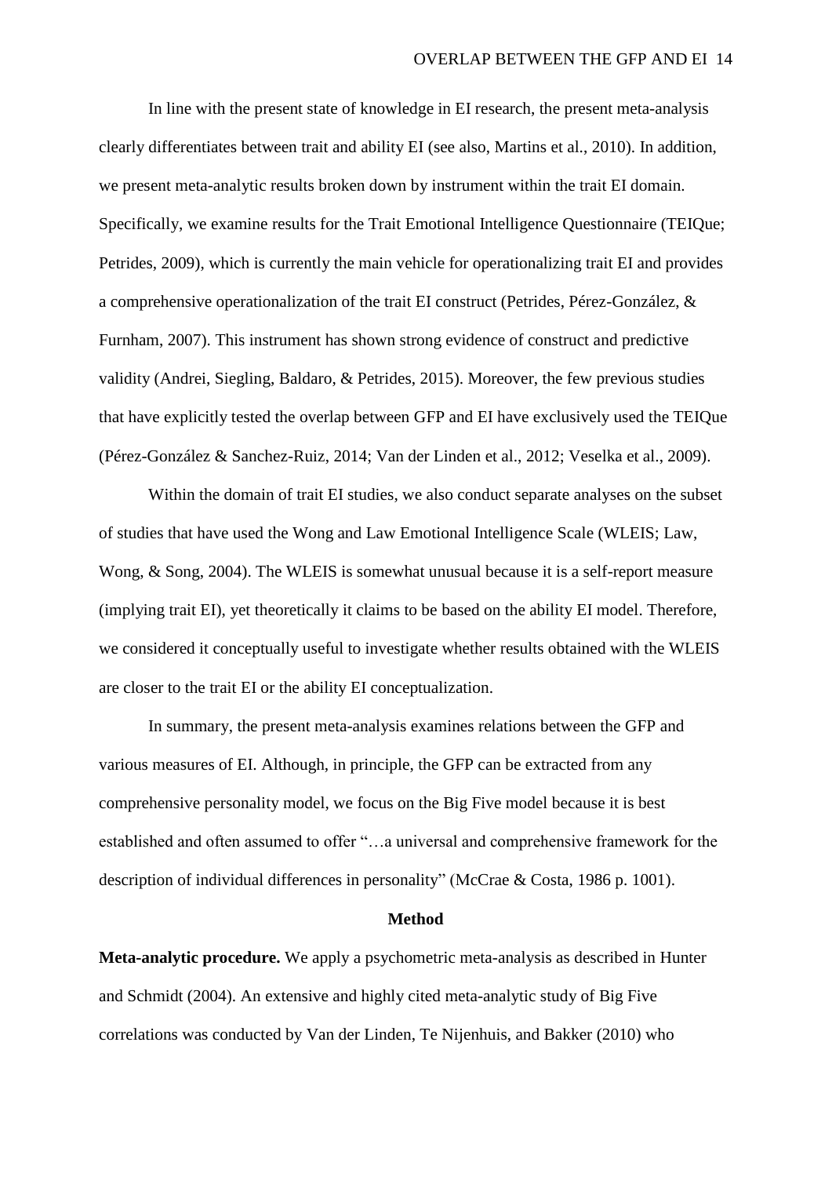In line with the present state of knowledge in EI research, the present meta-analysis clearly differentiates between trait and ability EI (see also, Martins et al., 2010). In addition, we present meta-analytic results broken down by instrument within the trait EI domain. Specifically, we examine results for the Trait Emotional Intelligence Questionnaire (TEIQue; Petrides, 2009), which is currently the main vehicle for operationalizing trait EI and provides a comprehensive operationalization of the trait EI construct (Petrides, Pérez-González, & Furnham, 2007). This instrument has shown strong evidence of construct and predictive validity (Andrei, Siegling, Baldaro, & Petrides, 2015). Moreover, the few previous studies that have explicitly tested the overlap between GFP and EI have exclusively used the TEIQue (Pérez-González & Sanchez-Ruiz, 2014; Van der Linden et al., 2012; Veselka et al., 2009).

Within the domain of trait EI studies, we also conduct separate analyses on the subset of studies that have used the Wong and Law Emotional Intelligence Scale (WLEIS; Law, Wong, & Song, 2004). The WLEIS is somewhat unusual because it is a self-report measure (implying trait EI), yet theoretically it claims to be based on the ability EI model. Therefore, we considered it conceptually useful to investigate whether results obtained with the WLEIS are closer to the trait EI or the ability EI conceptualization.

In summary, the present meta-analysis examines relations between the GFP and various measures of EI. Although, in principle, the GFP can be extracted from any comprehensive personality model, we focus on the Big Five model because it is best established and often assumed to offer "…a universal and comprehensive framework for the description of individual differences in personality" (McCrae & Costa, 1986 p. 1001).

## Method

**Meta-analytic procedure.** We apply a psychometric meta-analysis as described in Hunter and Schmidt (2004). An extensive and highly cited meta-analytic study of Big Five correlations was conducted by Van der Linden, Te Nijenhuis, and Bakker (2010) who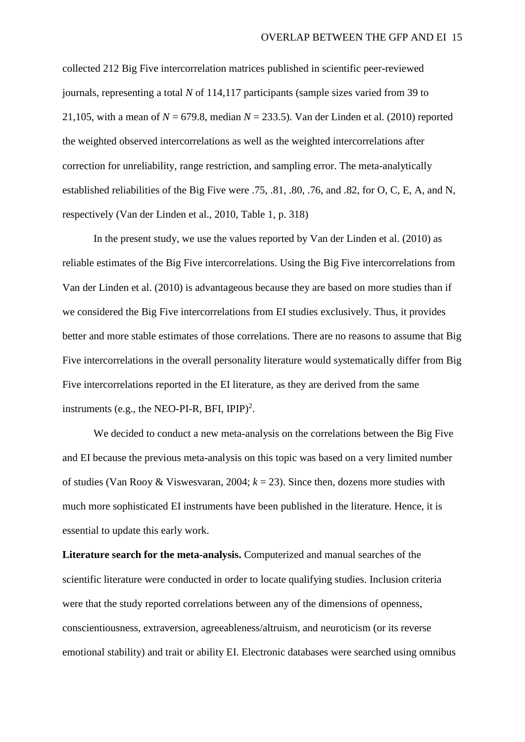collected 212 Big Five intercorrelation matrices published in scientific peer-reviewed journals, representing a total *N* of 114,117 participants (sample sizes varied from 39 to 21,105, with a mean of *N* = 679.8, median *N* = 233.5). Van der Linden et al. (2010) reported the weighted observed intercorrelations as well as the weighted intercorrelations after correction for unreliability, range restriction, and sampling error. The meta-analytically established reliabilities of the Big Five were .75, .81, .80, .76, and .82, for O, C, E, A, and N, respectively (Van der Linden et al., 2010, Table 1, p. 318)

In the present study, we use the values reported by Van der Linden et al. (2010) as reliable estimates of the Big Five intercorrelations. Using the Big Five intercorrelations from Van der Linden et al. (2010) is advantageous because they are based on more studies than if we considered the Big Five intercorrelations from EI studies exclusively. Thus, it provides better and more stable estimates of those correlations. There are no reasons to assume that Big Five intercorrelations in the overall personality literature would systematically differ from Big Five intercorrelations reported in the EI literature, as they are derived from the same instruments (e.g., the NEO-PI-R, BFI, IPIP)[2].

We decided to conduct a new meta-analysis on the correlations between the Big Five and EI because the previous meta-analysis on this topic was based on a very limited number of studies (Van Rooy & Viswesvaran, 2004; *k* = 23). Since then, dozens more studies with much more sophisticated EI instruments have been published in the literature. Hence, it is essential to update this early work.

**Literature search for the meta-analysis.** Computerized and manual searches of the scientific literature were conducted in order to locate qualifying studies. Inclusion criteria were that the study reported correlations between any of the dimensions of openness, conscientiousness, extraversion, agreeableness/altruism, and neuroticism (or its reverse emotional stability) and trait or ability EI. Electronic databases were searched using omnibus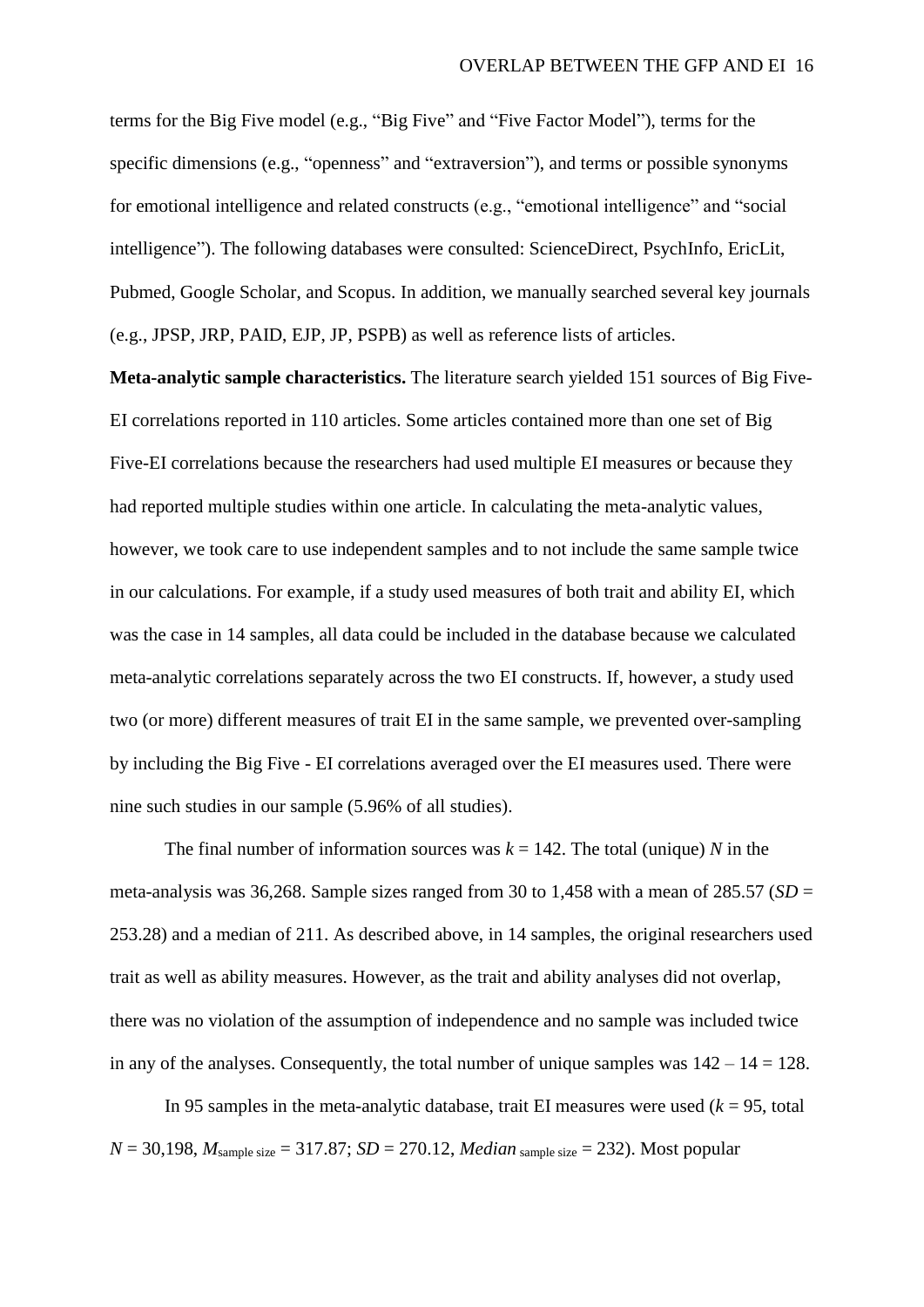terms for the Big Five model (e.g., "Big Five" and "Five Factor Model"), terms for the specific dimensions (e.g., "openness" and "extraversion"), and terms or possible synonyms for emotional intelligence and related constructs (e.g., "emotional intelligence" and "social intelligence"). The following databases were consulted: ScienceDirect, PsychInfo, EricLit, Pubmed, Google Scholar, and Scopus. In addition, we manually searched several key journals (e.g., JPSP, JRP, PAID, EJP, JP, PSPB) as well as reference lists of articles.

**Meta-analytic sample characteristics.** The literature search yielded 151 sources of Big Five-EI correlations reported in 110 articles. Some articles contained more than one set of Big Five-EI correlations because the researchers had used multiple EI measures or because they had reported multiple studies within one article. In calculating the meta-analytic values, however, we took care to use independent samples and to not include the same sample twice in our calculations. For example, if a study used measures of both trait and ability EI, which was the case in 14 samples, all data could be included in the database because we calculated meta-analytic correlations separately across the two EI constructs. If, however, a study used two (or more) different measures of trait EI in the same sample, we prevented over-sampling by including the Big Five - EI correlations averaged over the EI measures used. There were nine such studies in our sample (5.96% of all studies).

The final number of information sources was $k = 142$. The total (unique) $N$ in the meta-analysis was 36,268. Sample sizes ranged from 30 to 1,458 with a mean of 285.57 ($SD$ = 253.28) and a median of 211. As described above, in 14 samples, the original researchers used trait as well as ability measures. However, as the trait and ability analyses did not overlap, there was no violation of the assumption of independence and no sample was included twice in any of the analyses. Consequently, the total number of unique samples was $142 - 14 = 128$.

In 95 samples in the meta-analytic database, trait EI measures were used ($k = 95$, total $N = 30{,}198$, $M_{\text{sample size}} = 317.87$; $SD = 270.12$, $Median_{\text{sample size}} = 232$). Most popular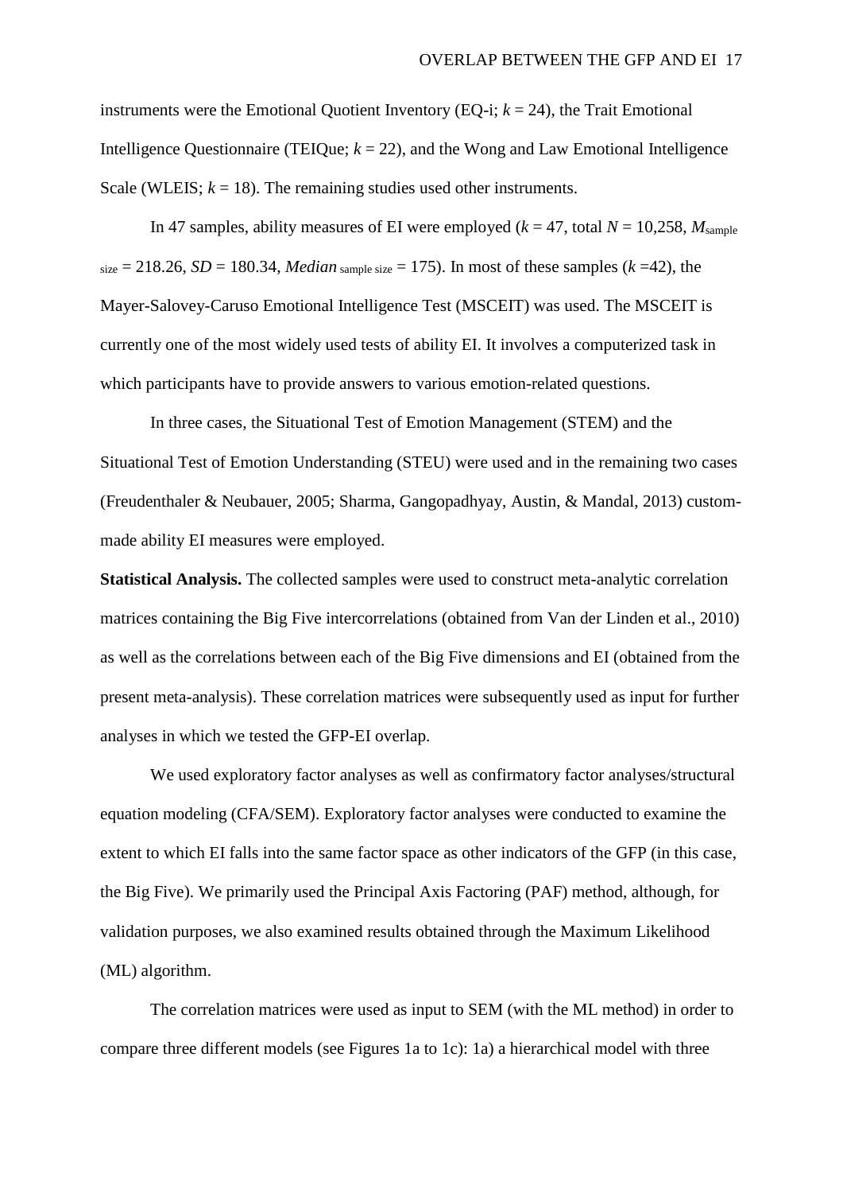instruments were the Emotional Quotient Inventory (EQ-i; $k = 24$), the Trait Emotional Intelligence Questionnaire (TEIQue; $k = 22$), and the Wong and Law Emotional Intelligence Scale (WLEIS; $k = 18$). The remaining studies used other instruments.

In 47 samples, ability measures of EI were employed ($k = 47$, total $N = 10{,}258$, $M_{\text{sample size}} = 218.26$, $SD = 180.34$, $Median_{\text{sample size}} = 175$). In most of these samples ($k = 42$), the Mayer-Salovey-Caruso Emotional Intelligence Test (MSCEIT) was used. The MSCEIT is currently one of the most widely used tests of ability EI. It involves a computerized task in which participants have to provide answers to various emotion-related questions.

In three cases, the Situational Test of Emotion Management (STEM) and the Situational Test of Emotion Understanding (STEU) were used and in the remaining two cases (Freudenthaler & Neubauer, 2005; Sharma, Gangopadhyay, Austin, & Mandal, 2013) custom-made ability EI measures were employed.

**Statistical Analysis.** The collected samples were used to construct meta-analytic correlation matrices containing the Big Five intercorrelations (obtained from Van der Linden et al., 2010) as well as the correlations between each of the Big Five dimensions and EI (obtained from the present meta-analysis). These correlation matrices were subsequently used as input for further analyses in which we tested the GFP-EI overlap.

We used exploratory factor analyses as well as confirmatory factor analyses/structural equation modeling (CFA/SEM). Exploratory factor analyses were conducted to examine the extent to which EI falls into the same factor space as other indicators of the GFP (in this case, the Big Five). We primarily used the Principal Axis Factoring (PAF) method, although, for validation purposes, we also examined results obtained through the Maximum Likelihood (ML) algorithm.

The correlation matrices were used as input to SEM (with the ML method) in order to compare three different models (see Figures 1a to 1c): 1a) a hierarchical model with three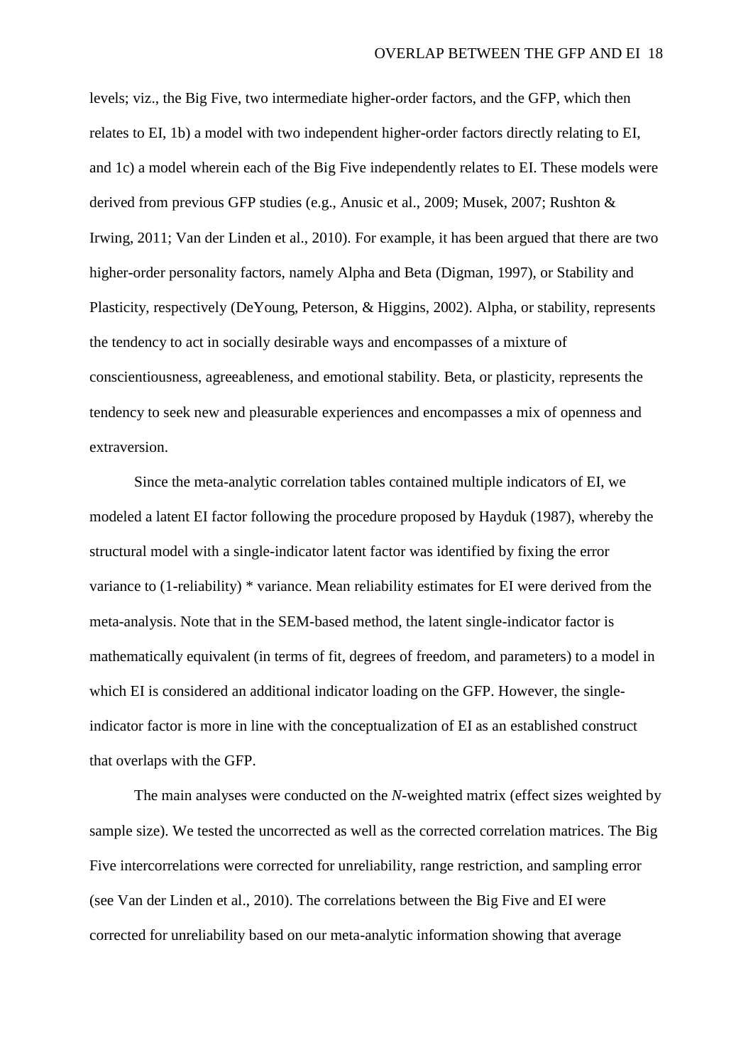levels; viz., the Big Five, two intermediate higher-order factors, and the GFP, which then relates to EI, 1b) a model with two independent higher-order factors directly relating to EI, and 1c) a model wherein each of the Big Five independently relates to EI. These models were derived from previous GFP studies (e.g., Anusic et al., 2009; Musek, 2007; Rushton & Irwing, 2011; Van der Linden et al., 2010). For example, it has been argued that there are two higher-order personality factors, namely Alpha and Beta (Digman, 1997), or Stability and Plasticity, respectively (DeYoung, Peterson, & Higgins, 2002). Alpha, or stability, represents the tendency to act in socially desirable ways and encompasses of a mixture of conscientiousness, agreeableness, and emotional stability. Beta, or plasticity, represents the tendency to seek new and pleasurable experiences and encompasses a mix of openness and extraversion.

Since the meta-analytic correlation tables contained multiple indicators of EI, we modeled a latent EI factor following the procedure proposed by Hayduk (1987), whereby the structural model with a single-indicator latent factor was identified by fixing the error variance to (1-reliability) * variance. Mean reliability estimates for EI were derived from the meta-analysis. Note that in the SEM-based method, the latent single-indicator factor is mathematically equivalent (in terms of fit, degrees of freedom, and parameters) to a model in which EI is considered an additional indicator loading on the GFP. However, the single-indicator factor is more in line with the conceptualization of EI as an established construct that overlaps with the GFP.

The main analyses were conducted on the *N*-weighted matrix (effect sizes weighted by sample size). We tested the uncorrected as well as the corrected correlation matrices. The Big Five intercorrelations were corrected for unreliability, range restriction, and sampling error (see Van der Linden et al., 2010). The correlations between the Big Five and EI were corrected for unreliability based on our meta-analytic information showing that average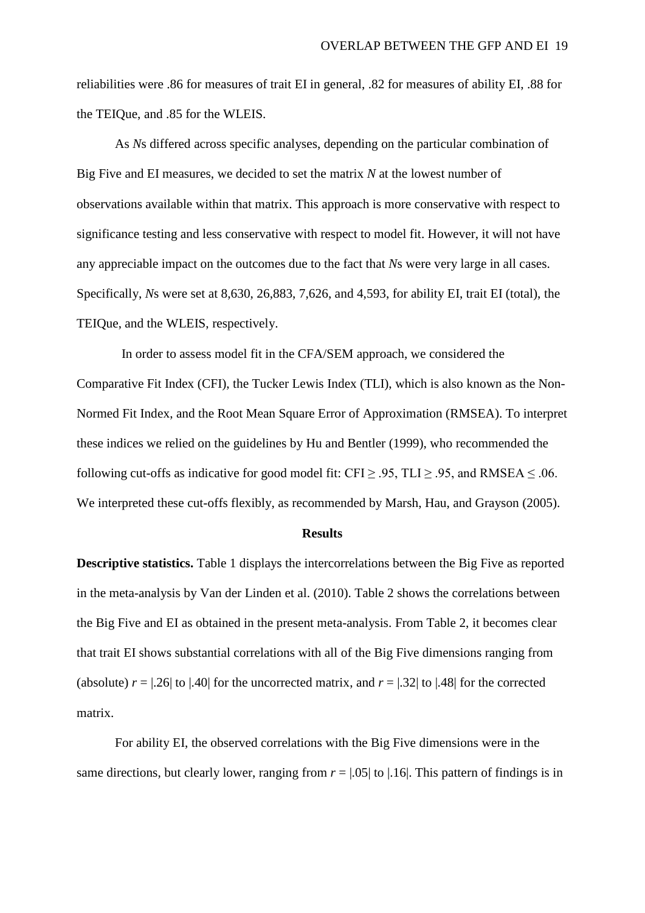reliabilities were .86 for measures of trait EI in general, .82 for measures of ability EI, .88 for the TEIQue, and .85 for the WLEIS.

As *N*s differed across specific analyses, depending on the particular combination of Big Five and EI measures, we decided to set the matrix *N* at the lowest number of observations available within that matrix. This approach is more conservative with respect to significance testing and less conservative with respect to model fit. However, it will not have any appreciable impact on the outcomes due to the fact that *N*s were very large in all cases. Specifically, *N*s were set at 8,630, 26,883, 7,626, and 4,593, for ability EI, trait EI (total), the TEIQue, and the WLEIS, respectively.

In order to assess model fit in the CFA/SEM approach, we considered the Comparative Fit Index (CFI), the Tucker Lewis Index (TLI), which is also known as the Non-Normed Fit Index, and the Root Mean Square Error of Approximation (RMSEA). To interpret these indices we relied on the guidelines by Hu and Bentler (1999), who recommended the following cut-offs as indicative for good model fit: CFI $\geq$ .95, TLI $\geq$ .95, and RMSEA $\leq$ .06. We interpreted these cut-offs flexibly, as recommended by Marsh, Hau, and Grayson (2005).

## Results

**Descriptive statistics.** Table 1 displays the intercorrelations between the Big Five as reported in the meta-analysis by Van der Linden et al. (2010). Table 2 shows the correlations between the Big Five and EI as obtained in the present meta-analysis. From Table 2, it becomes clear that trait EI shows substantial correlations with all of the Big Five dimensions ranging from (absolute) $r = |.26|$ to $|.40|$ for the uncorrected matrix, and $r = |.32|$ to $|.48|$ for the corrected matrix.

For ability EI, the observed correlations with the Big Five dimensions were in the same directions, but clearly lower, ranging from $r = |.05|$ to $|.16|$. This pattern of findings is in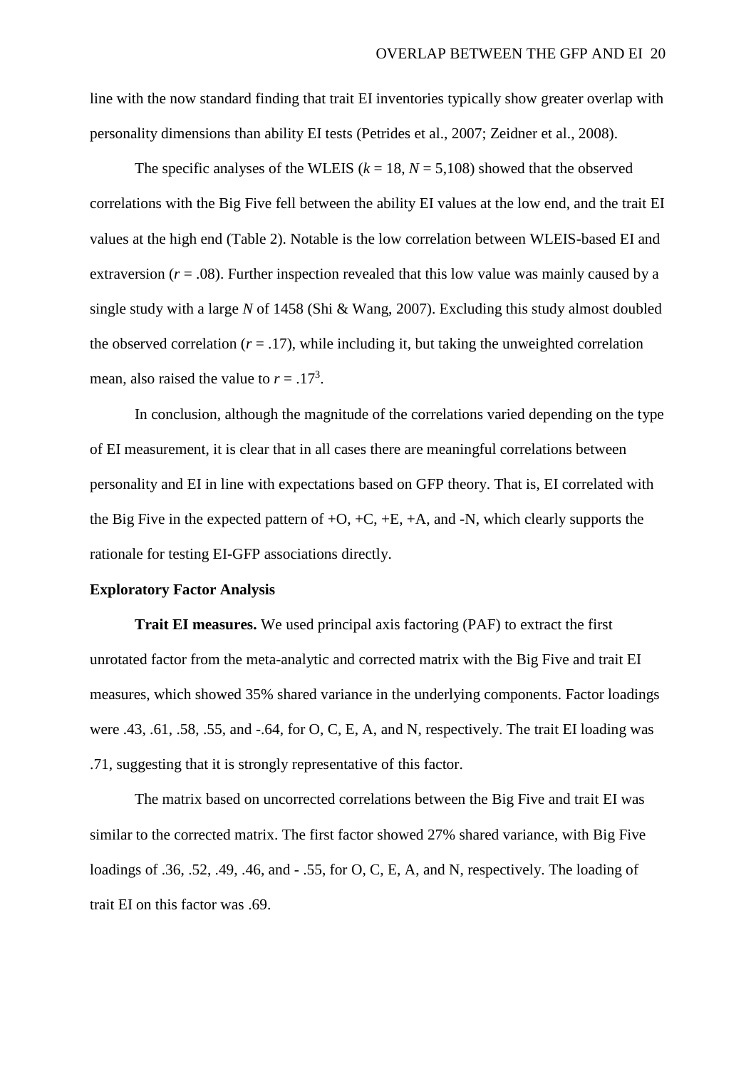line with the now standard finding that trait EI inventories typically show greater overlap with personality dimensions than ability EI tests (Petrides et al., 2007; Zeidner et al., 2008).

The specific analyses of the WLEIS ($k$ = 18, $N$ = 5,108) showed that the observed correlations with the Big Five fell between the ability EI values at the low end, and the trait EI values at the high end (Table 2). Notable is the low correlation between WLEIS-based EI and extraversion ($r$ = .08). Further inspection revealed that this low value was mainly caused by a single study with a large $N$ of 1458 (Shi & Wang, 2007). Excluding this study almost doubled the observed correlation ($r$ = .17), while including it, but taking the unweighted correlation mean, also raised the value to $r$ = .17[3].

In conclusion, although the magnitude of the correlations varied depending on the type of EI measurement, it is clear that in all cases there are meaningful correlations between personality and EI in line with expectations based on GFP theory. That is, EI correlated with the Big Five in the expected pattern of +O, +C, +E, +A, and -N, which clearly supports the rationale for testing EI-GFP associations directly.

**Exploratory Factor Analysis**

**Trait EI measures.** We used principal axis factoring (PAF) to extract the first unrotated factor from the meta-analytic and corrected matrix with the Big Five and trait EI measures, which showed 35% shared variance in the underlying components. Factor loadings were .43, .61, .58, .55, and -.64, for O, C, E, A, and N, respectively. The trait EI loading was .71, suggesting that it is strongly representative of this factor.

The matrix based on uncorrected correlations between the Big Five and trait EI was similar to the corrected matrix. The first factor showed 27% shared variance, with Big Five loadings of .36, .52, .49, .46, and - .55, for O, C, E, A, and N, respectively. The loading of trait EI on this factor was .69.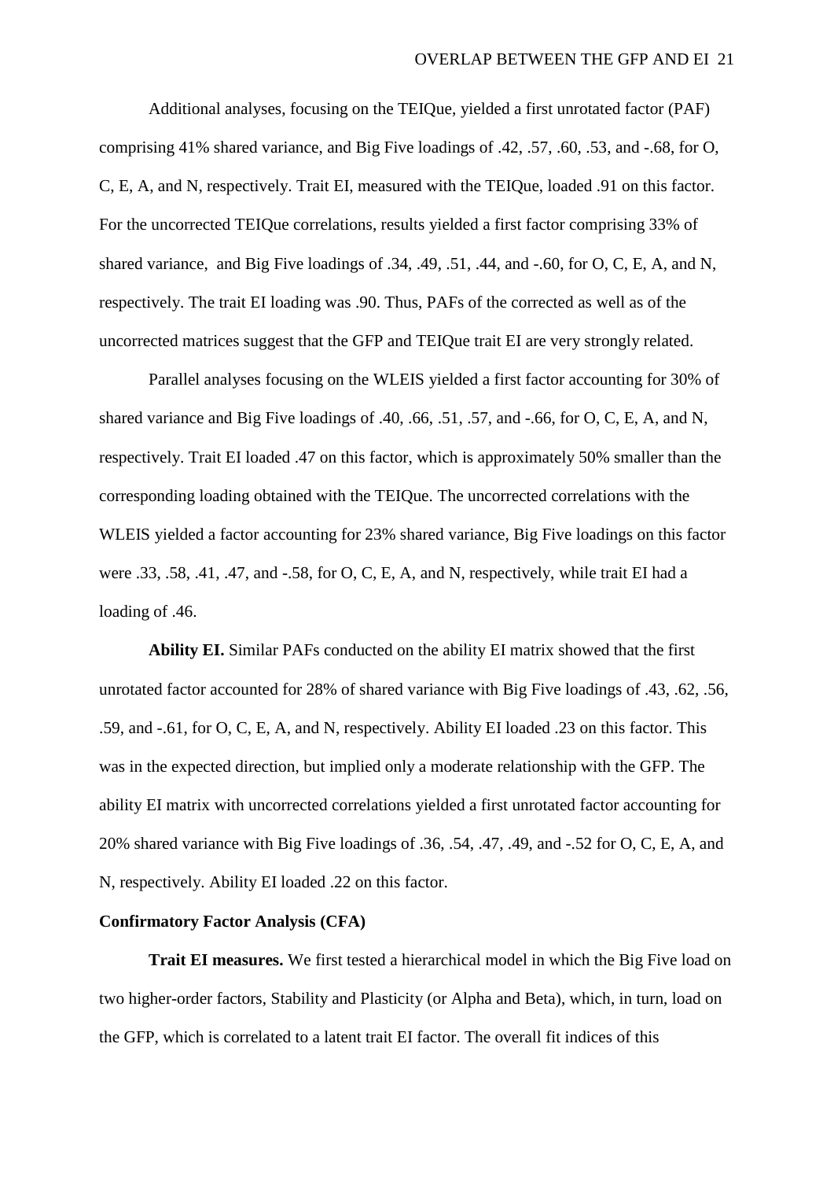Additional analyses, focusing on the TEIQue, yielded a first unrotated factor (PAF) comprising 41% shared variance, and Big Five loadings of .42, .57, .60, .53, and -.68, for O, C, E, A, and N, respectively. Trait EI, measured with the TEIQue, loaded .91 on this factor. For the uncorrected TEIQue correlations, results yielded a first factor comprising 33% of shared variance, and Big Five loadings of .34, .49, .51, .44, and -.60, for O, C, E, A, and N, respectively. The trait EI loading was .90. Thus, PAFs of the corrected as well as of the uncorrected matrices suggest that the GFP and TEIQue trait EI are very strongly related.

Parallel analyses focusing on the WLEIS yielded a first factor accounting for 30% of shared variance and Big Five loadings of .40, .66, .51, .57, and -.66, for O, C, E, A, and N, respectively. Trait EI loaded .47 on this factor, which is approximately 50% smaller than the corresponding loading obtained with the TEIQue. The uncorrected correlations with the WLEIS yielded a factor accounting for 23% shared variance, Big Five loadings on this factor were .33, .58, .41, .47, and -.58, for O, C, E, A, and N, respectively, while trait EI had a loading of .46.

**Ability EI.** Similar PAFs conducted on the ability EI matrix showed that the first unrotated factor accounted for 28% of shared variance with Big Five loadings of .43, .62, .56, .59, and -.61, for O, C, E, A, and N, respectively. Ability EI loaded .23 on this factor. This was in the expected direction, but implied only a moderate relationship with the GFP. The ability EI matrix with uncorrected correlations yielded a first unrotated factor accounting for 20% shared variance with Big Five loadings of .36, .54, .47, .49, and -.52 for O, C, E, A, and N, respectively. Ability EI loaded .22 on this factor.

### Confirmatory Factor Analysis (CFA)

**Trait EI measures.** We first tested a hierarchical model in which the Big Five load on two higher-order factors, Stability and Plasticity (or Alpha and Beta), which, in turn, load on the GFP, which is correlated to a latent trait EI factor. The overall fit indices of this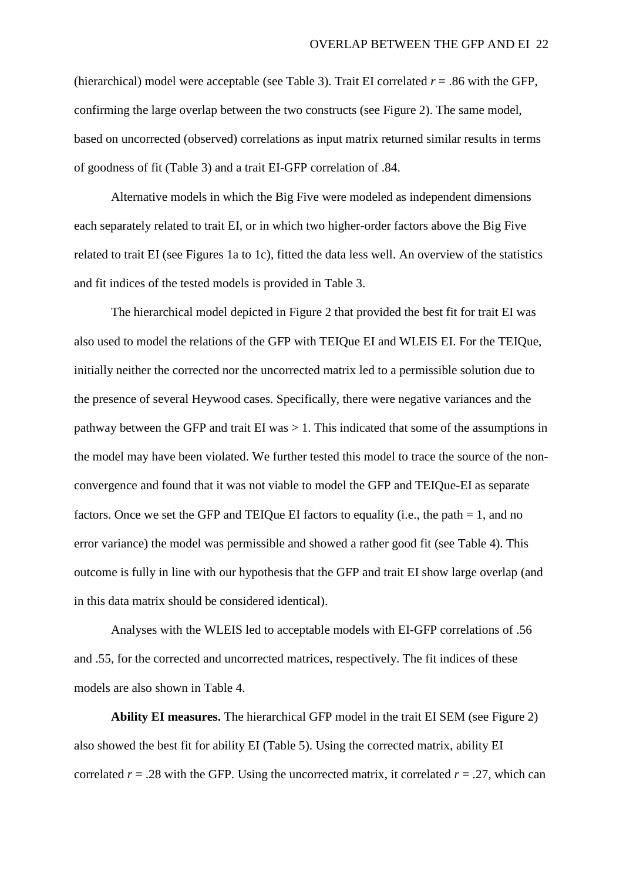(hierarchical) model were acceptable (see Table 3). Trait EI correlated $r = .86$ with the GFP, confirming the large overlap between the two constructs (see Figure 2). The same model, based on uncorrected (observed) correlations as input matrix returned similar results in terms of goodness of fit (Table 3) and a trait EI-GFP correlation of .84.

Alternative models in which the Big Five were modeled as independent dimensions each separately related to trait EI, or in which two higher-order factors above the Big Five related to trait EI (see Figures 1a to 1c), fitted the data less well. An overview of the statistics and fit indices of the tested models is provided in Table 3.

The hierarchical model depicted in Figure 2 that provided the best fit for trait EI was also used to model the relations of the GFP with TEIQue EI and WLEIS EI. For the TEIQue, initially neither the corrected nor the uncorrected matrix led to a permissible solution due to the presence of several Heywood cases. Specifically, there were negative variances and the pathway between the GFP and trait EI was > 1. This indicated that some of the assumptions in the model may have been violated. We further tested this model to trace the source of the non-convergence and found that it was not viable to model the GFP and TEIQue-EI as separate factors. Once we set the GFP and TEIQue EI factors to equality (i.e., the path = 1, and no error variance) the model was permissible and showed a rather good fit (see Table 4). This outcome is fully in line with our hypothesis that the GFP and trait EI show large overlap (and in this data matrix should be considered identical).

Analyses with the WLEIS led to acceptable models with EI-GFP correlations of .56 and .55, for the corrected and uncorrected matrices, respectively. The fit indices of these models are also shown in Table 4.

**Ability EI measures.** The hierarchical GFP model in the trait EI SEM (see Figure 2) also showed the best fit for ability EI (Table 5). Using the corrected matrix, ability EI correlated $r = .28$ with the GFP. Using the uncorrected matrix, it correlated $r = .27$, which can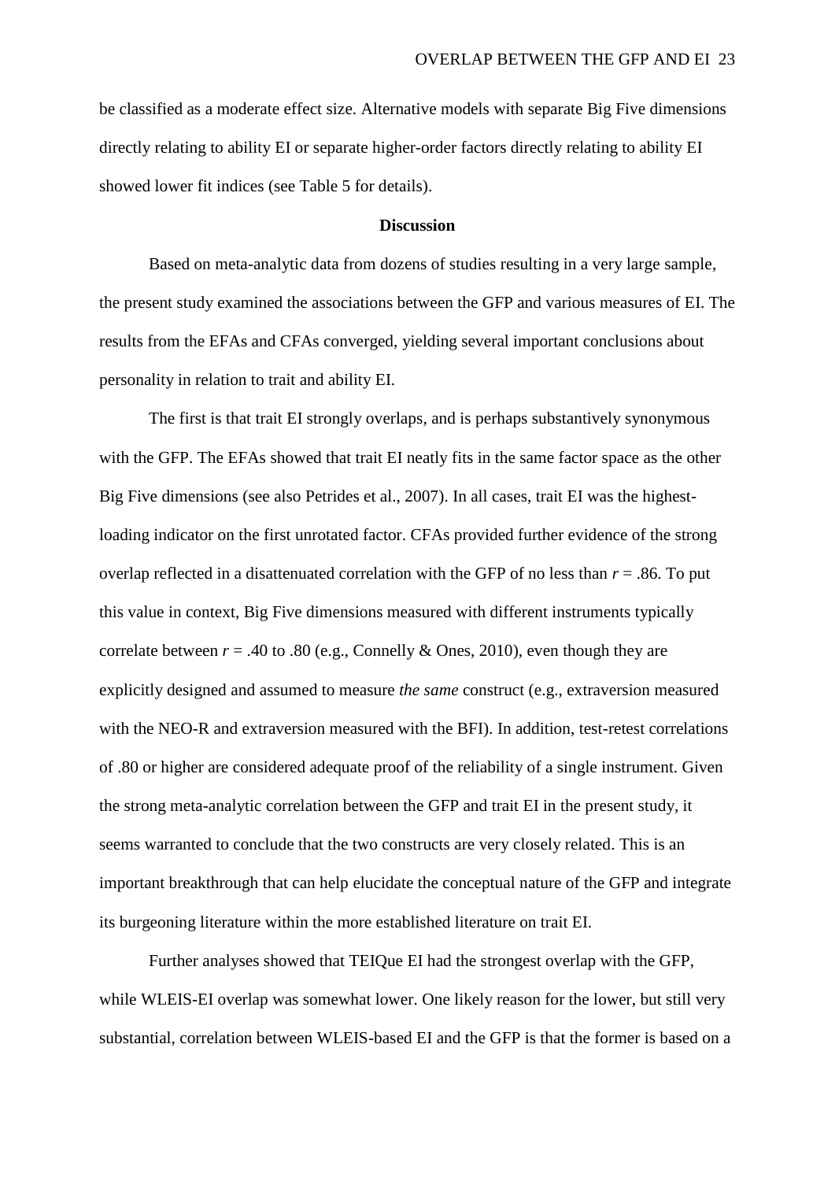be classified as a moderate effect size. Alternative models with separate Big Five dimensions directly relating to ability EI or separate higher-order factors directly relating to ability EI showed lower fit indices (see Table 5 for details).

## Discussion

Based on meta-analytic data from dozens of studies resulting in a very large sample, the present study examined the associations between the GFP and various measures of EI. The results from the EFAs and CFAs converged, yielding several important conclusions about personality in relation to trait and ability EI.

The first is that trait EI strongly overlaps, and is perhaps substantively synonymous with the GFP. The EFAs showed that trait EI neatly fits in the same factor space as the other Big Five dimensions (see also Petrides et al., 2007). In all cases, trait EI was the highest-loading indicator on the first unrotated factor. CFAs provided further evidence of the strong overlap reflected in a disattenuated correlation with the GFP of no less than $r = .86$. To put this value in context, Big Five dimensions measured with different instruments typically correlate between $r = .40$ to .80 (e.g., Connelly & Ones, 2010), even though they are explicitly designed and assumed to measure *the same* construct (e.g., extraversion measured with the NEO-R and extraversion measured with the BFI). In addition, test-retest correlations of .80 or higher are considered adequate proof of the reliability of a single instrument. Given the strong meta-analytic correlation between the GFP and trait EI in the present study, it seems warranted to conclude that the two constructs are very closely related. This is an important breakthrough that can help elucidate the conceptual nature of the GFP and integrate its burgeoning literature within the more established literature on trait EI.

Further analyses showed that TEIQue EI had the strongest overlap with the GFP, while WLEIS-EI overlap was somewhat lower. One likely reason for the lower, but still very substantial, correlation between WLEIS-based EI and the GFP is that the former is based on a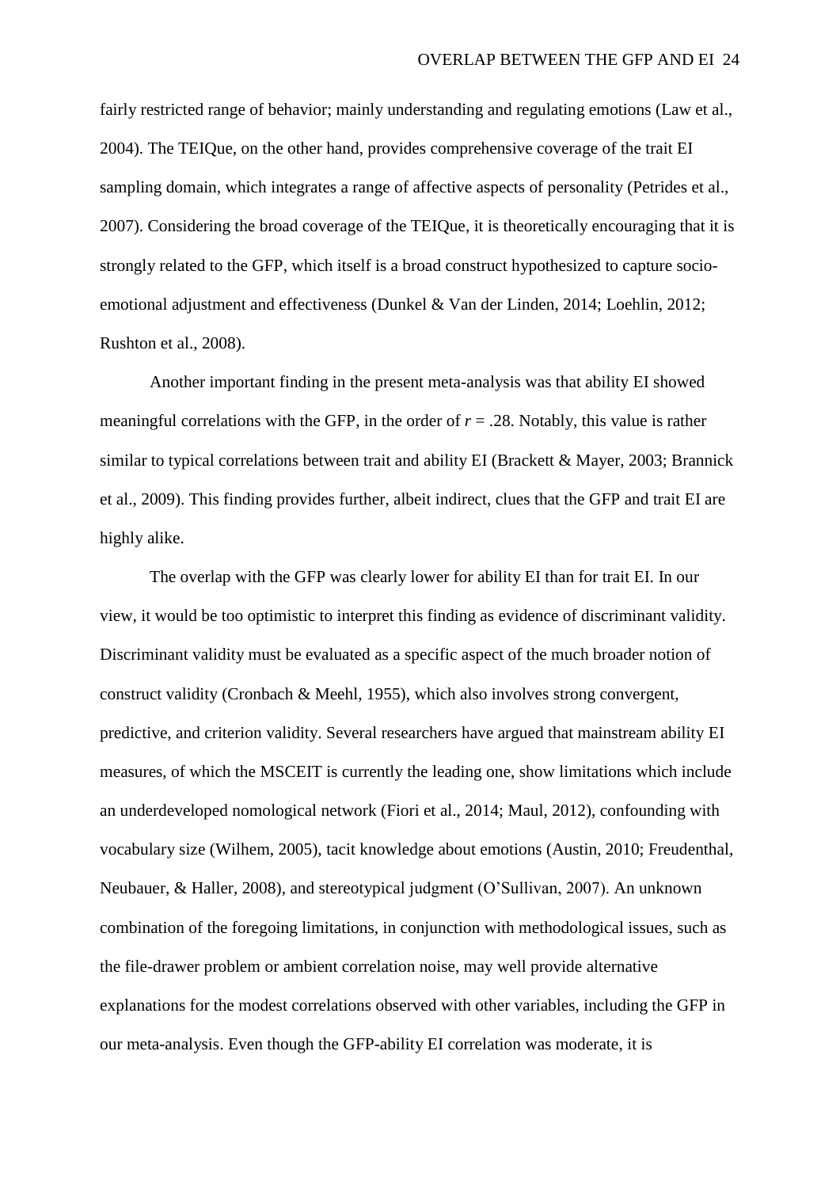fairly restricted range of behavior; mainly understanding and regulating emotions (Law et al., 2004). The TEIQue, on the other hand, provides comprehensive coverage of the trait EI sampling domain, which integrates a range of affective aspects of personality (Petrides et al., 2007). Considering the broad coverage of the TEIQue, it is theoretically encouraging that it is strongly related to the GFP, which itself is a broad construct hypothesized to capture socio-emotional adjustment and effectiveness (Dunkel & Van der Linden, 2014; Loehlin, 2012; Rushton et al., 2008).

Another important finding in the present meta-analysis was that ability EI showed meaningful correlations with the GFP, in the order of $r = .28$. Notably, this value is rather similar to typical correlations between trait and ability EI (Brackett & Mayer, 2003; Brannick et al., 2009). This finding provides further, albeit indirect, clues that the GFP and trait EI are highly alike.

The overlap with the GFP was clearly lower for ability EI than for trait EI. In our view, it would be too optimistic to interpret this finding as evidence of discriminant validity. Discriminant validity must be evaluated as a specific aspect of the much broader notion of construct validity (Cronbach & Meehl, 1955), which also involves strong convergent, predictive, and criterion validity. Several researchers have argued that mainstream ability EI measures, of which the MSCEIT is currently the leading one, show limitations which include an underdeveloped nomological network (Fiori et al., 2014; Maul, 2012), confounding with vocabulary size (Wilhem, 2005), tacit knowledge about emotions (Austin, 2010; Freudenthal, Neubauer, & Haller, 2008), and stereotypical judgment (O'Sullivan, 2007). An unknown combination of the foregoing limitations, in conjunction with methodological issues, such as the file-drawer problem or ambient correlation noise, may well provide alternative explanations for the modest correlations observed with other variables, including the GFP in our meta-analysis. Even though the GFP-ability EI correlation was moderate, it is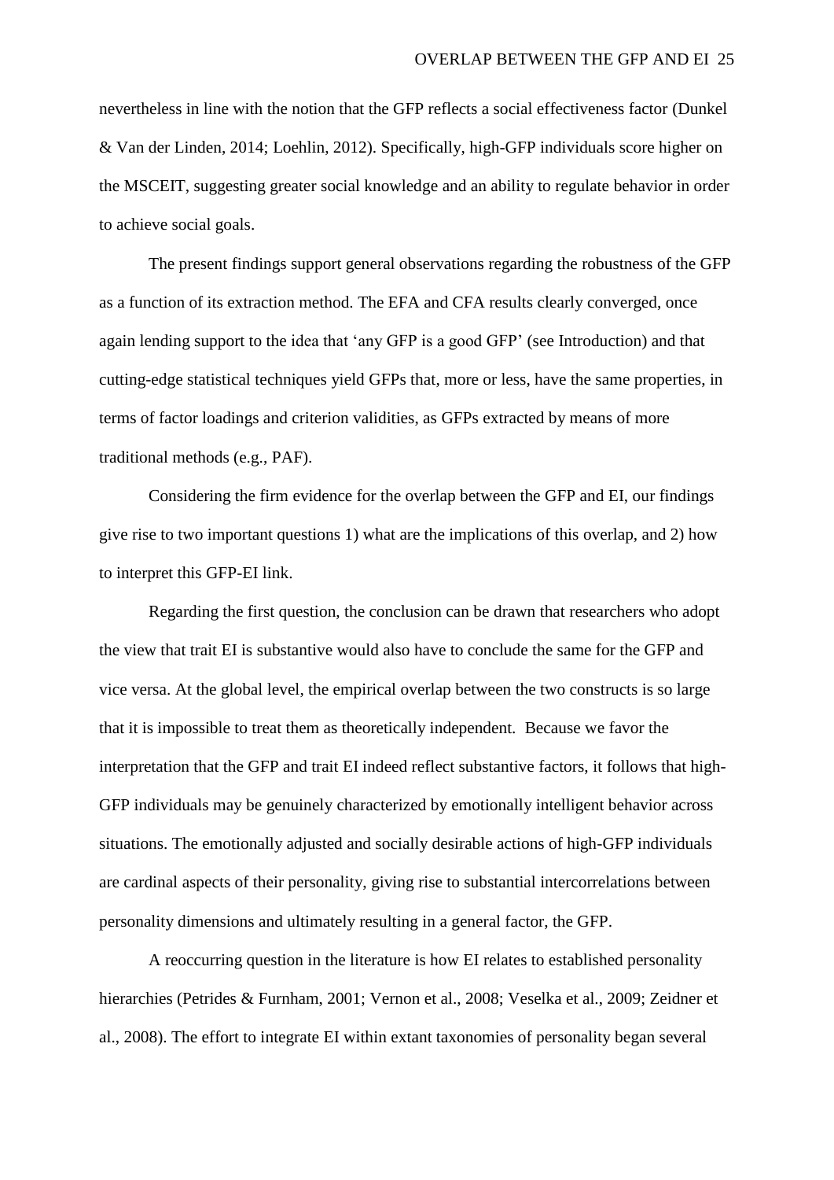nevertheless in line with the notion that the GFP reflects a social effectiveness factor (Dunkel & Van der Linden, 2014; Loehlin, 2012). Specifically, high-GFP individuals score higher on the MSCEIT, suggesting greater social knowledge and an ability to regulate behavior in order to achieve social goals.

The present findings support general observations regarding the robustness of the GFP as a function of its extraction method. The EFA and CFA results clearly converged, once again lending support to the idea that 'any GFP is a good GFP' (see Introduction) and that cutting-edge statistical techniques yield GFPs that, more or less, have the same properties, in terms of factor loadings and criterion validities, as GFPs extracted by means of more traditional methods (e.g., PAF).

Considering the firm evidence for the overlap between the GFP and EI, our findings give rise to two important questions 1) what are the implications of this overlap, and 2) how to interpret this GFP-EI link.

Regarding the first question, the conclusion can be drawn that researchers who adopt the view that trait EI is substantive would also have to conclude the same for the GFP and vice versa. At the global level, the empirical overlap between the two constructs is so large that it is impossible to treat them as theoretically independent. Because we favor the interpretation that the GFP and trait EI indeed reflect substantive factors, it follows that high-GFP individuals may be genuinely characterized by emotionally intelligent behavior across situations. The emotionally adjusted and socially desirable actions of high-GFP individuals are cardinal aspects of their personality, giving rise to substantial intercorrelations between personality dimensions and ultimately resulting in a general factor, the GFP.

A reoccurring question in the literature is how EI relates to established personality hierarchies (Petrides & Furnham, 2001; Vernon et al., 2008; Veselka et al., 2009; Zeidner et al., 2008). The effort to integrate EI within extant taxonomies of personality began several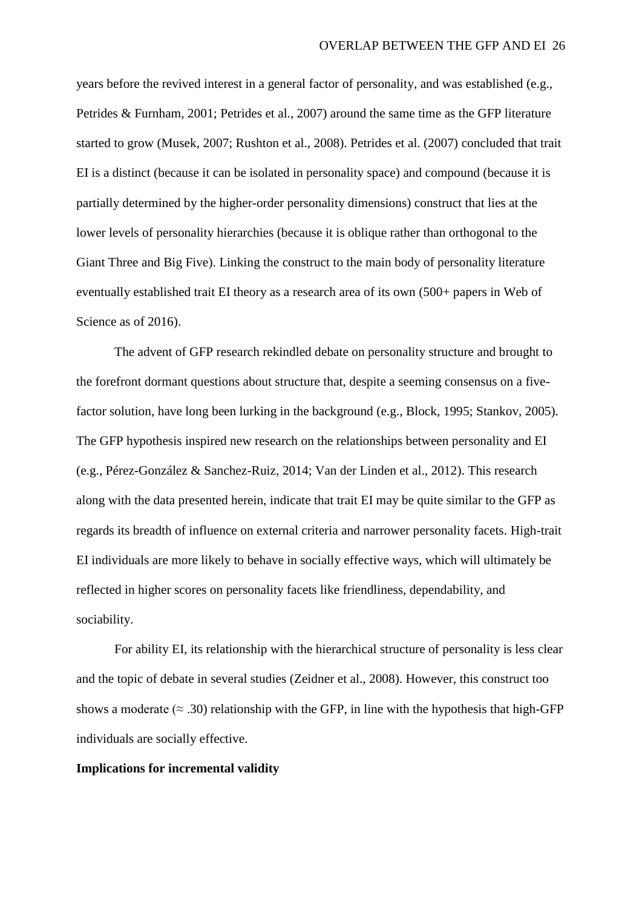years before the revived interest in a general factor of personality, and was established (e.g., Petrides & Furnham, 2001; Petrides et al., 2007) around the same time as the GFP literature started to grow (Musek, 2007; Rushton et al., 2008). Petrides et al. (2007) concluded that trait EI is a distinct (because it can be isolated in personality space) and compound (because it is partially determined by the higher-order personality dimensions) construct that lies at the lower levels of personality hierarchies (because it is oblique rather than orthogonal to the Giant Three and Big Five). Linking the construct to the main body of personality literature eventually established trait EI theory as a research area of its own (500+ papers in Web of Science as of 2016).

The advent of GFP research rekindled debate on personality structure and brought to the forefront dormant questions about structure that, despite a seeming consensus on a five-factor solution, have long been lurking in the background (e.g., Block, 1995; Stankov, 2005). The GFP hypothesis inspired new research on the relationships between personality and EI (e.g., Pérez-González & Sanchez-Ruiz, 2014; Van der Linden et al., 2012). This research along with the data presented herein, indicate that trait EI may be quite similar to the GFP as regards its breadth of influence on external criteria and narrower personality facets. High-trait EI individuals are more likely to behave in socially effective ways, which will ultimately be reflected in higher scores on personality facets like friendliness, dependability, and sociability.

For ability EI, its relationship with the hierarchical structure of personality is less clear and the topic of debate in several studies (Zeidner et al., 2008). However, this construct too shows a moderate ($\approx .30$) relationship with the GFP, in line with the hypothesis that high-GFP individuals are socially effective.

**Implications for incremental validity**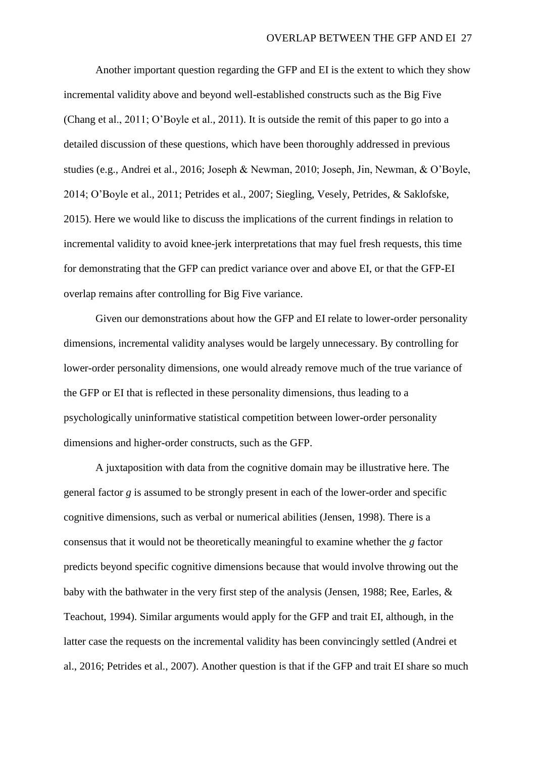Another important question regarding the GFP and EI is the extent to which they show incremental validity above and beyond well-established constructs such as the Big Five (Chang et al., 2011; O'Boyle et al., 2011). It is outside the remit of this paper to go into a detailed discussion of these questions, which have been thoroughly addressed in previous studies (e.g., Andrei et al., 2016; Joseph & Newman, 2010; Joseph, Jin, Newman, & O'Boyle, 2014; O'Boyle et al., 2011; Petrides et al., 2007; Siegling, Vesely, Petrides, & Saklofske, 2015). Here we would like to discuss the implications of the current findings in relation to incremental validity to avoid knee-jerk interpretations that may fuel fresh requests, this time for demonstrating that the GFP can predict variance over and above EI, or that the GFP-EI overlap remains after controlling for Big Five variance.

Given our demonstrations about how the GFP and EI relate to lower-order personality dimensions, incremental validity analyses would be largely unnecessary. By controlling for lower-order personality dimensions, one would already remove much of the true variance of the GFP or EI that is reflected in these personality dimensions, thus leading to a psychologically uninformative statistical competition between lower-order personality dimensions and higher-order constructs, such as the GFP.

A juxtaposition with data from the cognitive domain may be illustrative here. The general factor *g* is assumed to be strongly present in each of the lower-order and specific cognitive dimensions, such as verbal or numerical abilities (Jensen, 1998). There is a consensus that it would not be theoretically meaningful to examine whether the *g* factor predicts beyond specific cognitive dimensions because that would involve throwing out the baby with the bathwater in the very first step of the analysis (Jensen, 1988; Ree, Earles, & Teachout, 1994). Similar arguments would apply for the GFP and trait EI, although, in the latter case the requests on the incremental validity has been convincingly settled (Andrei et al., 2016; Petrides et al., 2007). Another question is that if the GFP and trait EI share so much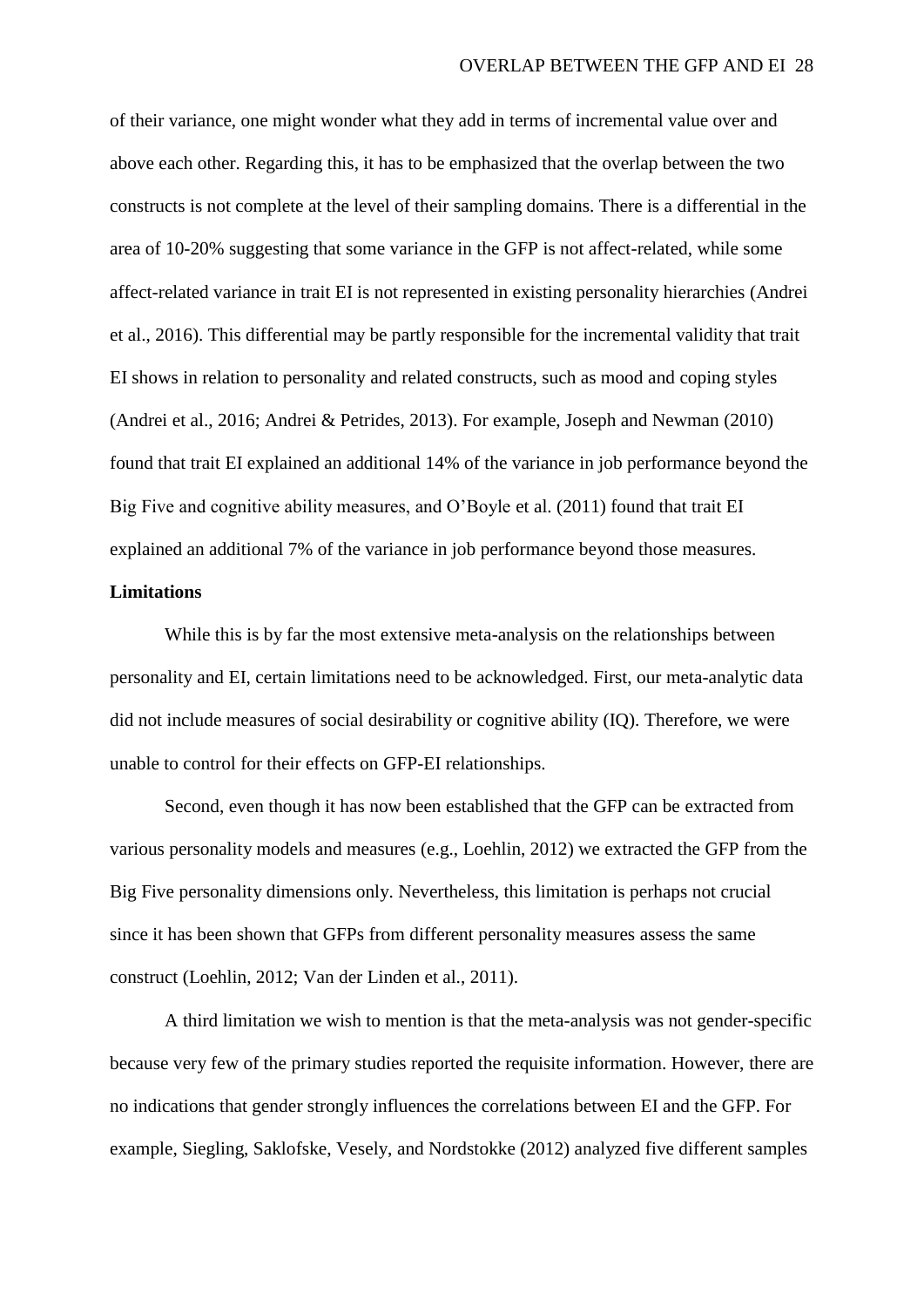of their variance, one might wonder what they add in terms of incremental value over and above each other. Regarding this, it has to be emphasized that the overlap between the two constructs is not complete at the level of their sampling domains. There is a differential in the area of 10-20% suggesting that some variance in the GFP is not affect-related, while some affect-related variance in trait EI is not represented in existing personality hierarchies (Andrei et al., 2016). This differential may be partly responsible for the incremental validity that trait EI shows in relation to personality and related constructs, such as mood and coping styles (Andrei et al., 2016; Andrei & Petrides, 2013). For example, Joseph and Newman (2010) found that trait EI explained an additional 14% of the variance in job performance beyond the Big Five and cognitive ability measures, and O'Boyle et al. (2011) found that trait EI explained an additional 7% of the variance in job performance beyond those measures.

**Limitations**

While this is by far the most extensive meta-analysis on the relationships between personality and EI, certain limitations need to be acknowledged. First, our meta-analytic data did not include measures of social desirability or cognitive ability (IQ). Therefore, we were unable to control for their effects on GFP-EI relationships.

Second, even though it has now been established that the GFP can be extracted from various personality models and measures (e.g., Loehlin, 2012) we extracted the GFP from the Big Five personality dimensions only. Nevertheless, this limitation is perhaps not crucial since it has been shown that GFPs from different personality measures assess the same construct (Loehlin, 2012; Van der Linden et al., 2011).

A third limitation we wish to mention is that the meta-analysis was not gender-specific because very few of the primary studies reported the requisite information. However, there are no indications that gender strongly influences the correlations between EI and the GFP. For example, Siegling, Saklofske, Vesely, and Nordstokke (2012) analyzed five different samples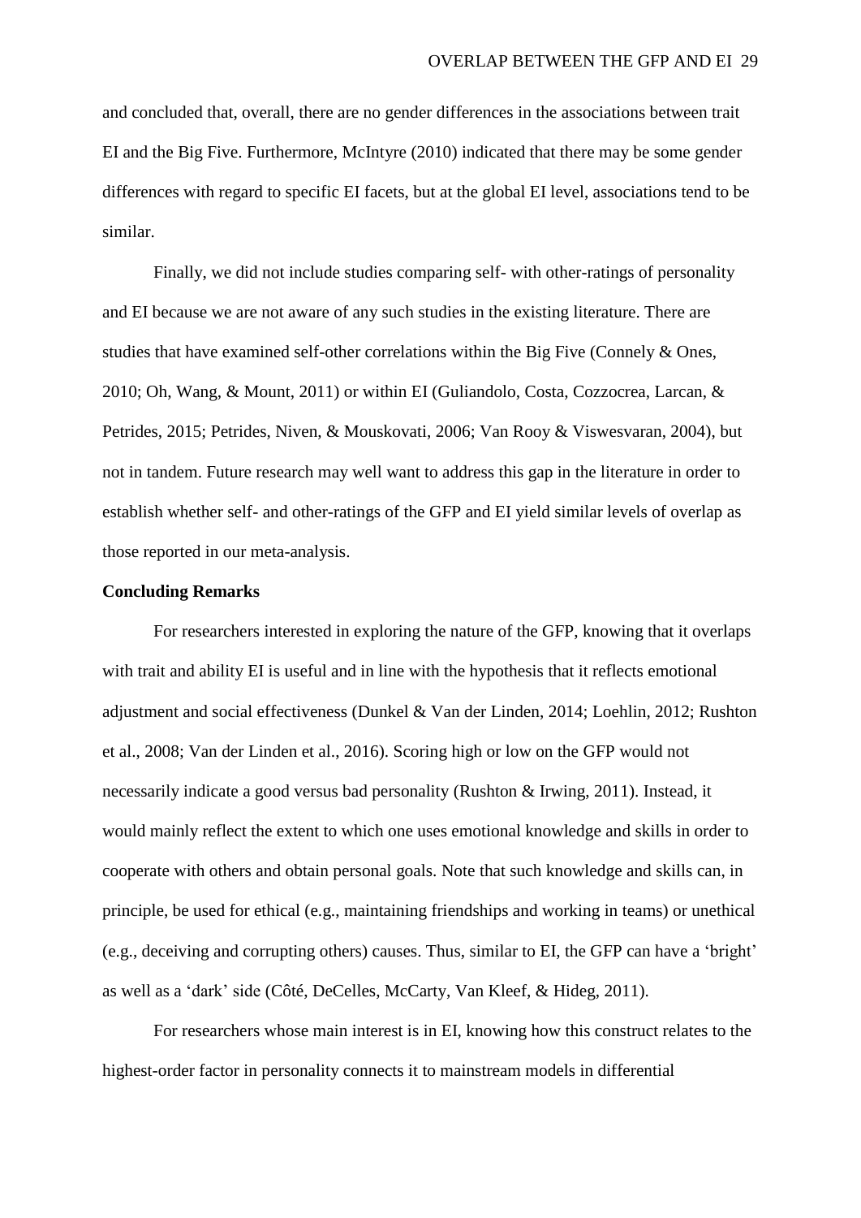and concluded that, overall, there are no gender differences in the associations between trait EI and the Big Five. Furthermore, McIntyre (2010) indicated that there may be some gender differences with regard to specific EI facets, but at the global EI level, associations tend to be similar.

Finally, we did not include studies comparing self- with other-ratings of personality and EI because we are not aware of any such studies in the existing literature. There are studies that have examined self-other correlations within the Big Five (Connely & Ones, 2010; Oh, Wang, & Mount, 2011) or within EI (Guliandolo, Costa, Cozzocrea, Larcan, & Petrides, 2015; Petrides, Niven, & Mouskovati, 2006; Van Rooy & Viswesvaran, 2004), but not in tandem. Future research may well want to address this gap in the literature in order to establish whether self- and other-ratings of the GFP and EI yield similar levels of overlap as those reported in our meta-analysis.

**Concluding Remarks**

For researchers interested in exploring the nature of the GFP, knowing that it overlaps with trait and ability EI is useful and in line with the hypothesis that it reflects emotional adjustment and social effectiveness (Dunkel & Van der Linden, 2014; Loehlin, 2012; Rushton et al., 2008; Van der Linden et al., 2016). Scoring high or low on the GFP would not necessarily indicate a good versus bad personality (Rushton & Irwing, 2011). Instead, it would mainly reflect the extent to which one uses emotional knowledge and skills in order to cooperate with others and obtain personal goals. Note that such knowledge and skills can, in principle, be used for ethical (e.g., maintaining friendships and working in teams) or unethical (e.g., deceiving and corrupting others) causes. Thus, similar to EI, the GFP can have a 'bright' as well as a 'dark' side (Côté, DeCelles, McCarty, Van Kleef, & Hideg, 2011).

For researchers whose main interest is in EI, knowing how this construct relates to the highest-order factor in personality connects it to mainstream models in differential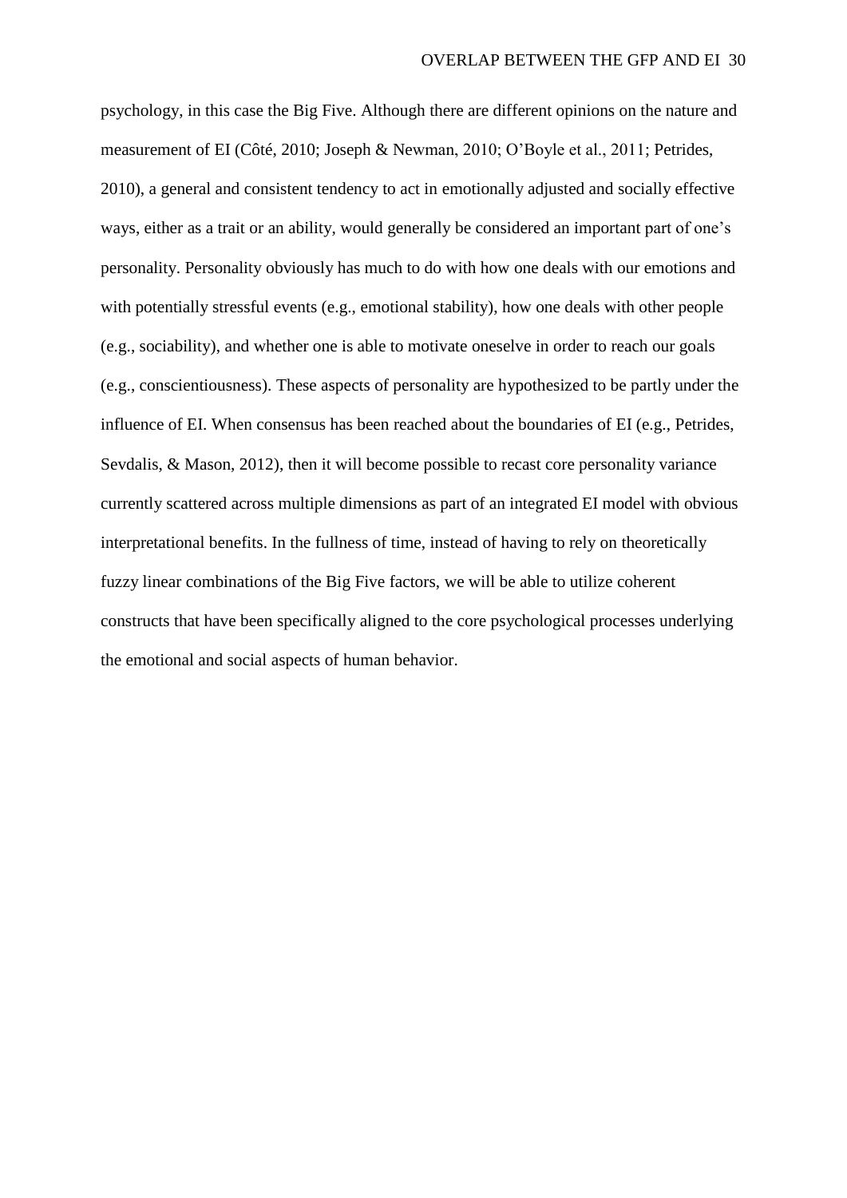psychology, in this case the Big Five. Although there are different opinions on the nature and measurement of EI (Côté, 2010; Joseph & Newman, 2010; O'Boyle et al., 2011; Petrides, 2010), a general and consistent tendency to act in emotionally adjusted and socially effective ways, either as a trait or an ability, would generally be considered an important part of one's personality. Personality obviously has much to do with how one deals with our emotions and with potentially stressful events (e.g., emotional stability), how one deals with other people (e.g., sociability), and whether one is able to motivate oneselve in order to reach our goals (e.g., conscientiousness). These aspects of personality are hypothesized to be partly under the influence of EI. When consensus has been reached about the boundaries of EI (e.g., Petrides, Sevdalis, & Mason, 2012), then it will become possible to recast core personality variance currently scattered across multiple dimensions as part of an integrated EI model with obvious interpretational benefits. In the fullness of time, instead of having to rely on theoretically fuzzy linear combinations of the Big Five factors, we will be able to utilize coherent constructs that have been specifically aligned to the core psychological processes underlying the emotional and social aspects of human behavior.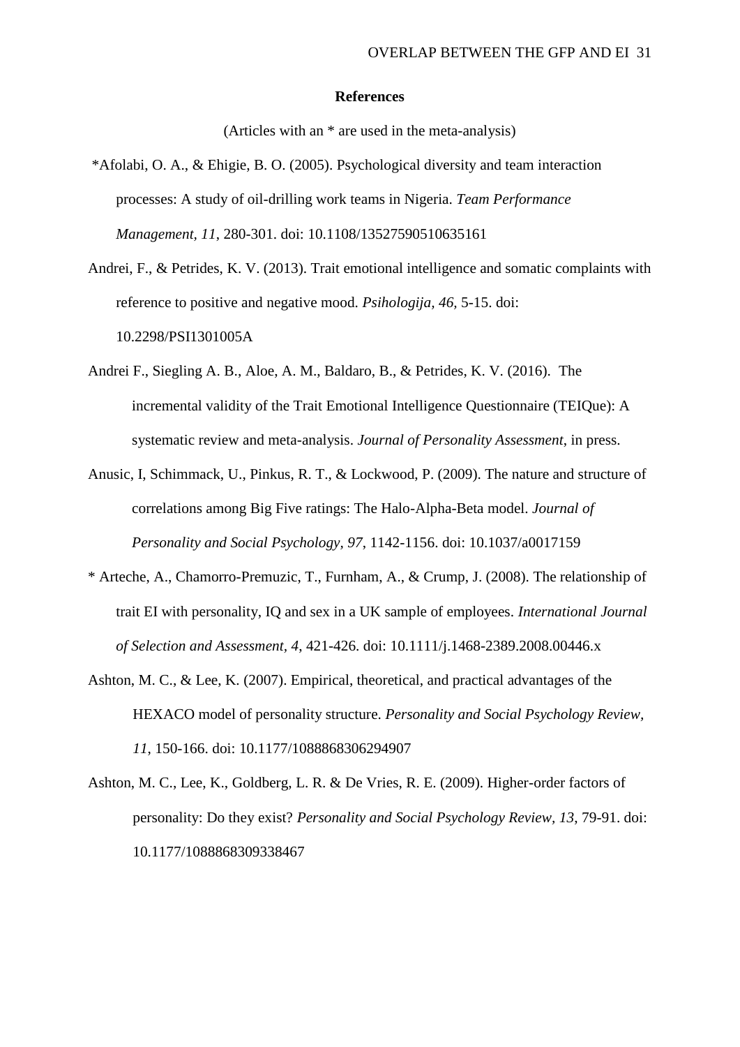## References

(Articles with an * are used in the meta-analysis)

*Afolabi, O. A., & Ehigie, B. O. (2005). Psychological diversity and team interaction processes: A study of oil-drilling work teams in Nigeria. *Team Performance Management, 11*, 280-301. doi: 10.1108/13527590510635161

Andrei, F., & Petrides, K. V. (2013). Trait emotional intelligence and somatic complaints with reference to positive and negative mood. *Psihologija, 46*, 5-15. doi: 10.2298/PSI1301005A

Andrei F., Siegling A. B., Aloe, A. M., Baldaro, B., & Petrides, K. V. (2016). The incremental validity of the Trait Emotional Intelligence Questionnaire (TEIQue): A systematic review and meta-analysis. *Journal of Personality Assessment*, in press.

Anusic, I, Schimmack, U., Pinkus, R. T., & Lockwood, P. (2009). The nature and structure of correlations among Big Five ratings: The Halo-Alpha-Beta model. *Journal of Personality and Social Psychology, 97*, 1142-1156. doi: 10.1037/a0017159

* Arteche, A., Chamorro-Premuzic, T., Furnham, A., & Crump, J. (2008). The relationship of trait EI with personality, IQ and sex in a UK sample of employees. *International Journal of Selection and Assessment, 4*, 421-426. doi: 10.1111/j.1468-2389.2008.00446.x

Ashton, M. C., & Lee, K. (2007). Empirical, theoretical, and practical advantages of the HEXACO model of personality structure. *Personality and Social Psychology Review, 11*, 150-166. doi: 10.1177/1088868306294907

Ashton, M. C., Lee, K., Goldberg, L. R. & De Vries, R. E. (2009). Higher-order factors of personality: Do they exist? *Personality and Social Psychology Review, 13*, 79-91. doi: 10.1177/1088868309338467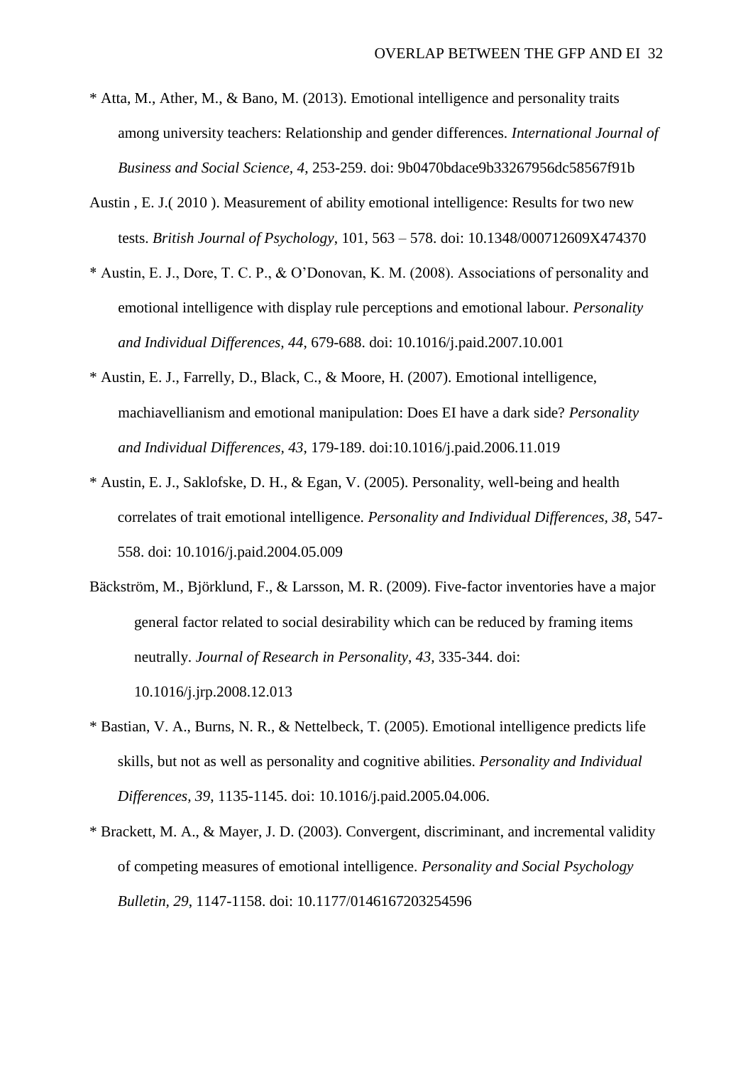* Atta, M., Ather, M., & Bano, M. (2013). Emotional intelligence and personality traits among university teachers: Relationship and gender differences. *International Journal of Business and Social Science, 4*, 253-259. doi: 9b0470bdace9b33267956dc58567f91b

Austin , E. J.( 2010 ). Measurement of ability emotional intelligence: Results for two new tests. *British Journal of Psychology*, 101, 563 – 578. doi: 10.1348/000712609X474370

* Austin, E. J., Dore, T. C. P., & O'Donovan, K. M. (2008). Associations of personality and emotional intelligence with display rule perceptions and emotional labour. *Personality and Individual Differences, 44*, 679-688. doi: 10.1016/j.paid.2007.10.001

* Austin, E. J., Farrelly, D., Black, C., & Moore, H. (2007). Emotional intelligence, machiavellianism and emotional manipulation: Does EI have a dark side? *Personality and Individual Differences, 43*, 179-189. doi:10.1016/j.paid.2006.11.019

* Austin, E. J., Saklofske, D. H., & Egan, V. (2005). Personality, well-being and health correlates of trait emotional intelligence. *Personality and Individual Differences, 38*, 547-558. doi: 10.1016/j.paid.2004.05.009

Bäckström, M., Björklund, F., & Larsson, M. R. (2009). Five-factor inventories have a major general factor related to social desirability which can be reduced by framing items neutrally. *Journal of Research in Personality*, *43,* 335-344. doi: 10.1016/j.jrp.2008.12.013

* Bastian, V. A., Burns, N. R., & Nettelbeck, T. (2005). Emotional intelligence predicts life skills, but not as well as personality and cognitive abilities. *Personality and Individual Differences, 39*, 1135-1145. doi: 10.1016/j.paid.2005.04.006.

* Brackett, M. A., & Mayer, J. D. (2003). Convergent, discriminant, and incremental validity of competing measures of emotional intelligence. *Personality and Social Psychology Bulletin, 29*, 1147-1158. doi: 10.1177/0146167203254596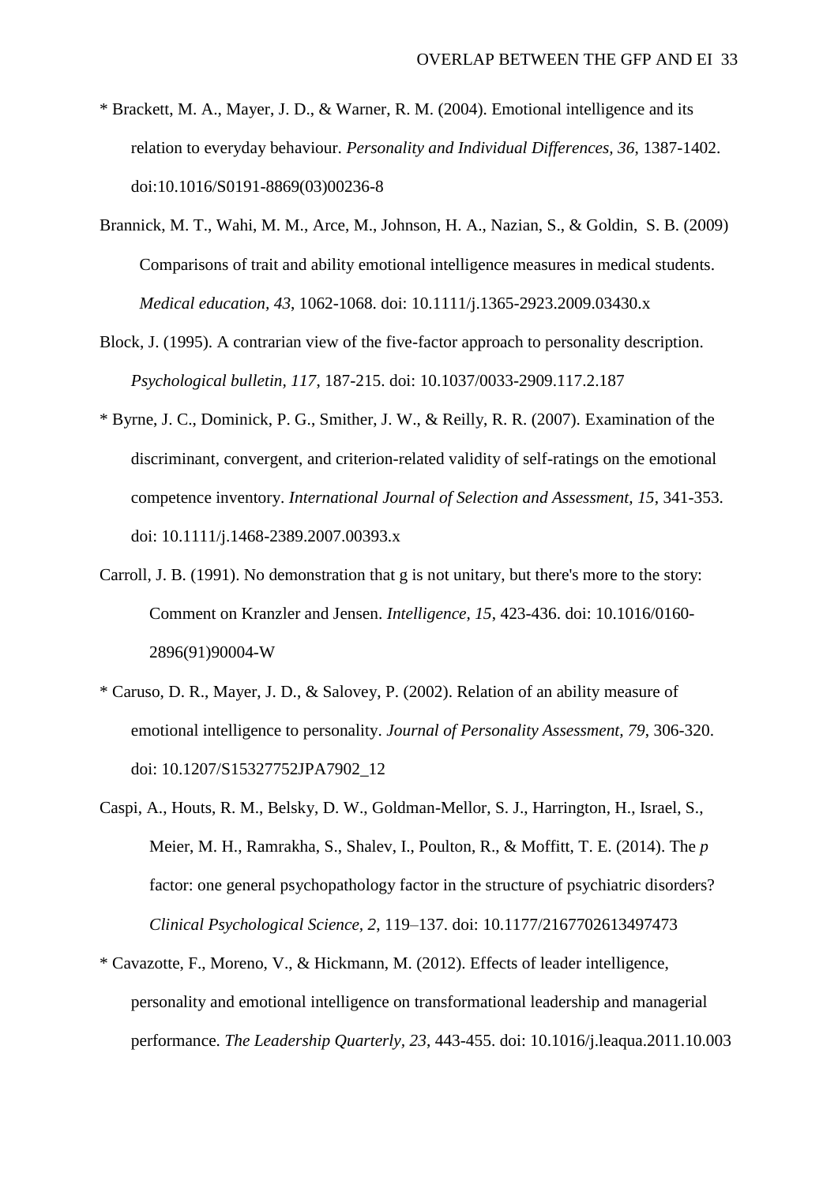* Brackett, M. A., Mayer, J. D., & Warner, R. M. (2004). Emotional intelligence and its relation to everyday behaviour. *Personality and Individual Differences, 36*, 1387-1402. doi:10.1016/S0191-8869(03)00236-8

Brannick, M. T., Wahi, M. M., Arce, M., Johnson, H. A., Nazian, S., & Goldin, S. B. (2009) Comparisons of trait and ability emotional intelligence measures in medical students. *Medical education, 43*, 1062-1068. doi: 10.1111/j.1365-2923.2009.03430.x

Block, J. (1995). A contrarian view of the five-factor approach to personality description. *Psychological bulletin, 117*, 187-215. doi: 10.1037/0033-2909.117.2.187

* Byrne, J. C., Dominick, P. G., Smither, J. W., & Reilly, R. R. (2007). Examination of the discriminant, convergent, and criterion-related validity of self-ratings on the emotional competence inventory. *International Journal of Selection and Assessment, 15*, 341-353. doi: 10.1111/j.1468-2389.2007.00393.x

Carroll, J. B. (1991). No demonstration that g is not unitary, but there's more to the story: Comment on Kranzler and Jensen. *Intelligence, 15*, 423-436. doi: 10.1016/0160-2896(91)90004-W

* Caruso, D. R., Mayer, J. D., & Salovey, P. (2002). Relation of an ability measure of emotional intelligence to personality. *Journal of Personality Assessment, 79*, 306-320. doi: 10.1207/S15327752JPA7902_12

Caspi, A., Houts, R. M., Belsky, D. W., Goldman-Mellor, S. J., Harrington, H., Israel, S., Meier, M. H., Ramrakha, S., Shalev, I., Poulton, R., & Moffitt, T. E. (2014). The *p* factor: one general psychopathology factor in the structure of psychiatric disorders? *Clinical Psychological Science, 2*, 119–137. doi: 10.1177/2167702613497473

* Cavazotte, F., Moreno, V., & Hickmann, M. (2012). Effects of leader intelligence, personality and emotional intelligence on transformational leadership and managerial performance. *The Leadership Quarterly, 23*, 443-455. doi: 10.1016/j.leaqua.2011.10.003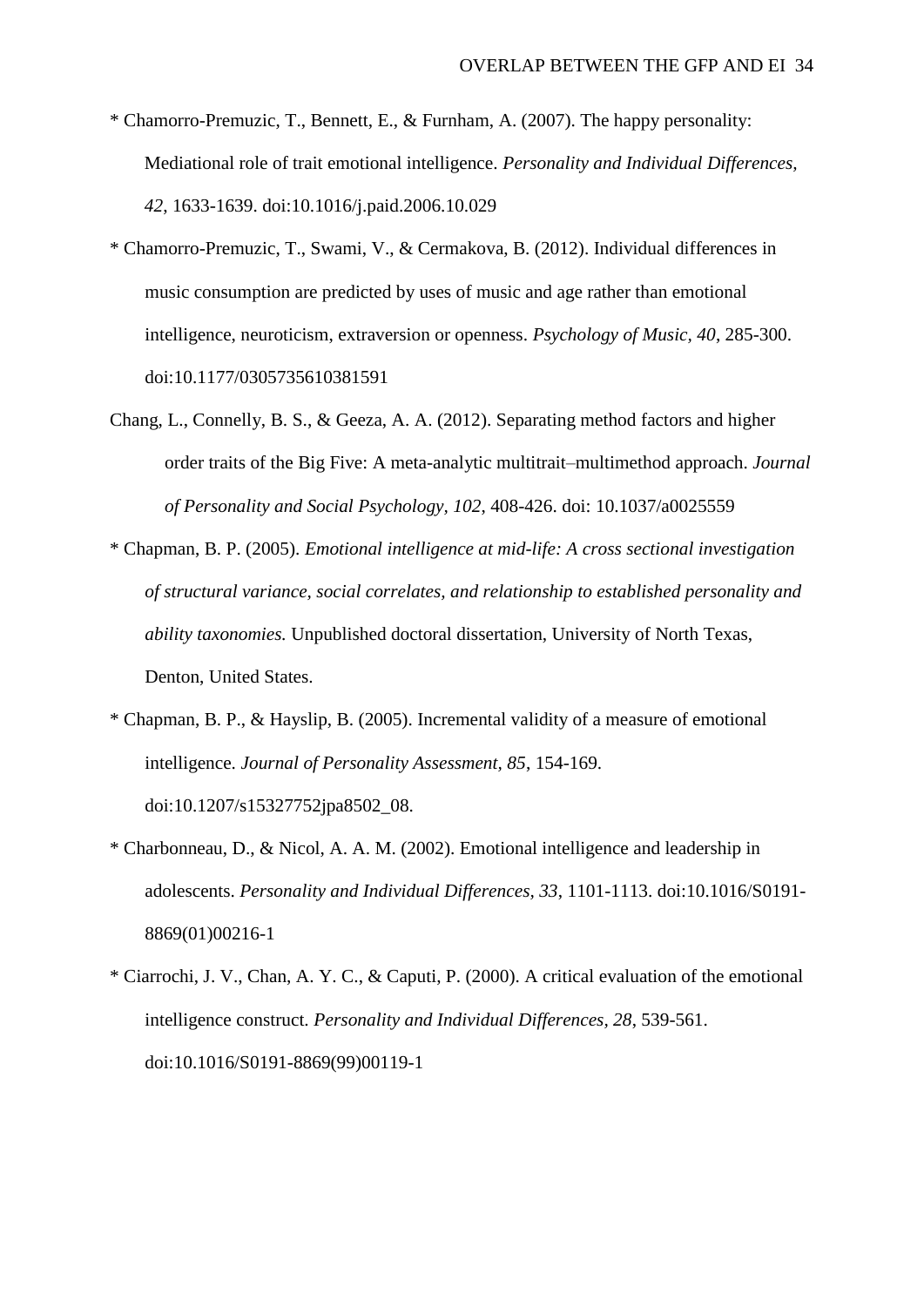* Chamorro-Premuzic, T., Bennett, E., & Furnham, A. (2007). The happy personality: Mediational role of trait emotional intelligence. *Personality and Individual Differences, 42*, 1633-1639. doi:10.1016/j.paid.2006.10.029

* Chamorro-Premuzic, T., Swami, V., & Cermakova, B. (2012). Individual differences in music consumption are predicted by uses of music and age rather than emotional intelligence, neuroticism, extraversion or openness. *Psychology of Music, 40*, 285-300. doi:10.1177/0305735610381591

Chang, L., Connelly, B. S., & Geeza, A. A. (2012). Separating method factors and higher order traits of the Big Five: A meta-analytic multitrait–multimethod approach. *Journal of Personality and Social Psychology, 102*, 408-426. doi: 10.1037/a0025559

* Chapman, B. P. (2005). *Emotional intelligence at mid-life: A cross sectional investigation of structural variance, social correlates, and relationship to established personality and ability taxonomies.* Unpublished doctoral dissertation, University of North Texas, Denton, United States.

* Chapman, B. P., & Hayslip, B. (2005). Incremental validity of a measure of emotional intelligence. *Journal of Personality Assessment, 85*, 154-169. doi:10.1207/s15327752jpa8502_08.

* Charbonneau, D., & Nicol, A. A. M. (2002). Emotional intelligence and leadership in adolescents. *Personality and Individual Differences, 33*, 1101-1113. doi:10.1016/S0191-8869(01)00216-1

* Ciarrochi, J. V., Chan, A. Y. C., & Caputi, P. (2000). A critical evaluation of the emotional intelligence construct. *Personality and Individual Differences, 28*, 539-561. doi:10.1016/S0191-8869(99)00119-1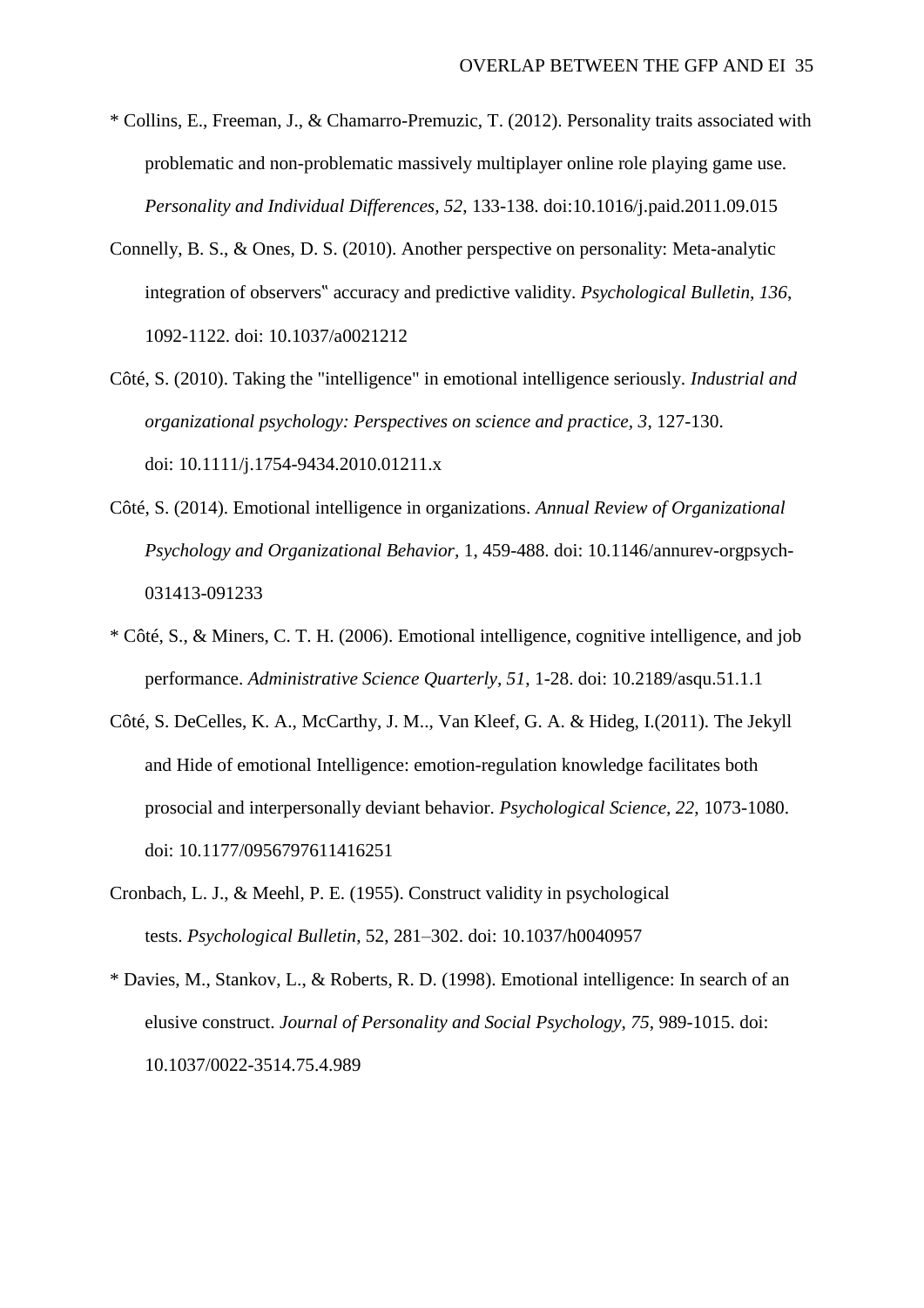* Collins, E., Freeman, J., & Chamarro-Premuzic, T. (2012). Personality traits associated with problematic and non-problematic massively multiplayer online role playing game use. *Personality and Individual Differences, 52*, 133-138. doi:10.1016/j.paid.2011.09.015

Connelly, B. S., & Ones, D. S. (2010). Another perspective on personality: Meta-analytic integration of observers�much accuracy and predictive validity. *Psychological Bulletin, 136*, 1092-1122. doi: 10.1037/a0021212

Côté, S. (2010). Taking the "intelligence" in emotional intelligence seriously. *Industrial and organizational psychology: Perspectives on science and practice, 3*, 127-130. doi: 10.1111/j.1754-9434.2010.01211.x

Côté, S. (2014). Emotional intelligence in organizations. *Annual Review of Organizational Psychology and Organizational Behavior,* 1, 459-488. doi: 10.1146/annurev-orgpsych-031413-091233

* Côté, S., & Miners, C. T. H. (2006). Emotional intelligence, cognitive intelligence, and job performance. *Administrative Science Quarterly, 51*, 1-28. doi: 10.2189/asqu.51.1.1

Côté, S. DeCelles, K. A., McCarthy, J. M.., Van Kleef, G. A. & Hideg, I.(2011). The Jekyll and Hide of emotional Intelligence: emotion-regulation knowledge facilitates both prosocial and interpersonally deviant behavior. *Psychological Science, 22*, 1073-1080. doi: 10.1177/0956797611416251

Cronbach, L. J., & Meehl, P. E. (1955). Construct validity in psychological tests. *Psychological Bulletin*, 52, 281–302. doi: 10.1037/h0040957

* Davies, M., Stankov, L., & Roberts, R. D. (1998). Emotional intelligence: In search of an elusive construct. *Journal of Personality and Social Psychology, 75*, 989-1015. doi: 10.1037/0022-3514.75.4.989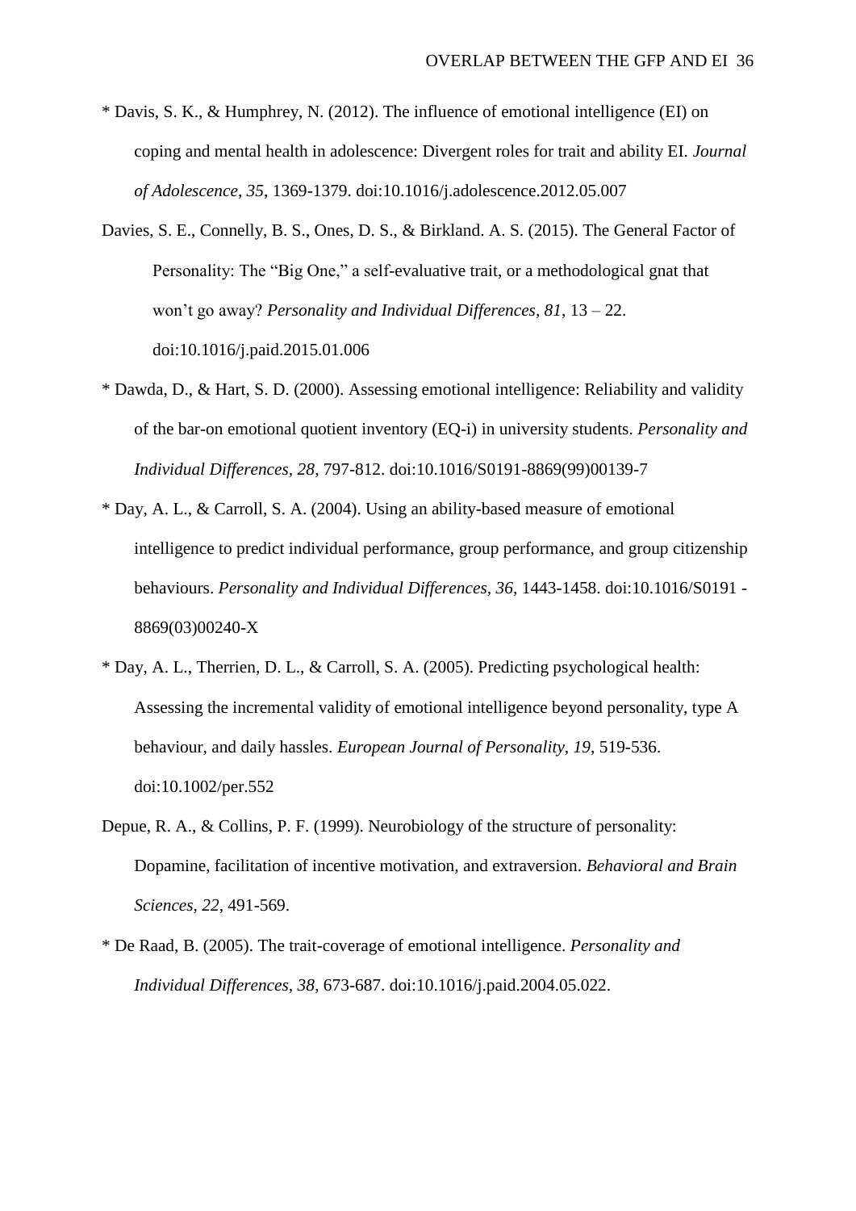* Davis, S. K., & Humphrey, N. (2012). The influence of emotional intelligence (EI) on coping and mental health in adolescence: Divergent roles for trait and ability EI. *Journal of Adolescence*, *35*, 1369-1379. doi:10.1016/j.adolescence.2012.05.007

Davies, S. E., Connelly, B. S., Ones, D. S., & Birkland. A. S. (2015). The General Factor of Personality: The "Big One," a self-evaluative trait, or a methodological gnat that won't go away? *Personality and Individual Differences, 81*, 13 – 22. doi:10.1016/j.paid.2015.01.006

* Dawda, D., & Hart, S. D. (2000). Assessing emotional intelligence: Reliability and validity of the bar-on emotional quotient inventory (EQ-i) in university students. *Personality and Individual Differences, 28*, 797-812. doi:10.1016/S0191-8869(99)00139-7

* Day, A. L., & Carroll, S. A. (2004). Using an ability-based measure of emotional intelligence to predict individual performance, group performance, and group citizenship behaviours. *Personality and Individual Differences, 36*, 1443-1458. doi:10.1016/S0191 -8869(03)00240-X

* Day, A. L., Therrien, D. L., & Carroll, S. A. (2005). Predicting psychological health: Assessing the incremental validity of emotional intelligence beyond personality, type A behaviour, and daily hassles. *European Journal of Personality, 19*, 519-536. doi:10.1002/per.552

Depue, R. A., & Collins, P. F. (1999). Neurobiology of the structure of personality: Dopamine, facilitation of incentive motivation, and extraversion. *Behavioral and Brain Sciences*, *22*, 491-569.

* De Raad, B. (2005). The trait-coverage of emotional intelligence. *Personality and Individual Differences*, *38*, 673-687. doi:10.1016/j.paid.2004.05.022.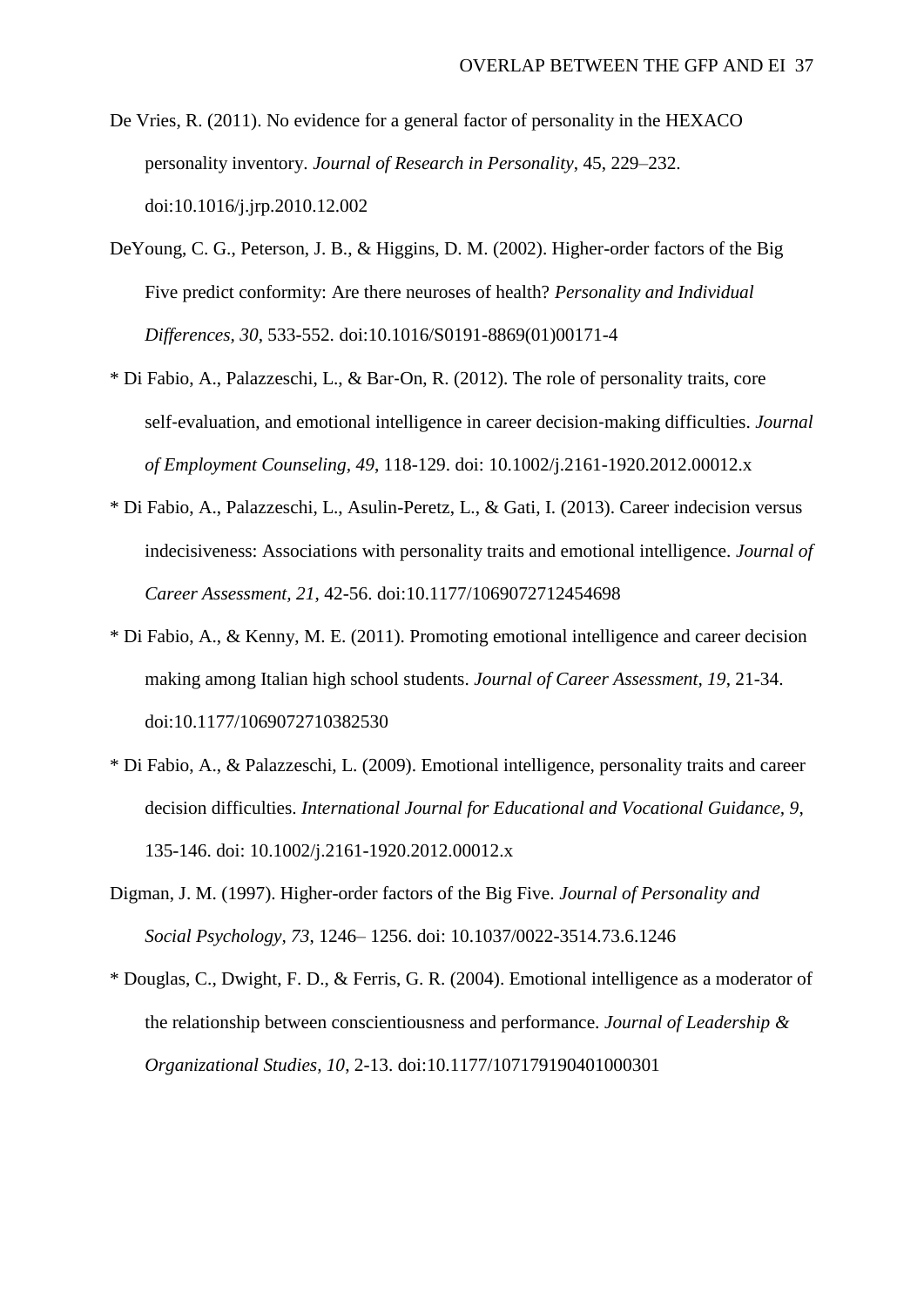De Vries, R. (2011). No evidence for a general factor of personality in the HEXACO personality inventory. *Journal of Research in Personality*, 45, 229–232. doi:10.1016/j.jrp.2010.12.002

DeYoung, C. G., Peterson, J. B., & Higgins, D. M. (2002). Higher-order factors of the Big Five predict conformity: Are there neuroses of health? *Personality and Individual Differences, 30*, 533-552. doi:10.1016/S0191-8869(01)00171-4

* Di Fabio, A., Palazzeschi, L., & Bar-On, R. (2012). The role of personality traits, core self-evaluation, and emotional intelligence in career decision-making difficulties. *Journal of Employment Counseling, 49*, 118-129. doi: 10.1002/j.2161-1920.2012.00012.x

* Di Fabio, A., Palazzeschi, L., Asulin-Peretz, L., & Gati, I. (2013). Career indecision versus indecisiveness: Associations with personality traits and emotional intelligence. *Journal of Career Assessment, 21*, 42-56. doi:10.1177/1069072712454698

* Di Fabio, A., & Kenny, M. E. (2011). Promoting emotional intelligence and career decision making among Italian high school students. *Journal of Career Assessment, 19*, 21-34. doi:10.1177/1069072710382530

* Di Fabio, A., & Palazzeschi, L. (2009). Emotional intelligence, personality traits and career decision difficulties. *International Journal for Educational and Vocational Guidance, 9*, 135-146. doi: 10.1002/j.2161-1920.2012.00012.x

Digman, J. M. (1997). Higher-order factors of the Big Five. *Journal of Personality and Social Psychology, 73*, 1246– 1256. doi: 10.1037/0022-3514.73.6.1246

* Douglas, C., Dwight, F. D., & Ferris, G. R. (2004). Emotional intelligence as a moderator of the relationship between conscientiousness and performance. *Journal of Leadership & Organizational Studies, 10*, 2-13. doi:10.1177/107179190401000301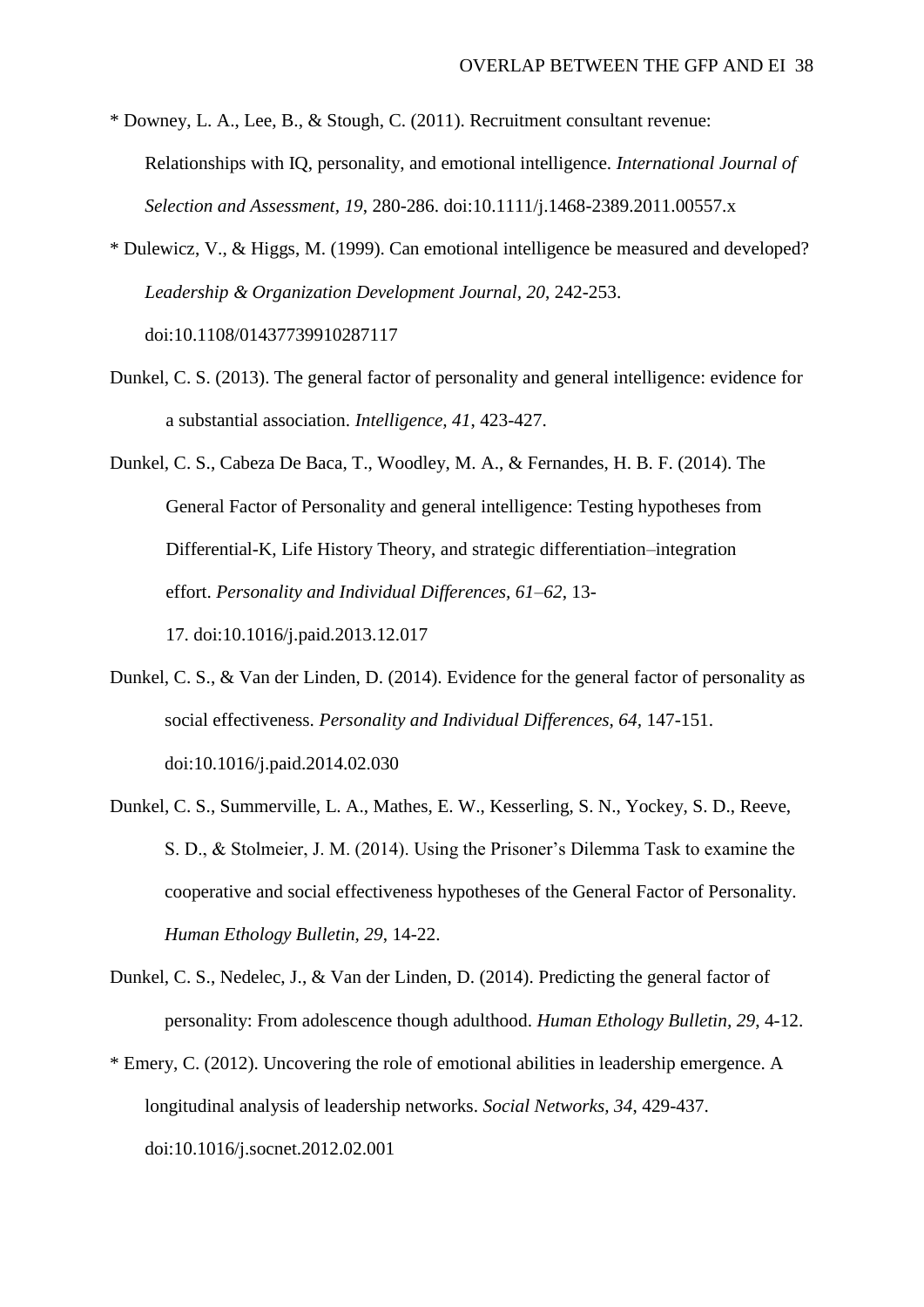* Downey, L. A., Lee, B., & Stough, C. (2011). Recruitment consultant revenue: Relationships with IQ, personality, and emotional intelligence. *International Journal of Selection and Assessment, 19*, 280-286. doi:10.1111/j.1468-2389.2011.00557.x

* Dulewicz, V., & Higgs, M. (1999). Can emotional intelligence be measured and developed? *Leadership & Organization Development Journal, 20*, 242-253. doi:10.1108/01437739910287117

Dunkel, C. S. (2013). The general factor of personality and general intelligence: evidence for a substantial association. *Intelligence, 41*, 423-427.

Dunkel, C. S., Cabeza De Baca, T., Woodley, M. A., & Fernandes, H. B. F. (2014). The General Factor of Personality and general intelligence: Testing hypotheses from Differential-K, Life History Theory, and strategic differentiation–integration effort. *Personality and Individual Differences, 61–62*, 13-17. doi:10.1016/j.paid.2013.12.017

Dunkel, C. S., & Van der Linden, D. (2014). Evidence for the general factor of personality as social effectiveness. *Personality and Individual Differences, 64,* 147-151. doi:10.1016/j.paid.2014.02.030

Dunkel, C. S., Summerville, L. A., Mathes, E. W., Kesserling, S. N., Yockey, S. D., Reeve, S. D., & Stolmeier, J. M. (2014). Using the Prisoner's Dilemma Task to examine the cooperative and social effectiveness hypotheses of the General Factor of Personality. *Human Ethology Bulletin, 29*, 14-22.

Dunkel, C. S., Nedelec, J., & Van der Linden, D. (2014). Predicting the general factor of personality: From adolescence though adulthood. *Human Ethology Bulletin, 29*, 4-12.

* Emery, C. (2012). Uncovering the role of emotional abilities in leadership emergence. A longitudinal analysis of leadership networks. *Social Networks, 34*, 429-437. doi:10.1016/j.socnet.2012.02.001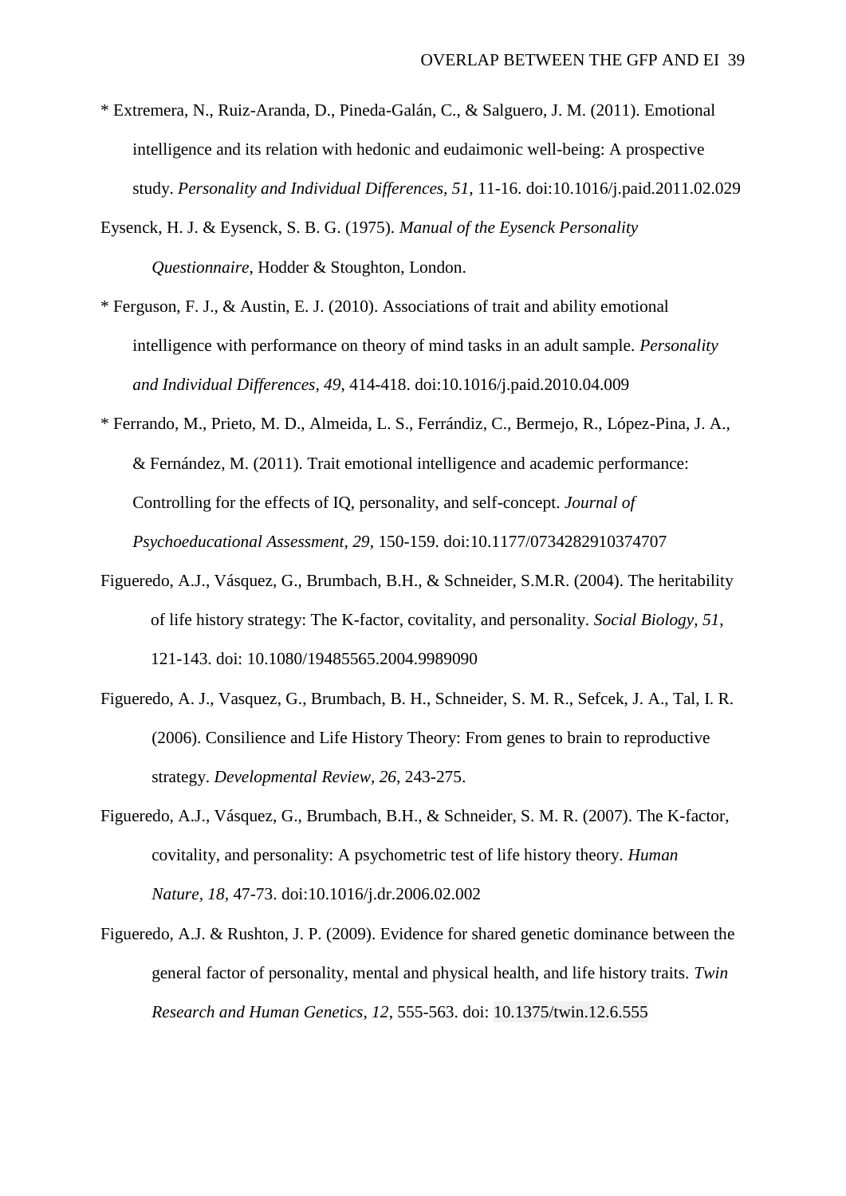* Extremera, N., Ruiz-Aranda, D., Pineda-Galán, C., & Salguero, J. M. (2011). Emotional intelligence and its relation with hedonic and eudaimonic well-being: A prospective study. *Personality and Individual Differences, 51*, 11-16. doi:10.1016/j.paid.2011.02.029

Eysenck, H. J. & Eysenck, S. B. G. (1975). *Manual of the Eysenck Personality Questionnaire*, Hodder & Stoughton, London.

* Ferguson, F. J., & Austin, E. J. (2010). Associations of trait and ability emotional intelligence with performance on theory of mind tasks in an adult sample. *Personality and Individual Differences, 49*, 414-418. doi:10.1016/j.paid.2010.04.009

* Ferrando, M., Prieto, M. D., Almeida, L. S., Ferrándiz, C., Bermejo, R., López-Pina, J. A., & Fernández, M. (2011). Trait emotional intelligence and academic performance: Controlling for the effects of IQ, personality, and self-concept. *Journal of Psychoeducational Assessment, 29*, 150-159. doi:10.1177/0734282910374707

Figueredo, A.J., Vásquez, G., Brumbach, B.H., & Schneider, S.M.R. (2004). The heritability of life history strategy: The K-factor, covitality, and personality. *Social Biology, 51*, 121-143. doi: 10.1080/19485565.2004.9989090

Figueredo, A. J., Vasquez, G., Brumbach, B. H., Schneider, S. M. R., Sefcek, J. A., Tal, I. R. (2006). Consilience and Life History Theory: From genes to brain to reproductive strategy. *Developmental Review, 26*, 243-275.

Figueredo, A.J., Vásquez, G., Brumbach, B.H., & Schneider, S. M. R. (2007). The K-factor, covitality, and personality: A psychometric test of life history theory. *Human Nature, 18*, 47-73. doi:10.1016/j.dr.2006.02.002

Figueredo, A.J. & Rushton, J. P. (2009). Evidence for shared genetic dominance between the general factor of personality, mental and physical health, and life history traits. *Twin Research and Human Genetics, 12*, 555-563. doi: 10.1375/twin.12.6.555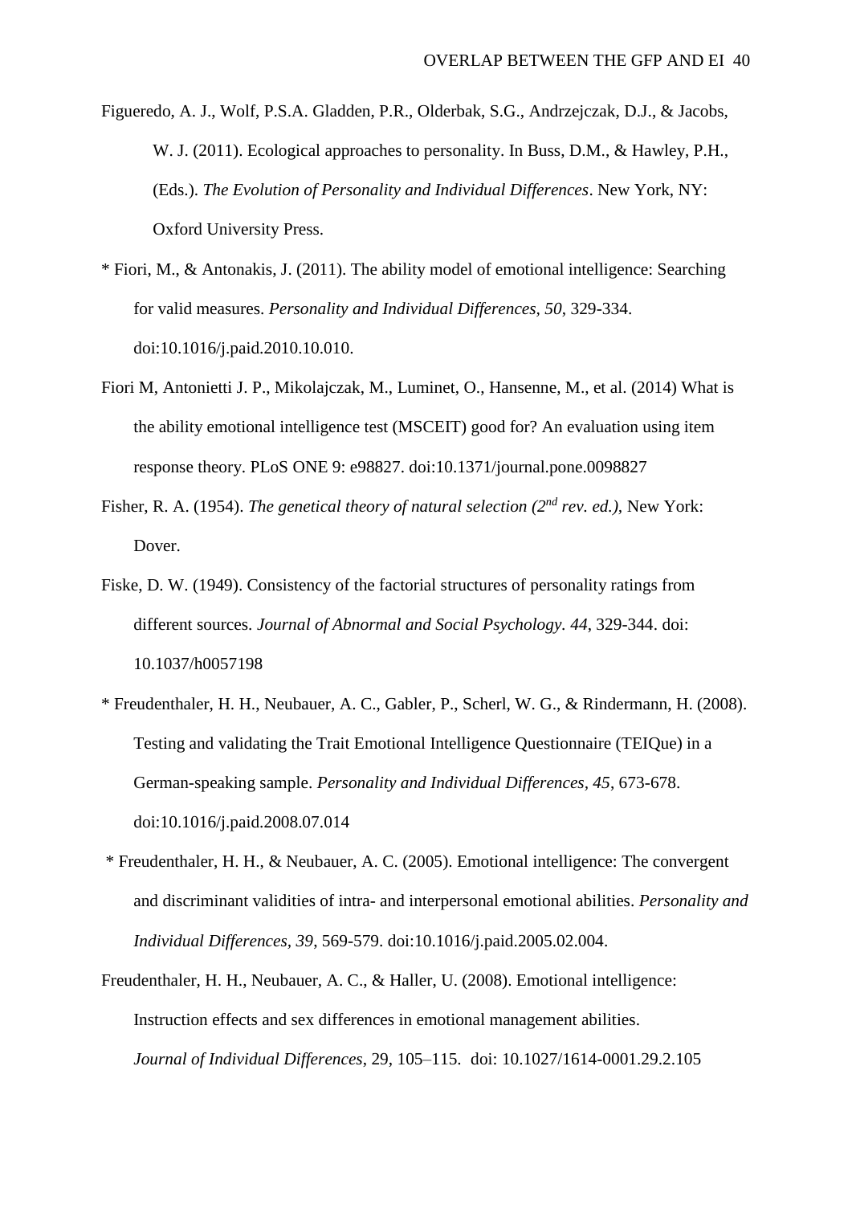Figueredo, A. J., Wolf, P.S.A. Gladden, P.R., Olderbak, S.G., Andrzejczak, D.J., & Jacobs, W. J. (2011). Ecological approaches to personality. In Buss, D.M., & Hawley, P.H., (Eds.). *The Evolution of Personality and Individual Differences*. New York, NY: Oxford University Press.

* Fiori, M., & Antonakis, J. (2011). The ability model of emotional intelligence: Searching for valid measures. *Personality and Individual Differences*, *50*, 329-334. doi:10.1016/j.paid.2010.10.010.

Fiori M, Antonietti J. P., Mikolajczak, M., Luminet, O., Hansenne, M., et al. (2014) What is the ability emotional intelligence test (MSCEIT) good for? An evaluation using item response theory. PLoS ONE 9: e98827. doi:10.1371/journal.pone.0098827

Fisher, R. A. (1954). *The genetical theory of natural selection (2nd rev. ed.)*, New York: Dover.

Fiske, D. W. (1949). Consistency of the factorial structures of personality ratings from different sources. *Journal of Abnormal and Social Psychology*. *44*, 329-344. doi: 10.1037/h0057198

* Freudenthaler, H. H., Neubauer, A. C., Gabler, P., Scherl, W. G., & Rindermann, H. (2008). Testing and validating the Trait Emotional Intelligence Questionnaire (TEIQue) in a German-speaking sample. *Personality and Individual Differences*, *45*, 673-678. doi:10.1016/j.paid.2008.07.014

* Freudenthaler, H. H., & Neubauer, A. C. (2005). Emotional intelligence: The convergent and discriminant validities of intra- and interpersonal emotional abilities. *Personality and Individual Differences*, *39*, 569-579. doi:10.1016/j.paid.2005.02.004.

Freudenthaler, H. H., Neubauer, A. C., & Haller, U. (2008). Emotional intelligence: Instruction effects and sex differences in emotional management abilities. *Journal of Individual Differences*, 29, 105–115. doi: 10.1027/1614-0001.29.2.105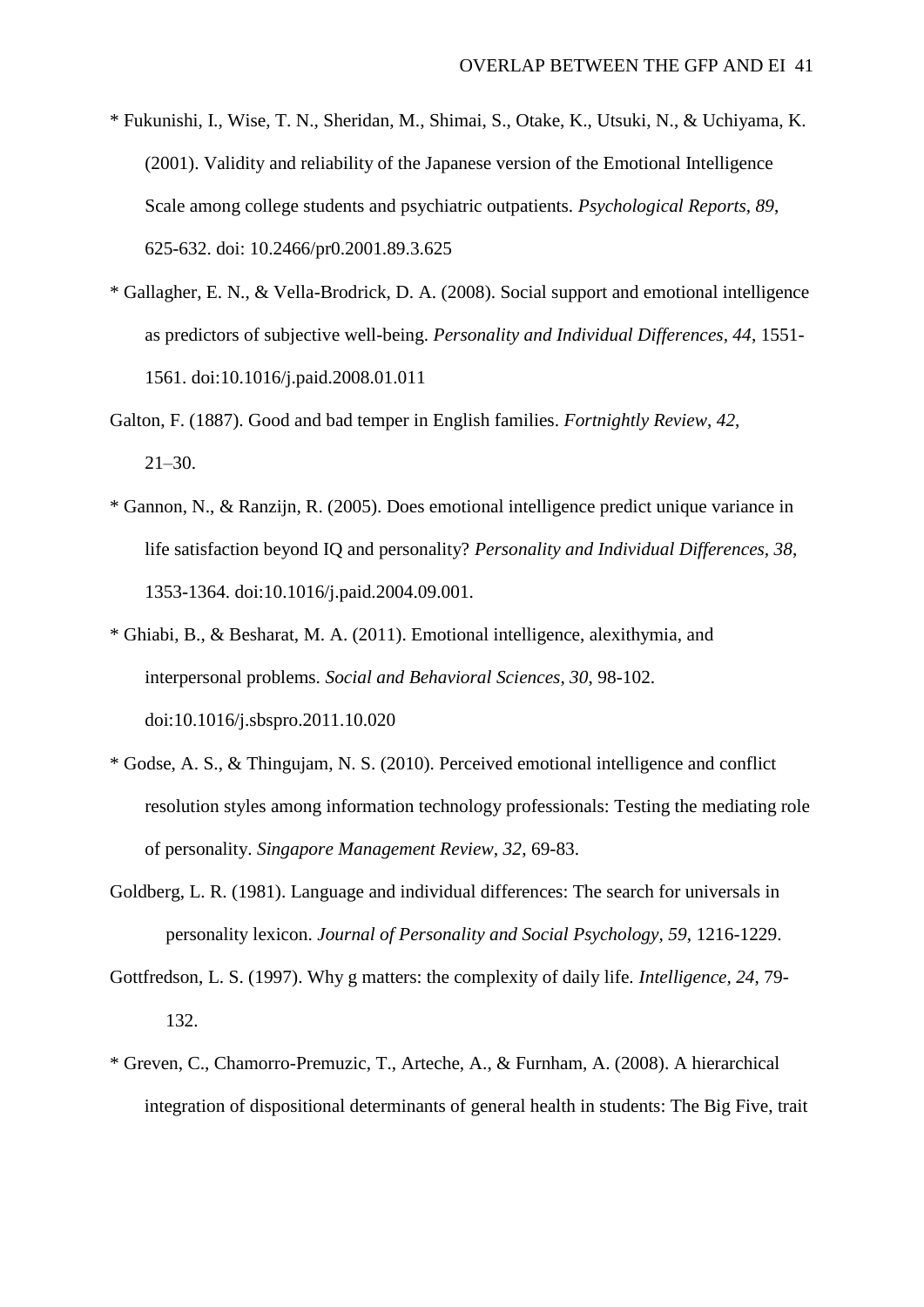* Fukunishi, I., Wise, T. N., Sheridan, M., Shimai, S., Otake, K., Utsuki, N., & Uchiyama, K. (2001). Validity and reliability of the Japanese version of the Emotional Intelligence Scale among college students and psychiatric outpatients. *Psychological Reports*, *89*, 625-632. doi: 10.2466/pr0.2001.89.3.625

* Gallagher, E. N., & Vella-Brodrick, D. A. (2008). Social support and emotional intelligence as predictors of subjective well-being. *Personality and Individual Differences, 44*, 1551-1561. doi:10.1016/j.paid.2008.01.011

Galton, F. (1887). Good and bad temper in English families. *Fortnightly Review*, *42*, 21–30.

* Gannon, N., & Ranzijn, R. (2005). Does emotional intelligence predict unique variance in life satisfaction beyond IQ and personality? *Personality and Individual Differences, 38*, 1353-1364. doi:10.1016/j.paid.2004.09.001.

* Ghiabi, B., & Besharat, M. A. (2011). Emotional intelligence, alexithymia, and interpersonal problems. *Social and Behavioral Sciences, 30*, 98-102. doi:10.1016/j.sbspro.2011.10.020

* Godse, A. S., & Thingujam, N. S. (2010). Perceived emotional intelligence and conflict resolution styles among information technology professionals: Testing the mediating role of personality. *Singapore Management Review, 32*, 69-83.

Goldberg, L. R. (1981). Language and individual differences: The search for universals in personality lexicon. *Journal of Personality and Social Psychology, 59*, 1216-1229.

Gottfredson, L. S. (1997). Why g matters: the complexity of daily life. *Intelligence, 24*, 79-132.

* Greven, C., Chamorro-Premuzic, T., Arteche, A., & Furnham, A. (2008). A hierarchical integration of dispositional determinants of general health in students: The Big Five, trait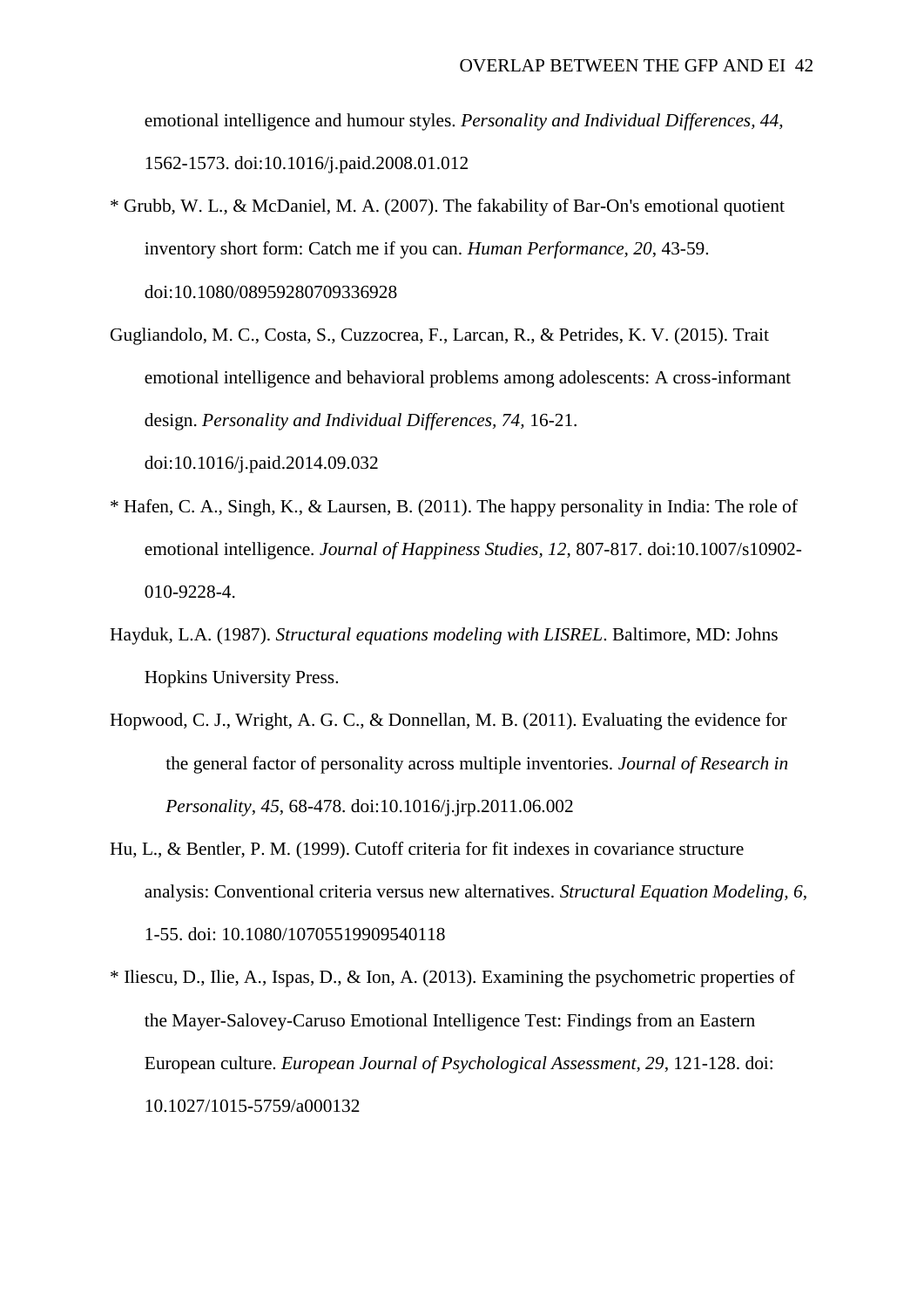emotional intelligence and humour styles. *Personality and Individual Differences, 44*, 1562-1573. doi:10.1016/j.paid.2008.01.012

* Grubb, W. L., & McDaniel, M. A. (2007). The fakability of Bar-On's emotional quotient inventory short form: Catch me if you can. *Human Performance, 20*, 43-59. doi:10.1080/08959280709336928

Gugliandolo, M. C., Costa, S., Cuzzocrea, F., Larcan, R., & Petrides, K. V. (2015). Trait emotional intelligence and behavioral problems among adolescents: A cross-informant design. *Personality and Individual Differences, 74*, 16-21. doi:10.1016/j.paid.2014.09.032

* Hafen, C. A., Singh, K., & Laursen, B. (2011). The happy personality in India: The role of emotional intelligence. *Journal of Happiness Studies*, *12*, 807-817. doi:10.1007/s10902-010-9228-4.

Hayduk, L.A. (1987). *Structural equations modeling with LISREL*. Baltimore, MD: Johns Hopkins University Press.

Hopwood, C. J., Wright, A. G. C., & Donnellan, M. B. (2011). Evaluating the evidence for the general factor of personality across multiple inventories. *Journal of Research in Personality*, *45*, 68-478. doi:10.1016/j.jrp.2011.06.002

Hu, L., & Bentler, P. M. (1999). Cutoff criteria for fit indexes in covariance structure analysis: Conventional criteria versus new alternatives. *Structural Equation Modeling, 6*, 1-55. doi: 10.1080/10705519909540118

* Iliescu, D., Ilie, A., Ispas, D., & Ion, A. (2013). Examining the psychometric properties of the Mayer-Salovey-Caruso Emotional Intelligence Test: Findings from an Eastern European culture. *European Journal of Psychological Assessment, 29*, 121-128. doi: 10.1027/1015-5759/a000132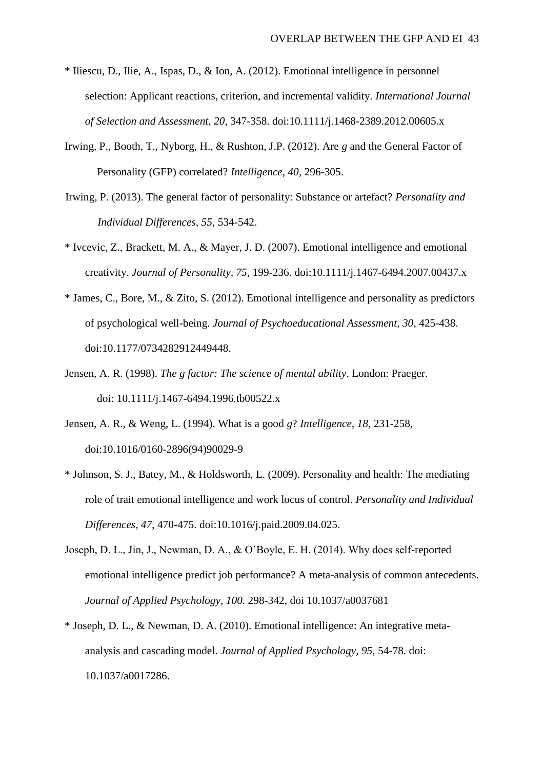* Iliescu, D., Ilie, A., Ispas, D., & Ion, A. (2012). Emotional intelligence in personnel selection: Applicant reactions, criterion, and incremental validity. *International Journal of Selection and Assessment, 20*, 347-358. doi:10.1111/j.1468-2389.2012.00605.x

Irwing, P., Booth, T., Nyborg, H., & Rushton, J.P. (2012). Are *g* and the General Factor of Personality (GFP) correlated? *Intelligence, 40,* 296-305.

Irwing, P. (2013). The general factor of personality: Substance or artefact? *Personality and Individual Differences, 55,* 534-542.

* Ivcevic, Z., Brackett, M. A., & Mayer, J. D. (2007). Emotional intelligence and emotional creativity. *Journal of Personality, 75*, 199-236. doi:10.1111/j.1467-6494.2007.00437.x

* James, C., Bore, M., & Zito, S. (2012). Emotional intelligence and personality as predictors of psychological well-being. *Journal of Psychoeducational Assessment, 30*, 425-438. doi:10.1177/0734282912449448.

Jensen, A. R. (1998). *The g factor: The science of mental ability*. London: Praeger. doi: 10.1111/j.1467-6494.1996.tb00522.x

Jensen, A. R., & Weng, L. (1994). What is a good *g*? *Intelligence, 18*, 231-258, doi:10.1016/0160-2896(94)90029-9

* Johnson, S. J., Batey, M., & Holdsworth, L. (2009). Personality and health: The mediating role of trait emotional intelligence and work locus of control. *Personality and Individual Differences, 47*, 470-475. doi:10.1016/j.paid.2009.04.025.

Joseph, D. L., Jin, J., Newman, D. A., & O'Boyle, E. H. (2014). Why does self-reported emotional intelligence predict job performance? A meta-analysis of common antecedents. *Journal of Applied Psychology, 100.* 298-342, doi 10.1037/a0037681

* Joseph, D. L., & Newman, D. A. (2010). Emotional intelligence: An integrative meta-analysis and cascading model. *Journal of Applied Psychology, 95*, 54-78. doi: 10.1037/a0017286.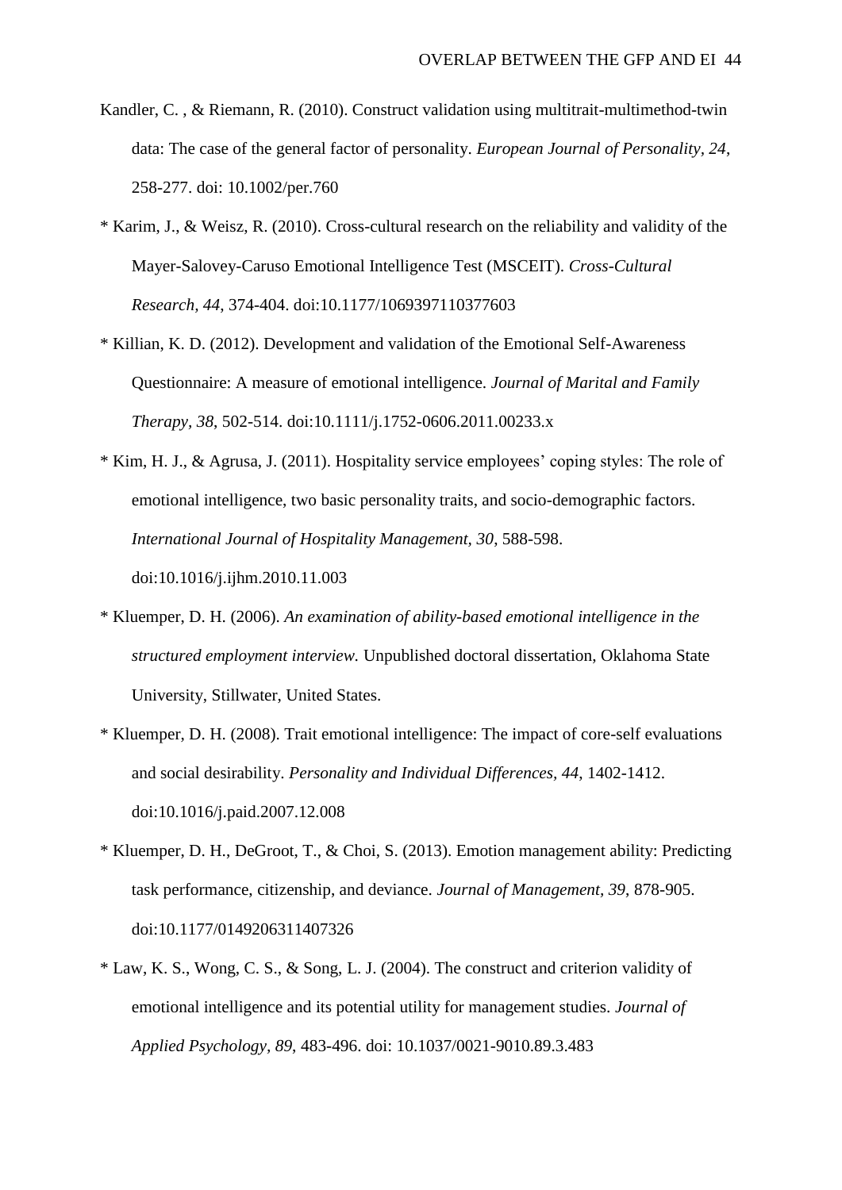Kandler, C. , & Riemann, R. (2010). Construct validation using multitrait-multimethod-twin data: The case of the general factor of personality. *European Journal of Personality, 24*, 258-277. doi: 10.1002/per.760

* Karim, J., & Weisz, R. (2010). Cross-cultural research on the reliability and validity of the Mayer-Salovey-Caruso Emotional Intelligence Test (MSCEIT). *Cross-Cultural Research, 44*, 374-404. doi:10.1177/1069397110377603

* Killian, K. D. (2012). Development and validation of the Emotional Self-Awareness Questionnaire: A measure of emotional intelligence. *Journal of Marital and Family Therapy, 38*, 502-514. doi:10.1111/j.1752-0606.2011.00233.x

* Kim, H. J., & Agrusa, J. (2011). Hospitality service employees' coping styles: The role of emotional intelligence, two basic personality traits, and socio-demographic factors. *International Journal of Hospitality Management, 30*, 588-598. doi:10.1016/j.ijhm.2010.11.003

* Kluemper, D. H. (2006). *An examination of ability-based emotional intelligence in the structured employment interview.* Unpublished doctoral dissertation, Oklahoma State University, Stillwater, United States.

* Kluemper, D. H. (2008). Trait emotional intelligence: The impact of core-self evaluations and social desirability. *Personality and Individual Differences, 44*, 1402-1412. doi:10.1016/j.paid.2007.12.008

* Kluemper, D. H., DeGroot, T., & Choi, S. (2013). Emotion management ability: Predicting task performance, citizenship, and deviance. *Journal of Management, 39*, 878-905. doi:10.1177/0149206311407326

* Law, K. S., Wong, C. S., & Song, L. J. (2004). The construct and criterion validity of emotional intelligence and its potential utility for management studies. *Journal of Applied Psychology, 89*, 483-496. doi: 10.1037/0021-9010.89.3.483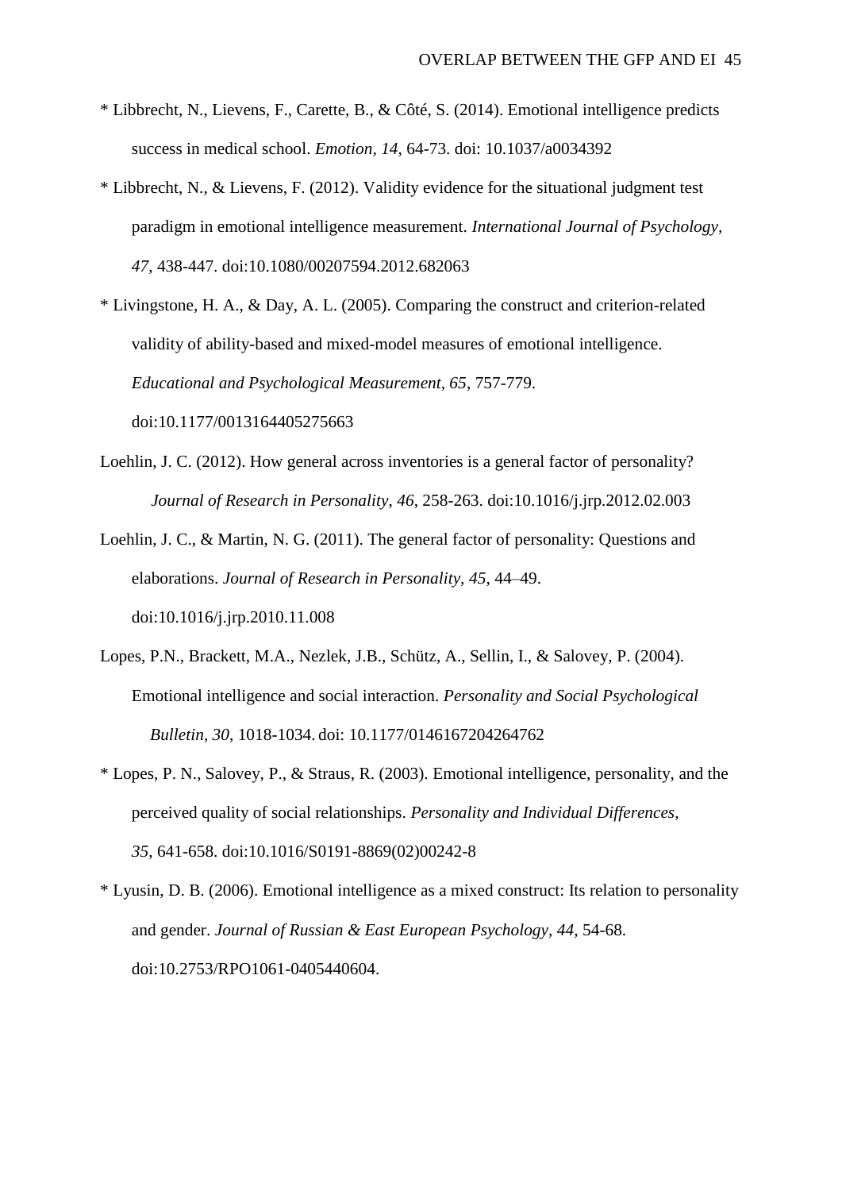* Libbrecht, N., Lievens, F., Carette, B., & Côté, S. (2014). Emotional intelligence predicts success in medical school. *Emotion*, *14*, 64-73. doi: 10.1037/a0034392

* Libbrecht, N., & Lievens, F. (2012). Validity evidence for the situational judgment test paradigm in emotional intelligence measurement. *International Journal of Psychology*, *47*, 438-447. doi:10.1080/00207594.2012.682063

* Livingstone, H. A., & Day, A. L. (2005). Comparing the construct and criterion-related validity of ability-based and mixed-model measures of emotional intelligence. *Educational and Psychological Measurement*, *65*, 757-779. doi:10.1177/0013164405275663

Loehlin, J. C. (2012). How general across inventories is a general factor of personality? *Journal of Research in Personality*, *46*, 258-263. doi:10.1016/j.jrp.2012.02.003

Loehlin, J. C., & Martin, N. G. (2011). The general factor of personality: Questions and elaborations. *Journal of Research in Personality*, *45*, 44–49. doi:10.1016/j.jrp.2010.11.008

Lopes, P.N., Brackett, M.A., Nezlek, J.B., Schütz, A., Sellin, I., & Salovey, P. (2004). Emotional intelligence and social interaction. *Personality and Social Psychological Bulletin*, *30*, 1018-1034. doi: 10.1177/0146167204264762

* Lopes, P. N., Salovey, P., & Straus, R. (2003). Emotional intelligence, personality, and the perceived quality of social relationships. *Personality and Individual Differences*, *35*, 641-658. doi:10.1016/S0191-8869(02)00242-8

* Lyusin, D. B. (2006). Emotional intelligence as a mixed construct: Its relation to personality and gender. *Journal of Russian & East European Psychology*, *44*, 54-68. doi:10.2753/RPO1061-0405440604.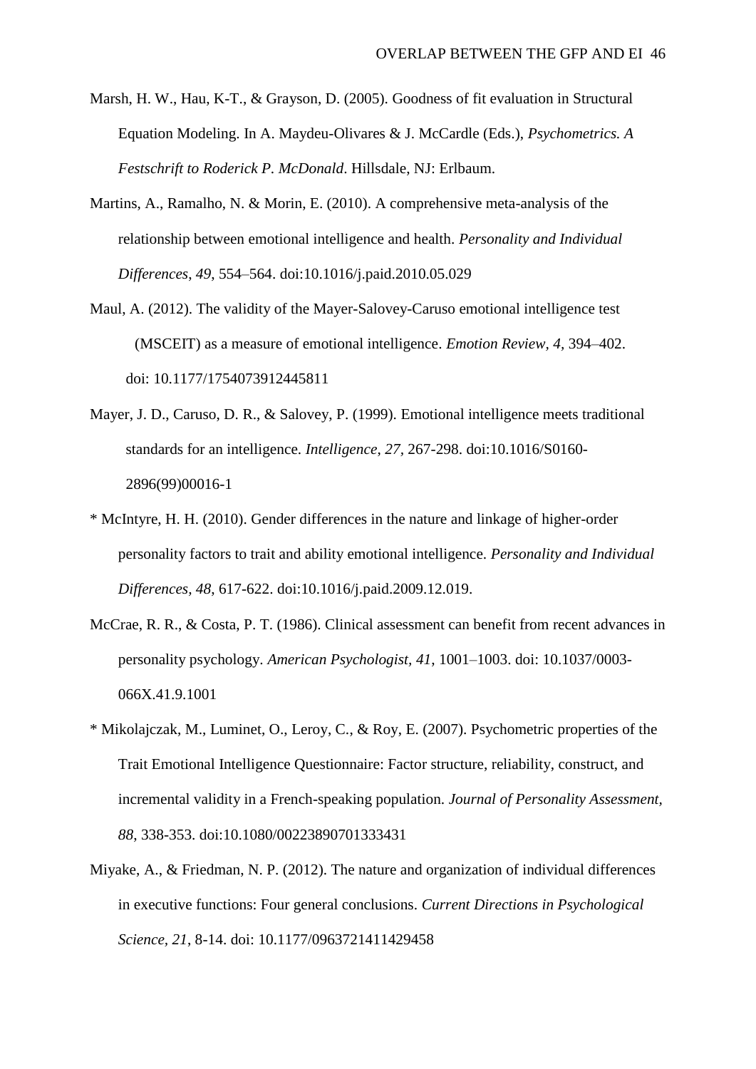Marsh, H. W., Hau, K-T., & Grayson, D. (2005). Goodness of fit evaluation in Structural Equation Modeling. In A. Maydeu-Olivares & J. McCardle (Eds.), *Psychometrics. A Festschrift to Roderick P. McDonald*. Hillsdale, NJ: Erlbaum.

Martins, A., Ramalho, N. & Morin, E. (2010). A comprehensive meta-analysis of the relationship between emotional intelligence and health. *Personality and Individual Differences, 49*, 554–564. doi:10.1016/j.paid.2010.05.029

Maul, A. (2012). The validity of the Mayer-Salovey-Caruso emotional intelligence test (MSCEIT) as a measure of emotional intelligence. *Emotion Review, 4*, 394–402. doi: 10.1177/1754073912445811

Mayer, J. D., Caruso, D. R., & Salovey, P. (1999). Emotional intelligence meets traditional standards for an intelligence. *Intelligence*, *27*, 267-298. doi:10.1016/S0160-2896(99)00016-1

* McIntyre, H. H. (2010). Gender differences in the nature and linkage of higher-order personality factors to trait and ability emotional intelligence. *Personality and Individual Differences, 48*, 617-622. doi:10.1016/j.paid.2009.12.019.

McCrae, R. R., & Costa, P. T. (1986). Clinical assessment can benefit from recent advances in personality psychology. *American Psychologist, 41*, 1001–1003. doi: 10.1037/0003-066X.41.9.1001

* Mikolajczak, M., Luminet, O., Leroy, C., & Roy, E. (2007). Psychometric properties of the Trait Emotional Intelligence Questionnaire: Factor structure, reliability, construct, and incremental validity in a French-speaking population. *Journal of Personality Assessment, 88*, 338-353. doi:10.1080/00223890701333431

Miyake, A., & Friedman, N. P. (2012). The nature and organization of individual differences in executive functions: Four general conclusions. *Current Directions in Psychological Science, 21*, 8-14. doi: 10.1177/0963721411429458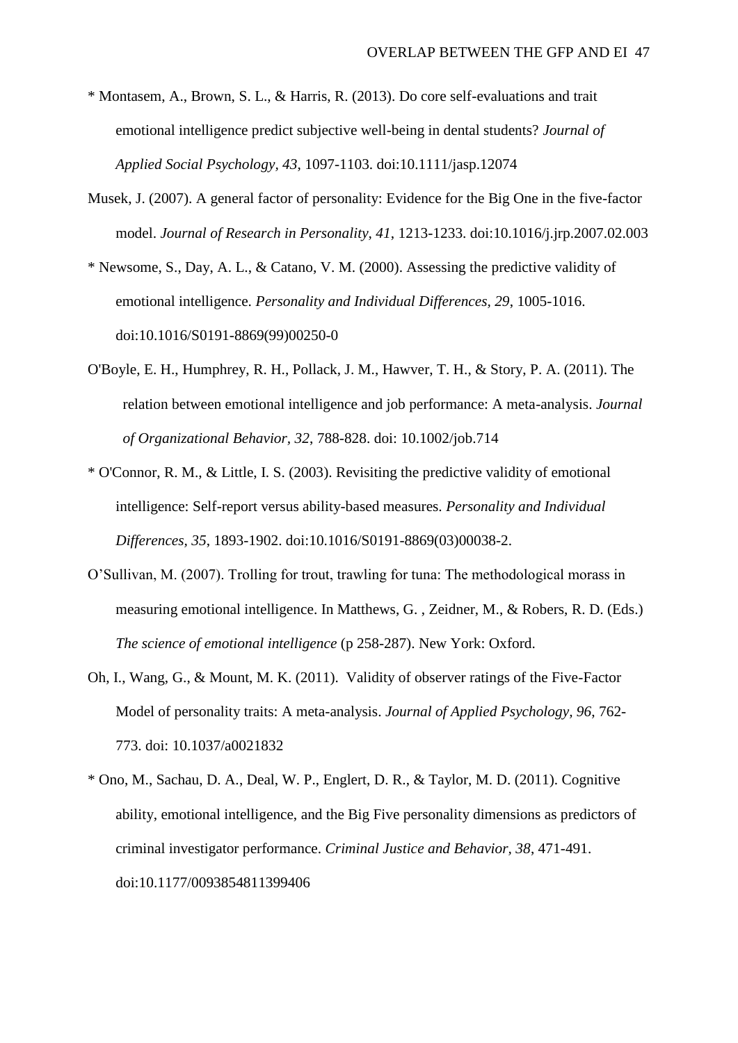* Montasem, A., Brown, S. L., & Harris, R. (2013). Do core self-evaluations and trait emotional intelligence predict subjective well-being in dental students? *Journal of Applied Social Psychology, 43*, 1097-1103. doi:10.1111/jasp.12074

Musek, J. (2007). A general factor of personality: Evidence for the Big One in the five-factor model. *Journal of Research in Personality, 41*, 1213-1233. doi:10.1016/j.jrp.2007.02.003

* Newsome, S., Day, A. L., & Catano, V. M. (2000). Assessing the predictive validity of emotional intelligence. *Personality and Individual Differences, 29*, 1005-1016. doi:10.1016/S0191-8869(99)00250-0

O'Boyle, E. H., Humphrey, R. H., Pollack, J. M., Hawver, T. H., & Story, P. A. (2011). The relation between emotional intelligence and job performance: A meta-analysis. *Journal of Organizational Behavior, 32*, 788-828. doi: 10.1002/job.714

* O'Connor, R. M., & Little, I. S. (2003). Revisiting the predictive validity of emotional intelligence: Self-report versus ability-based measures. *Personality and Individual Differences, 35*, 1893-1902. doi:10.1016/S0191-8869(03)00038-2.

O'Sullivan, M. (2007). Trolling for trout, trawling for tuna: The methodological morass in measuring emotional intelligence. In Matthews, G. , Zeidner, M., & Robers, R. D. (Eds.) *The science of emotional intelligence* (p 258-287). New York: Oxford.

Oh, I., Wang, G., & Mount, M. K. (2011). Validity of observer ratings of the Five-Factor Model of personality traits: A meta-analysis. *Journal of Applied Psychology, 96*, 762-773. doi: 10.1037/a0021832

* Ono, M., Sachau, D. A., Deal, W. P., Englert, D. R., & Taylor, M. D. (2011). Cognitive ability, emotional intelligence, and the Big Five personality dimensions as predictors of criminal investigator performance. *Criminal Justice and Behavior, 38*, 471-491. doi:10.1177/0093854811399406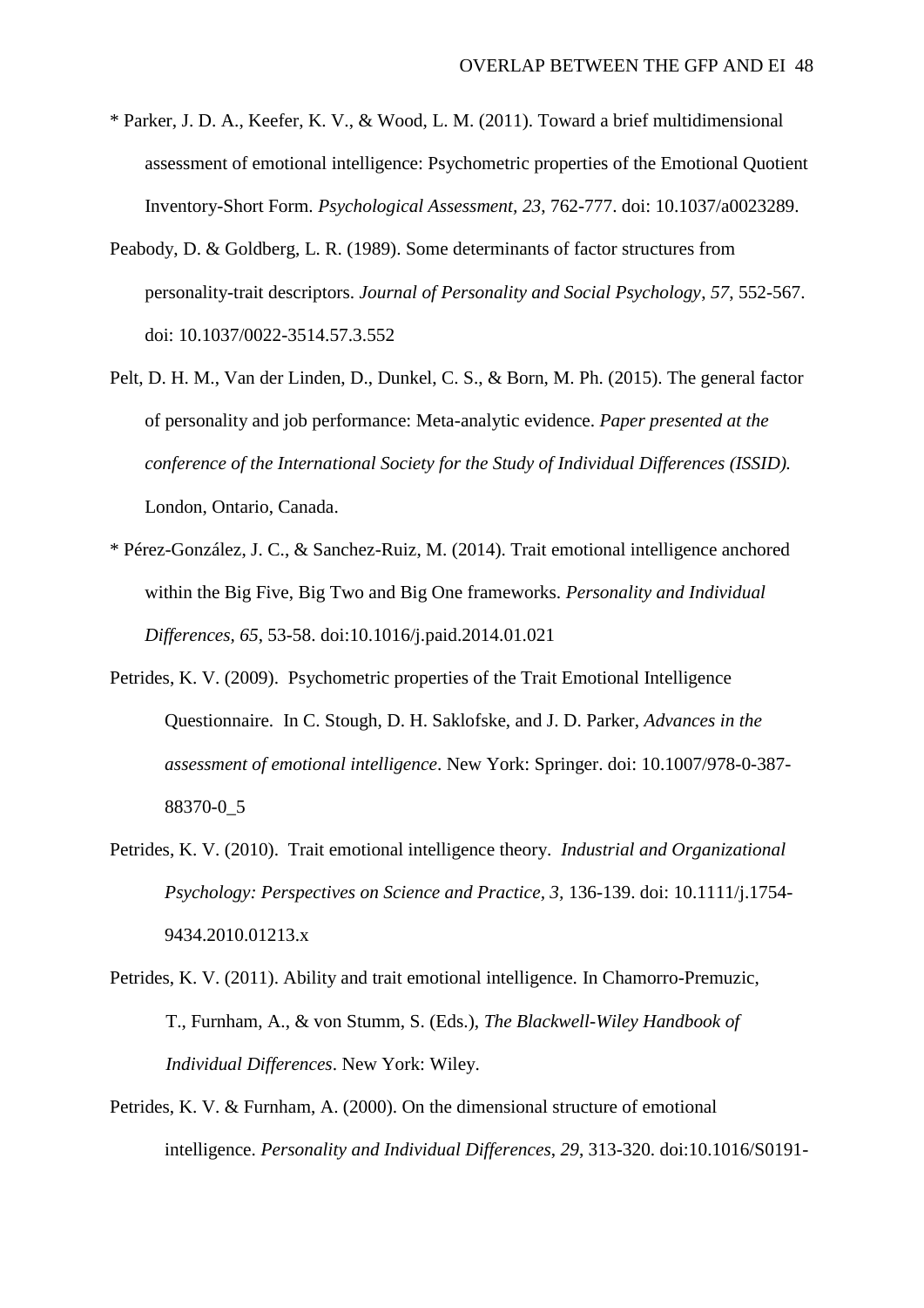* Parker, J. D. A., Keefer, K. V., & Wood, L. M. (2011). Toward a brief multidimensional assessment of emotional intelligence: Psychometric properties of the Emotional Quotient Inventory-Short Form. *Psychological Assessment, 23*, 762-777. doi: 10.1037/a0023289.

Peabody, D. & Goldberg, L. R. (1989). Some determinants of factor structures from personality-trait descriptors. *Journal of Personality and Social Psychology*, *57*, 552-567. doi: 10.1037/0022-3514.57.3.552

Pelt, D. H. M., Van der Linden, D., Dunkel, C. S., & Born, M. Ph. (2015). The general factor of personality and job performance: Meta-analytic evidence. *Paper presented at the conference of the International Society for the Study of Individual Differences (ISSID).* London, Ontario, Canada.

* Pérez-González, J. C., & Sanchez-Ruiz, M. (2014). Trait emotional intelligence anchored within the Big Five, Big Two and Big One frameworks. *Personality and Individual Differences, 65*, 53-58. doi:10.1016/j.paid.2014.01.021

Petrides, K. V. (2009). Psychometric properties of the Trait Emotional Intelligence Questionnaire. In C. Stough, D. H. Saklofske, and J. D. Parker, *Advances in the assessment of emotional intelligence*. New York: Springer. doi: 10.1007/978-0-387-88370-0_5

Petrides, K. V. (2010). Trait emotional intelligence theory. *Industrial and Organizational Psychology: Perspectives on Science and Practice, 3,* 136-139. doi: 10.1111/j.1754-9434.2010.01213.x

Petrides, K. V. (2011). Ability and trait emotional intelligence. In Chamorro-Premuzic, T., Furnham, A., & von Stumm, S. (Eds.), *The Blackwell-Wiley Handbook of Individual Differences*. New York: Wiley.

Petrides, K. V. & Furnham, A. (2000). On the dimensional structure of emotional intelligence. *Personality and Individual Differences*, *29*, 313-320. doi:10.1016/S0191-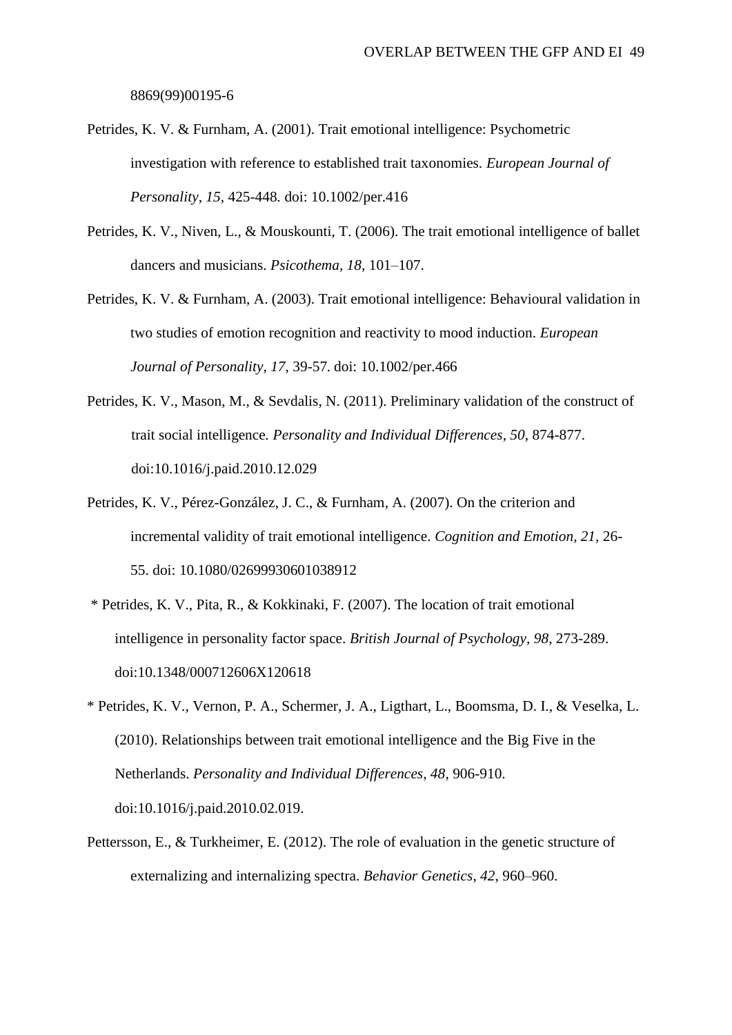8869(99)00195-6

Petrides, K. V. & Furnham, A. (2001). Trait emotional intelligence: Psychometric investigation with reference to established trait taxonomies. *European Journal of Personality, 15,* 425-448. doi: 10.1002/per.416

Petrides, K. V., Niven, L., & Mouskounti, T. (2006). The trait emotional intelligence of ballet dancers and musicians. *Psicothema, 18*, 101–107.

Petrides, K. V. & Furnham, A. (2003). Trait emotional intelligence: Behavioural validation in two studies of emotion recognition and reactivity to mood induction. *European Journal of Personality, 17,* 39-57. doi: 10.1002/per.466

Petrides, K. V., Mason, M., & Sevdalis, N. (2011). Preliminary validation of the construct of trait social intelligence. *Personality and Individual Differences*, *50*, 874-877. doi:10.1016/j.paid.2010.12.029

Petrides, K. V., Pérez-González, J. C., & Furnham, A. (2007). On the criterion and incremental validity of trait emotional intelligence. *Cognition and Emotion, 21*, 26-55. doi: 10.1080/02699930601038912

* Petrides, K. V., Pita, R., & Kokkinaki, F. (2007). The location of trait emotional intelligence in personality factor space. *British Journal of Psychology, 98*, 273-289. doi:10.1348/000712606X120618

* Petrides, K. V., Vernon, P. A., Schermer, J. A., Ligthart, L., Boomsma, D. I., & Veselka, L. (2010). Relationships between trait emotional intelligence and the Big Five in the Netherlands. *Personality and Individual Differences, 48*, 906-910. doi:10.1016/j.paid.2010.02.019.

Pettersson, E., & Turkheimer, E. (2012). The role of evaluation in the genetic structure of externalizing and internalizing spectra. *Behavior Genetics*, *42*, 960–960.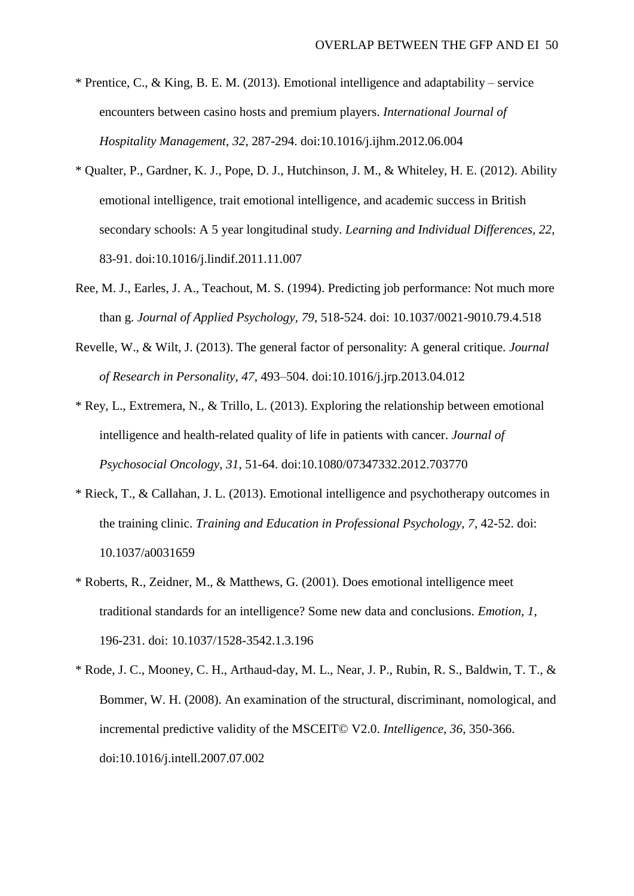* Prentice, C., & King, B. E. M. (2013). Emotional intelligence and adaptability – service encounters between casino hosts and premium players. *International Journal of Hospitality Management, 32*, 287-294. doi:10.1016/j.ijhm.2012.06.004

* Qualter, P., Gardner, K. J., Pope, D. J., Hutchinson, J. M., & Whiteley, H. E. (2012). Ability emotional intelligence, trait emotional intelligence, and academic success in British secondary schools: A 5 year longitudinal study. *Learning and Individual Differences, 22*, 83-91. doi:10.1016/j.lindif.2011.11.007

Ree, M. J., Earles, J. A., Teachout, M. S. (1994). Predicting job performance: Not much more than g. *Journal of Applied Psychology, 79*, 518-524. doi: 10.1037/0021-9010.79.4.518

Revelle, W., & Wilt, J. (2013). The general factor of personality: A general critique. *Journal of Research in Personality, 47*, 493–504. doi:10.1016/j.jrp.2013.04.012

* Rey, L., Extremera, N., & Trillo, L. (2013). Exploring the relationship between emotional intelligence and health-related quality of life in patients with cancer. *Journal of Psychosocial Oncology, 31*, 51-64. doi:10.1080/07347332.2012.703770

* Rieck, T., & Callahan, J. L. (2013). Emotional intelligence and psychotherapy outcomes in the training clinic. *Training and Education in Professional Psychology, 7*, 42-52. doi: 10.1037/a0031659

* Roberts, R., Zeidner, M., & Matthews, G. (2001). Does emotional intelligence meet traditional standards for an intelligence? Some new data and conclusions. *Emotion, 1*, 196-231. doi: 10.1037/1528-3542.1.3.196

* Rode, J. C., Mooney, C. H., Arthaud-day, M. L., Near, J. P., Rubin, R. S., Baldwin, T. T., & Bommer, W. H. (2008). An examination of the structural, discriminant, nomological, and incremental predictive validity of the MSCEIT© V2.0. *Intelligence, 36*, 350-366. doi:10.1016/j.intell.2007.07.002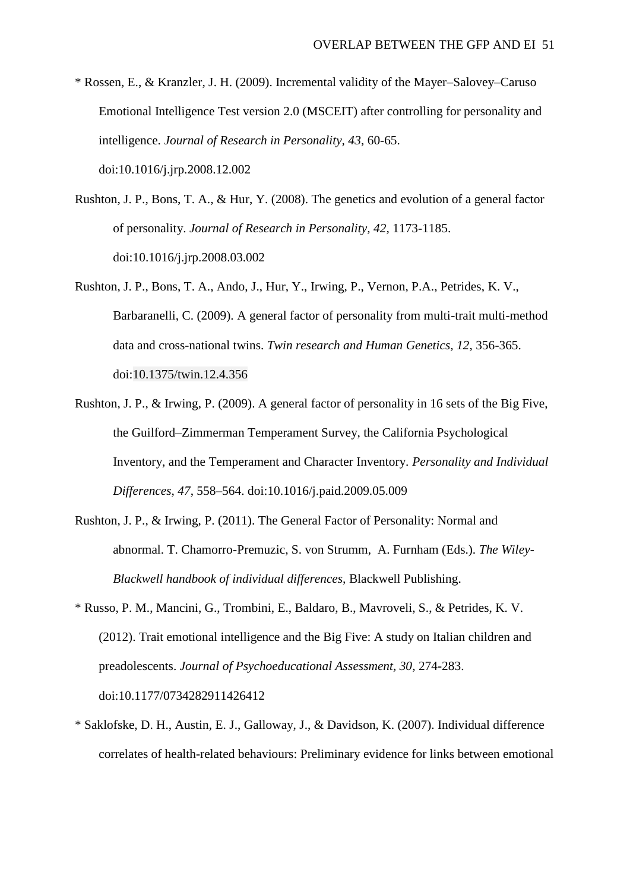* Rossen, E., & Kranzler, J. H. (2009). Incremental validity of the Mayer–Salovey–Caruso Emotional Intelligence Test version 2.0 (MSCEIT) after controlling for personality and intelligence. *Journal of Research in Personality, 43*, 60-65. doi:10.1016/j.jrp.2008.12.002

Rushton, J. P., Bons, T. A., & Hur, Y. (2008). The genetics and evolution of a general factor of personality. *Journal of Research in Personality, 42*, 1173-1185. doi:10.1016/j.jrp.2008.03.002

Rushton, J. P., Bons, T. A., Ando, J., Hur, Y., Irwing, P., Vernon, P.A., Petrides, K. V., Barbaranelli, C. (2009). A general factor of personality from multi-trait multi-method data and cross-national twins. *Twin research and Human Genetics, 12*, 356-365. doi:10.1375/twin.12.4.356

Rushton, J. P., & Irwing, P. (2009). A general factor of personality in 16 sets of the Big Five, the Guilford–Zimmerman Temperament Survey, the California Psychological Inventory, and the Temperament and Character Inventory. *Personality and Individual Differences*, *47*, 558–564. doi:10.1016/j.paid.2009.05.009

Rushton, J. P., & Irwing, P. (2011). The General Factor of Personality: Normal and abnormal. T. Chamorro-Premuzic, S. von Strumm, A. Furnham (Eds.). *The Wiley-Blackwell handbook of individual differences*, Blackwell Publishing.

* Russo, P. M., Mancini, G., Trombini, E., Baldaro, B., Mavroveli, S., & Petrides, K. V. (2012). Trait emotional intelligence and the Big Five: A study on Italian children and preadolescents. *Journal of Psychoeducational Assessment, 30*, 274-283. doi:10.1177/0734282911426412

* Saklofske, D. H., Austin, E. J., Galloway, J., & Davidson, K. (2007). Individual difference correlates of health-related behaviours: Preliminary evidence for links between emotional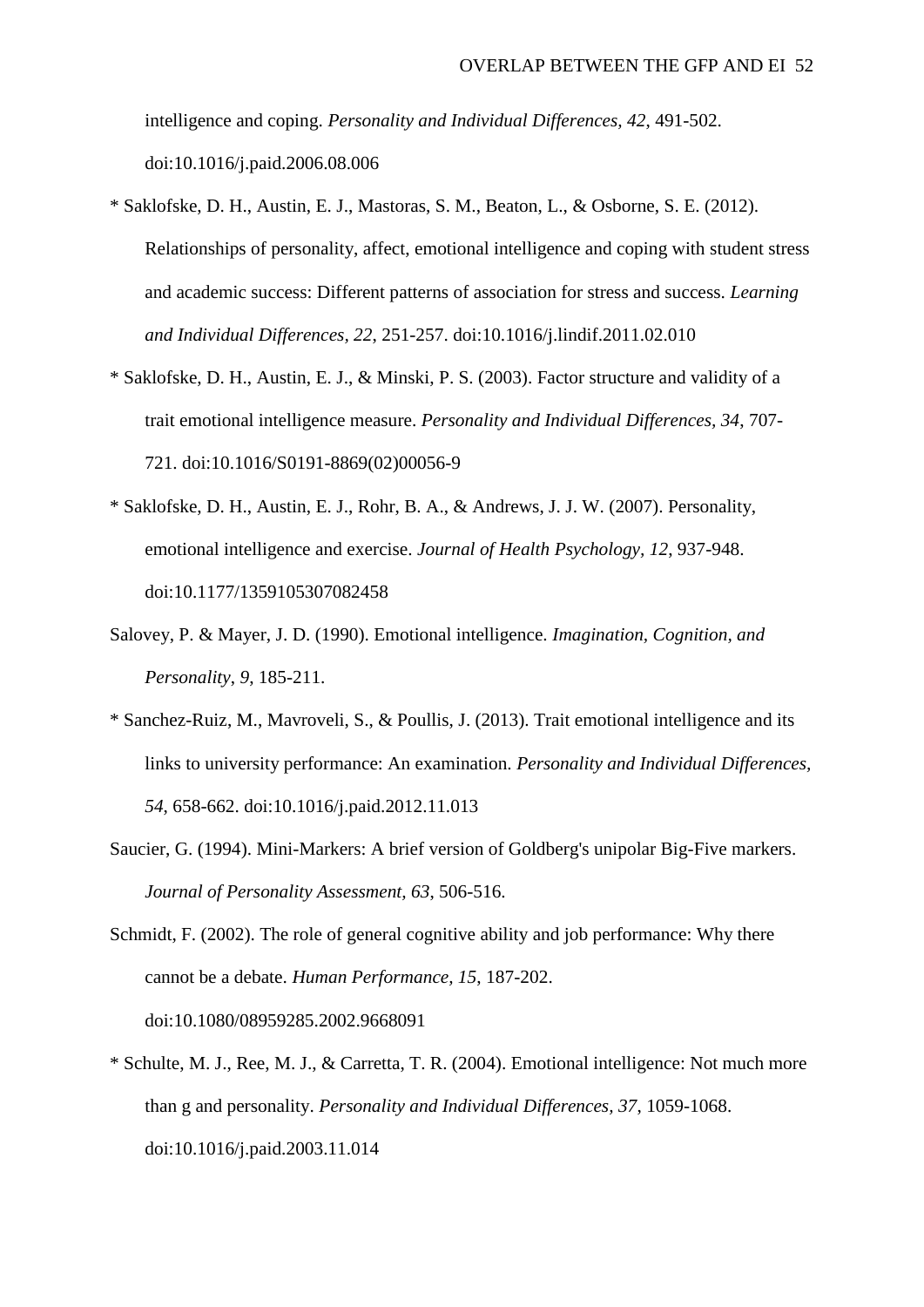intelligence and coping. *Personality and Individual Differences, 42*, 491-502. doi:10.1016/j.paid.2006.08.006

* Saklofske, D. H., Austin, E. J., Mastoras, S. M., Beaton, L., & Osborne, S. E. (2012). Relationships of personality, affect, emotional intelligence and coping with student stress and academic success: Different patterns of association for stress and success. *Learning and Individual Differences, 22,* 251-257. doi:10.1016/j.lindif.2011.02.010

* Saklofske, D. H., Austin, E. J., & Minski, P. S. (2003). Factor structure and validity of a trait emotional intelligence measure. *Personality and Individual Differences, 34*, 707-721. doi:10.1016/S0191-8869(02)00056-9

* Saklofske, D. H., Austin, E. J., Rohr, B. A., & Andrews, J. J. W. (2007). Personality, emotional intelligence and exercise. *Journal of Health Psychology, 12*, 937-948. doi:10.1177/1359105307082458

Salovey, P. & Mayer, J. D. (1990). Emotional intelligence. *Imagination, Cognition, and Personality, 9,* 185-211.

* Sanchez-Ruiz, M., Mavroveli, S., & Poullis, J. (2013). Trait emotional intelligence and its links to university performance: An examination. *Personality and Individual Differences, 54*, 658-662. doi:10.1016/j.paid.2012.11.013

Saucier, G. (1994). Mini-Markers: A brief version of Goldberg's unipolar Big-Five markers. *Journal of Personality Assessment, 63*, 506-516.

Schmidt, F. (2002). The role of general cognitive ability and job performance: Why there cannot be a debate. *Human Performance, 15*, 187-202. doi:10.1080/08959285.2002.9668091

* Schulte, M. J., Ree, M. J., & Carretta, T. R. (2004). Emotional intelligence: Not much more than g and personality. *Personality and Individual Differences, 37*, 1059-1068. doi:10.1016/j.paid.2003.11.014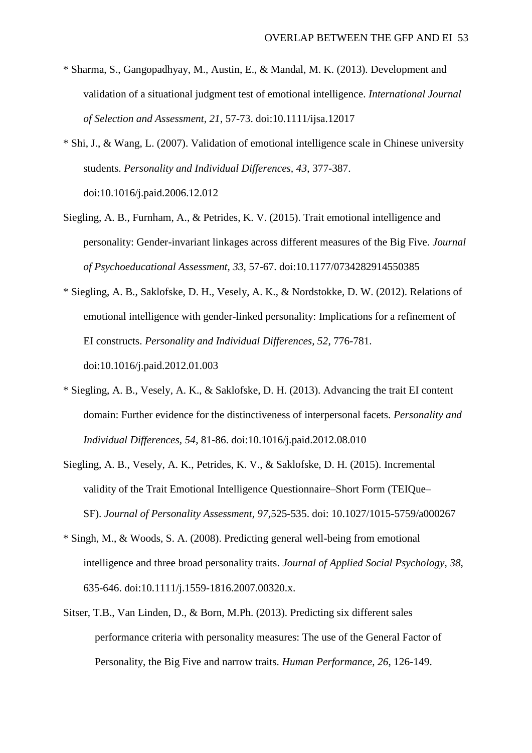* Sharma, S., Gangopadhyay, M., Austin, E., & Mandal, M. K. (2013). Development and validation of a situational judgment test of emotional intelligence. *International Journal of Selection and Assessment, 21*, 57-73. doi:10.1111/ijsa.12017

* Shi, J., & Wang, L. (2007). Validation of emotional intelligence scale in Chinese university students. *Personality and Individual Differences, 43*, 377-387. doi:10.1016/j.paid.2006.12.012

Siegling, A. B., Furnham, A., & Petrides, K. V. (2015). Trait emotional intelligence and personality: Gender-invariant linkages across different measures of the Big Five. *Journal of Psychoeducational Assessment, 33*, 57-67. doi:10.1177/0734282914550385

* Siegling, A. B., Saklofske, D. H., Vesely, A. K., & Nordstokke, D. W. (2012). Relations of emotional intelligence with gender-linked personality: Implications for a refinement of EI constructs. *Personality and Individual Differences, 52*, 776-781. doi:10.1016/j.paid.2012.01.003

* Siegling, A. B., Vesely, A. K., & Saklofske, D. H. (2013). Advancing the trait EI content domain: Further evidence for the distinctiveness of interpersonal facets. *Personality and Individual Differences, 54*, 81-86. doi:10.1016/j.paid.2012.08.010

Siegling, A. B., Vesely, A. K., Petrides, K. V., & Saklofske, D. H. (2015). Incremental validity of the Trait Emotional Intelligence Questionnaire–Short Form (TEIQue–SF). *Journal of Personality Assessment, 97*,525-535. doi: 10.1027/1015-5759/a000267

* Singh, M., & Woods, S. A. (2008). Predicting general well-being from emotional intelligence and three broad personality traits. *Journal of Applied Social Psychology, 38*, 635-646. doi:10.1111/j.1559-1816.2007.00320.x.

Sitser, T.B., Van Linden, D., & Born, M.Ph. (2013). Predicting six different sales performance criteria with personality measures: The use of the General Factor of Personality, the Big Five and narrow traits. *Human Performance, 26*, 126-149.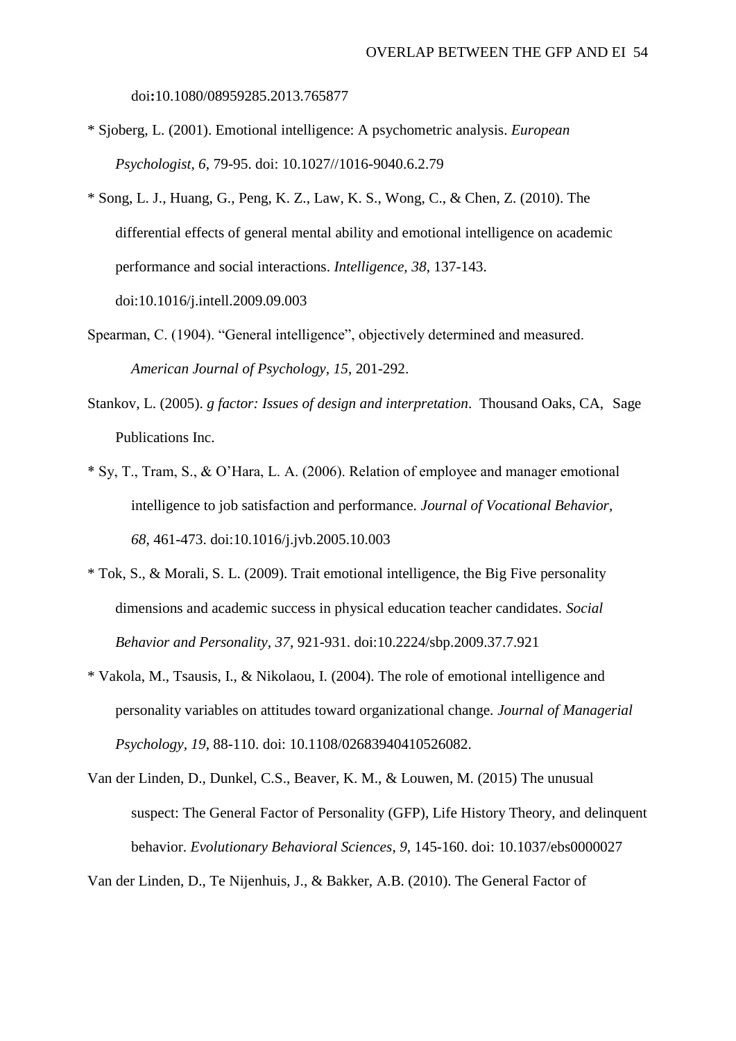doi:10.1080/08959285.2013.765877

* Sjoberg, L. (2001). Emotional intelligence: A psychometric analysis. *European Psychologist, 6*, 79-95. doi: 10.1027//1016-9040.6.2.79

* Song, L. J., Huang, G., Peng, K. Z., Law, K. S., Wong, C., & Chen, Z. (2010). The differential effects of general mental ability and emotional intelligence on academic performance and social interactions. *Intelligence, 38*, 137-143. doi:10.1016/j.intell.2009.09.003

Spearman, C. (1904). "General intelligence", objectively determined and measured. *American Journal of Psychology, 15*, 201-292.

Stankov, L. (2005). *g factor: Issues of design and interpretation*. Thousand Oaks, CA, Sage Publications Inc.

* Sy, T., Tram, S., & O'Hara, L. A. (2006). Relation of employee and manager emotional intelligence to job satisfaction and performance. *Journal of Vocational Behavior, 68*, 461-473. doi:10.1016/j.jvb.2005.10.003

* Tok, S., & Morali, S. L. (2009). Trait emotional intelligence, the Big Five personality dimensions and academic success in physical education teacher candidates. *Social Behavior and Personality, 37*, 921-931. doi:10.2224/sbp.2009.37.7.921

* Vakola, M., Tsausis, I., & Nikolaou, I. (2004). The role of emotional intelligence and personality variables on attitudes toward organizational change. *Journal of Managerial Psychology, 19*, 88-110. doi: 10.1108/02683940410526082.

Van der Linden, D., Dunkel, C.S., Beaver, K. M., & Louwen, M. (2015) The unusual suspect: The General Factor of Personality (GFP), Life History Theory, and delinquent behavior. *Evolutionary Behavioral Sciences, 9*, 145-160. doi: 10.1037/ebs0000027

Van der Linden, D., Te Nijenhuis, J., & Bakker, A.B. (2010). The General Factor of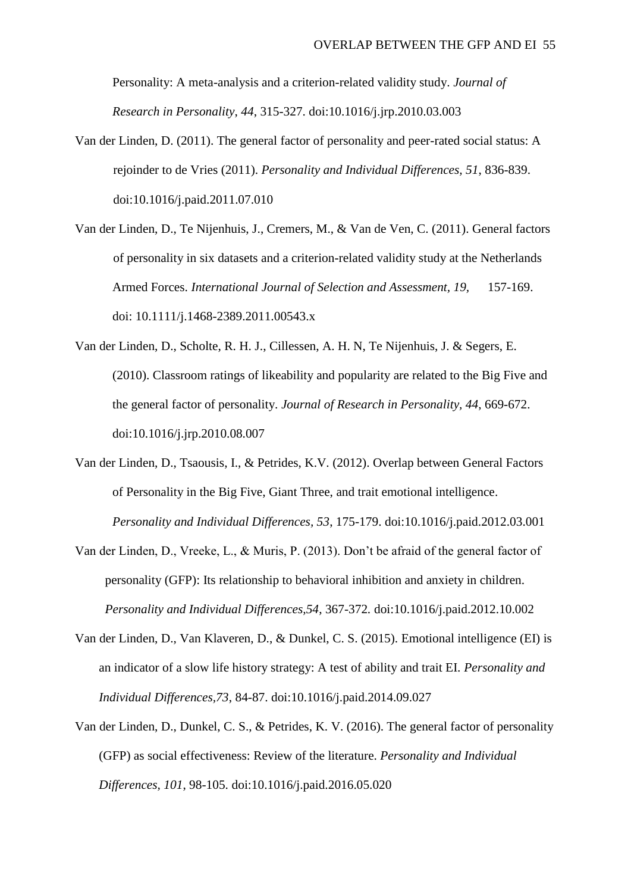Personality: A meta-analysis and a criterion-related validity study. *Journal of Research in Personality*, *44*, 315-327. doi:10.1016/j.jrp.2010.03.003

Van der Linden, D. (2011). The general factor of personality and peer-rated social status: A rejoinder to de Vries (2011). *Personality and Individual Differences, 51*, 836-839. doi:10.1016/j.paid.2011.07.010

Van der Linden, D., Te Nijenhuis, J., Cremers, M., & Van de Ven, C. (2011). General factors of personality in six datasets and a criterion-related validity study at the Netherlands Armed Forces. *International Journal of Selection and Assessment*, *19,* 157-169. doi: 10.1111/j.1468-2389.2011.00543.x

Van der Linden, D., Scholte, R. H. J., Cillessen, A. H. N, Te Nijenhuis, J. & Segers, E. (2010). Classroom ratings of likeability and popularity are related to the Big Five and the general factor of personality. *Journal of Research in Personality*, *44*, 669-672. doi:10.1016/j.jrp.2010.08.007

Van der Linden, D., Tsaousis, I., & Petrides, K.V. (2012). Overlap between General Factors of Personality in the Big Five, Giant Three, and trait emotional intelligence. *Personality and Individual Differences, 53*, 175-179. doi:10.1016/j.paid.2012.03.001

Van der Linden, D., Vreeke, L., & Muris, P. (2013). Don't be afraid of the general factor of personality (GFP): Its relationship to behavioral inhibition and anxiety in children. *Personality and Individual Differences,54*, 367-372*.* doi:10.1016/j.paid.2012.10.002

Van der Linden, D., Van Klaveren, D., & Dunkel, C. S. (2015). Emotional intelligence (EI) is an indicator of a slow life history strategy: A test of ability and trait EI. *Personality and Individual Differences,73*, 84-87. doi:10.1016/j.paid.2014.09.027

Van der Linden, D., Dunkel, C. S., & Petrides, K. V. (2016). The general factor of personality (GFP) as social effectiveness: Review of the literature. *Personality and Individual Differences*, *101*, 98-105. doi:10.1016/j.paid.2016.05.020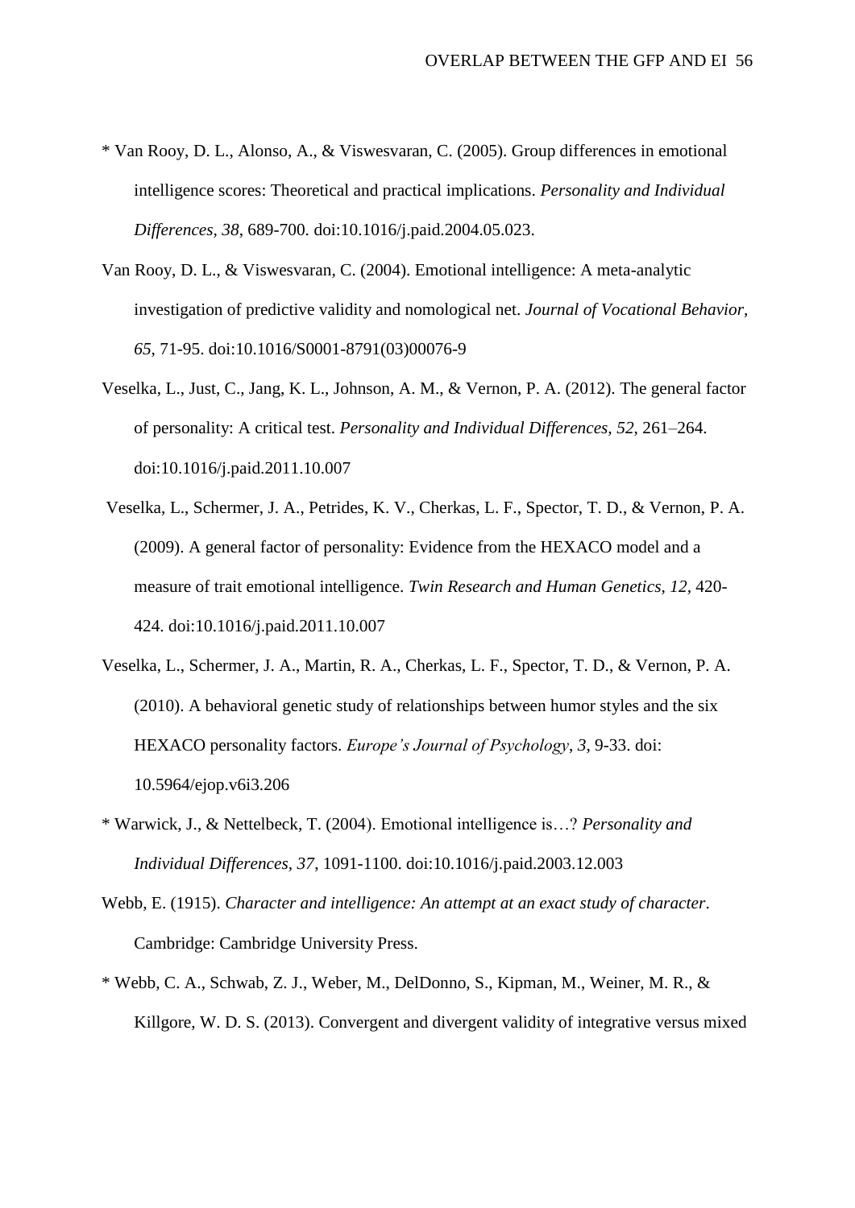* Van Rooy, D. L., Alonso, A., & Viswesvaran, C. (2005). Group differences in emotional intelligence scores: Theoretical and practical implications. *Personality and Individual Differences, 38*, 689-700. doi:10.1016/j.paid.2004.05.023.

Van Rooy, D. L., & Viswesvaran, C. (2004). Emotional intelligence: A meta-analytic investigation of predictive validity and nomological net. *Journal of Vocational Behavior, 65*, 71-95. doi:10.1016/S0001-8791(03)00076-9

Veselka, L., Just, C., Jang, K. L., Johnson, A. M., & Vernon, P. A. (2012). The general factor of personality: A critical test. *Personality and Individual Differences, 52*, 261–264. doi:10.1016/j.paid.2011.10.007

Veselka, L., Schermer, J. A., Petrides, K. V., Cherkas, L. F., Spector, T. D., & Vernon, P. A. (2009). A general factor of personality: Evidence from the HEXACO model and a measure of trait emotional intelligence. *Twin Research and Human Genetics, 12*, 420-424. doi:10.1016/j.paid.2011.10.007

Veselka, L., Schermer, J. A., Martin, R. A., Cherkas, L. F., Spector, T. D., & Vernon, P. A. (2010). A behavioral genetic study of relationships between humor styles and the six HEXACO personality factors. *Europe's Journal of Psychology*, *3*, 9-33. doi: 10.5964/ejop.v6i3.206

* Warwick, J., & Nettelbeck, T. (2004). Emotional intelligence is…? *Personality and Individual Differences, 37*, 1091-1100. doi:10.1016/j.paid.2003.12.003

Webb, E. (1915). *Character and intelligence: An attempt at an exact study of character*. Cambridge: Cambridge University Press.

* Webb, C. A., Schwab, Z. J., Weber, M., DelDonno, S., Kipman, M., Weiner, M. R., & Killgore, W. D. S. (2013). Convergent and divergent validity of integrative versus mixed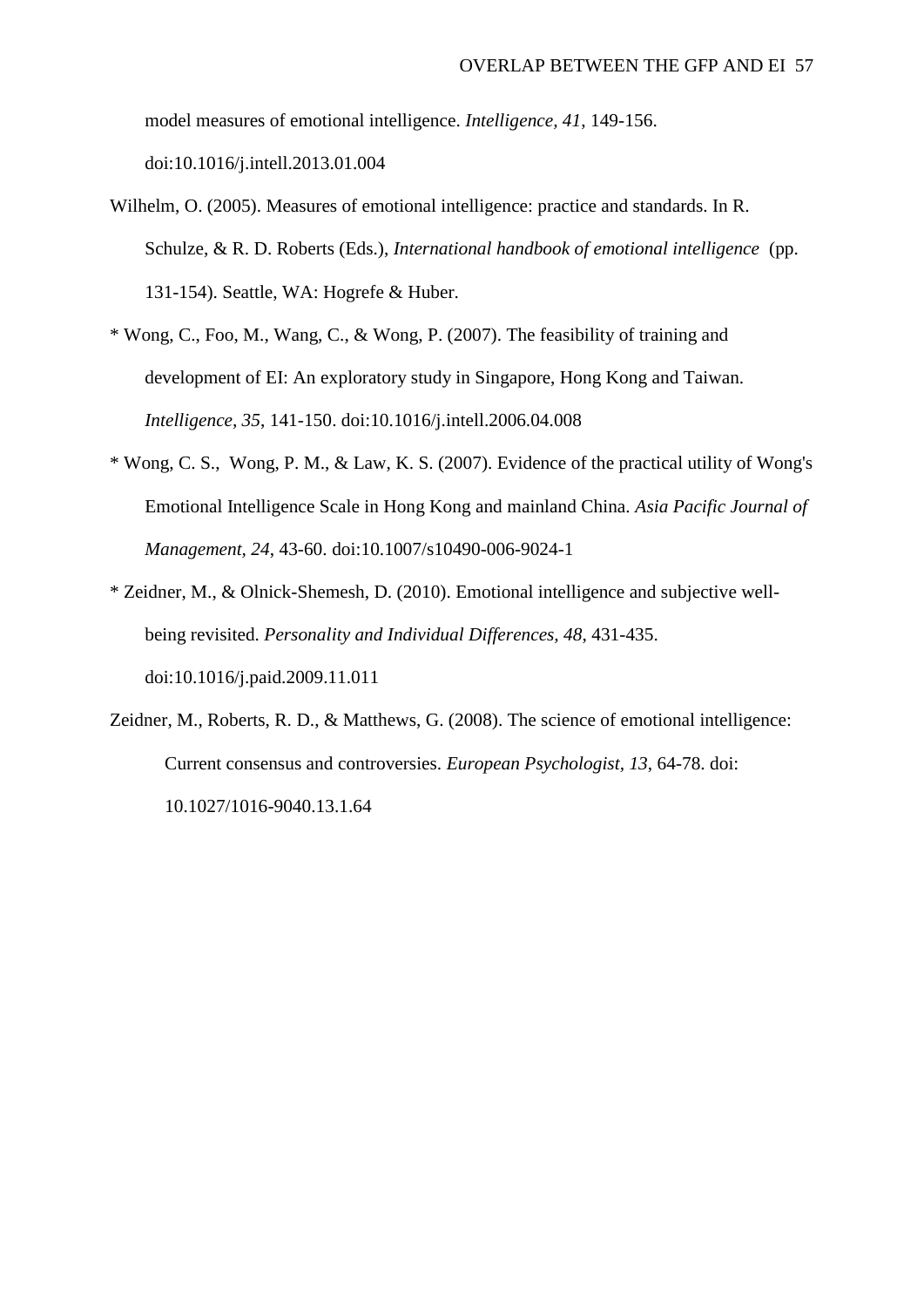model measures of emotional intelligence. *Intelligence, 41*, 149-156. doi:10.1016/j.intell.2013.01.004

Wilhelm, O. (2005). Measures of emotional intelligence: practice and standards. In R. Schulze, & R. D. Roberts (Eds.), *International handbook of emotional intelligence* (pp. 131-154). Seattle, WA: Hogrefe & Huber.

* Wong, C., Foo, M., Wang, C., & Wong, P. (2007). The feasibility of training and development of EI: An exploratory study in Singapore, Hong Kong and Taiwan. *Intelligence, 35*, 141-150. doi:10.1016/j.intell.2006.04.008

* Wong, C. S., Wong, P. M., & Law, K. S. (2007). Evidence of the practical utility of Wong's Emotional Intelligence Scale in Hong Kong and mainland China. *Asia Pacific Journal of Management, 24*, 43-60. doi:10.1007/s10490-006-9024-1

* Zeidner, M., & Olnick-Shemesh, D. (2010). Emotional intelligence and subjective well-being revisited. *Personality and Individual Differences, 48*, 431-435. doi:10.1016/j.paid.2009.11.011

Zeidner, M., Roberts, R. D., & Matthews, G. (2008). The science of emotional intelligence: Current consensus and controversies. *European Psychologist, 13*, 64-78. doi: 10.1027/1016-9040.13.1.64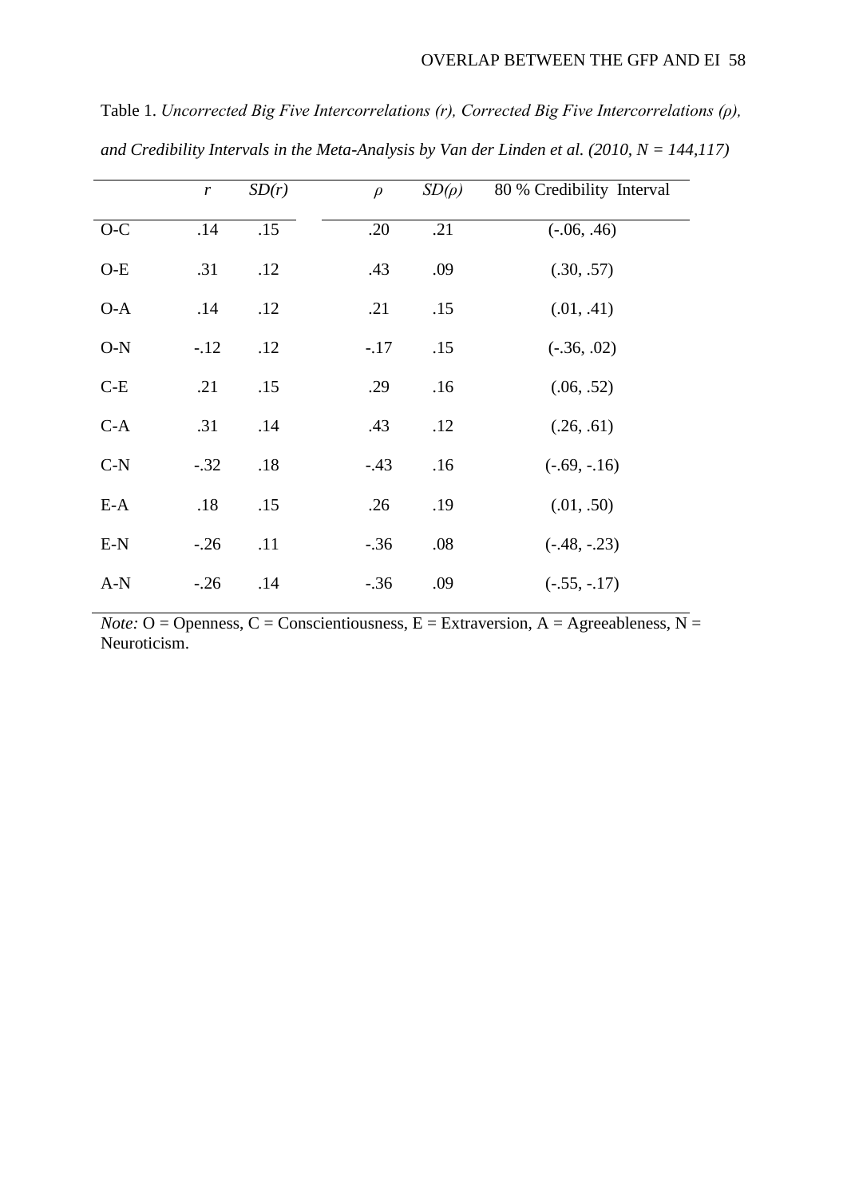Table 1. *Uncorrected Big Five Intercorrelations (r), Corrected Big Five Intercorrelations (ρ), and Credibility Intervals in the Meta-Analysis by Van der Linden et al. (2010, N = 144,117)*

| | *r* | *SD(r)* | *ρ* | *SD(ρ)* | 80 % Credibility Interval |
|---|---|---|---|---|---|
| O-C | .14 | .15 | .20 | .21 | (-.06, .46) |
| O-E | .31 | .12 | .43 | .09 | (.30, .57) |
| O-A | .14 | .12 | .21 | .15 | (.01, .41) |
| O-N | -.12 | .12 | -.17 | .15 | (-.36, .02) |
| C-E | .21 | .15 | .29 | .16 | (.06, .52) |
| C-A | .31 | .14 | .43 | .12 | (.26, .61) |
| C-N | -.32 | .18 | -.43 | .16 | (-.69, -.16) |
| E-A | .18 | .15 | .26 | .19 | (.01, .50) |
| E-N | -.26 | .11 | -.36 | .08 | (-.48, -.23) |
| A-N | -.26 | .14 | -.36 | .09 | (-.55, -.17) |

*Note:* O = Openness, C = Conscientiousness, E = Extraversion, A = Agreeableness, N = Neuroticism.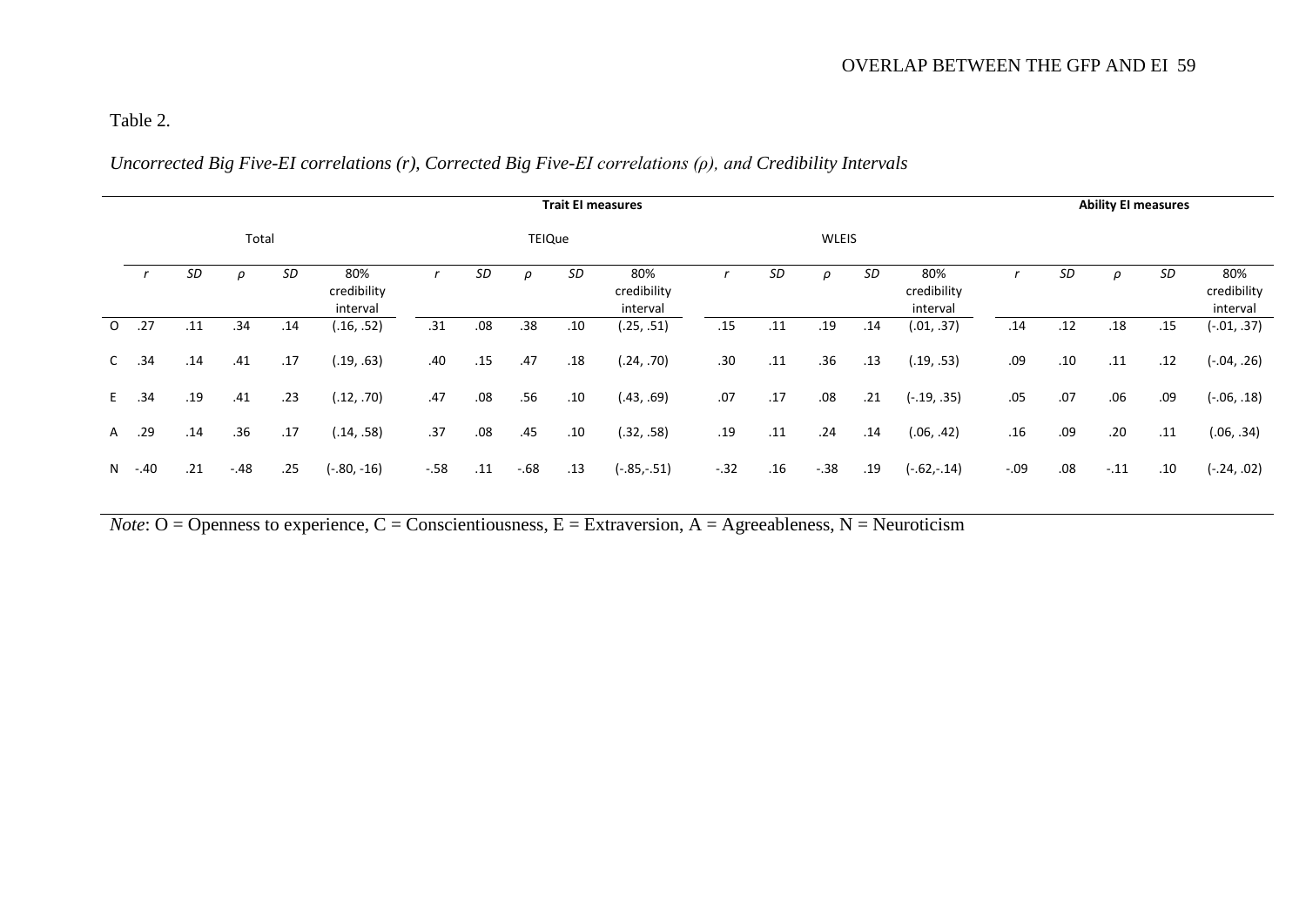Table 2.

*Uncorrected Big Five-EI correlations (r), Corrected Big Five-EI correlations (ρ), and Credibility Intervals*

| | **Trait EI measures** | | | | | | | | | | | | | | | **Ability EI measures** | | | | |
|---|---|---|---|---|---|---|---|---|---|---|---|---|---|---|---|---|---|---|---|---|
| | Total | | | | | TEIQue | | | | | WLEIS | | | | | | | | | |
| | *r* | *SD* | *ρ* | *SD* | 80% credibility interval | *r* | *SD* | *ρ* | *SD* | 80% credibility interval | *r* | *SD* | *ρ* | *SD* | 80% credibility interval | *r* | *SD* | *ρ* | *SD* | 80% credibility interval |
| O | .27 | .11 | .34 | .14 | (.16, .52) | .31 | .08 | .38 | .10 | (.25, .51) | .15 | .11 | .19 | .14 | (.01, .37) | .14 | .12 | .18 | .15 | (-.01, .37) |
| C | .34 | .14 | .41 | .17 | (.19, .63) | .40 | .15 | .47 | .18 | (.24, .70) | .30 | .11 | .36 | .13 | (.19, .53) | .09 | .10 | .11 | .12 | (-.04, .26) |
| E | .34 | .19 | .41 | .23 | (.12, .70) | .47 | .08 | .56 | .10 | (.43, .69) | .07 | .17 | .08 | .21 | (-.19, .35) | .05 | .07 | .06 | .09 | (-.06, .18) |
| A | .29 | .14 | .36 | .17 | (.14, .58) | .37 | .08 | .45 | .10 | (.32, .58) | .19 | .11 | .24 | .14 | (.06, .42) | .16 | .09 | .20 | .11 | (.06, .34) |
| N | -.40 | .21 | -.48 | .25 | (-.80, -16) | -.58 | .11 | -.68 | .13 | (-.85,-.51) | -.32 | .16 | -.38 | .19 | (-.62,-.14) | -.09 | .08 | -.11 | .10 | (-.24, .02) |

*Note*: O = Openness to experience, C = Conscientiousness, E = Extraversion, A = Agreeableness, N = Neuroticism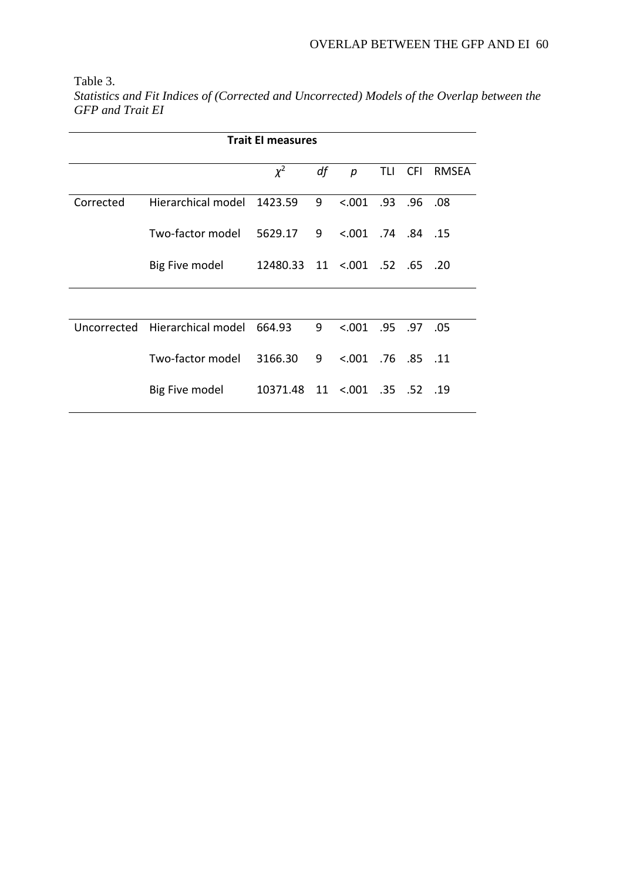Table 3.

*Statistics and Fit Indices of (Corrected and Uncorrected) Models of the Overlap between the GFP and Trait EI*

| | | **Trait EI measures** | | | | | |
|---|---|---|---|---|---|---|---|
| | | $\chi^2$ | *df* | *p* | TLI | CFI | RMSEA |
| Corrected | Hierarchical model | 1423.59 | 9 | <.001 | .93 | .96 | .08 |
| | Two-factor model | 5629.17 | 9 | <.001 | .74 | .84 | .15 |
| | Big Five model | 12480.33 | 11 | <.001 | .52 | .65 | .20 |
| Uncorrected | Hierarchical model | 664.93 | 9 | <.001 | .95 | .97 | .05 |
| | Two-factor model | 3166.30 | 9 | <.001 | .76 | .85 | .11 |
| | Big Five model | 10371.48 | 11 | <.001 | .35 | .52 | .19 |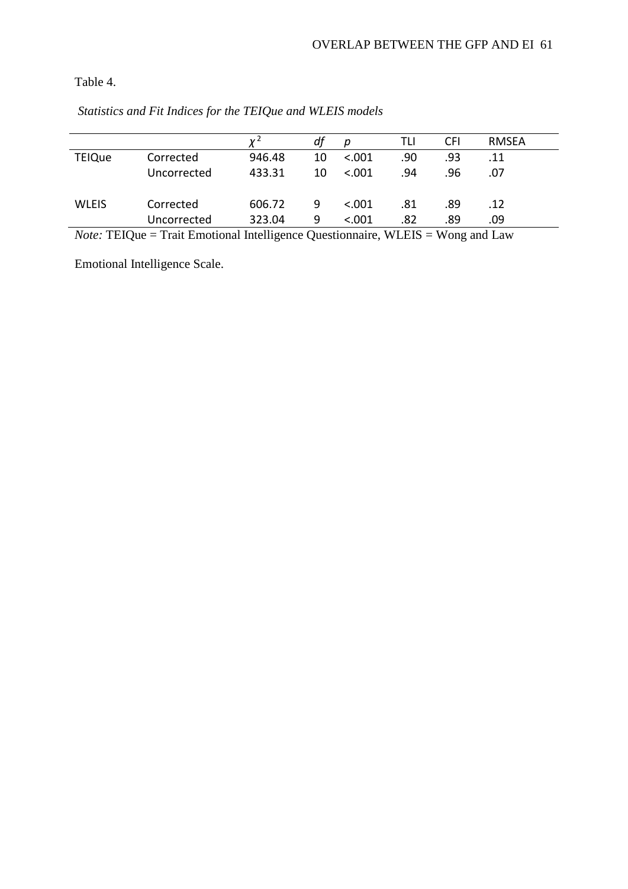Table 4.

*Statistics and Fit Indices for the TEIQue and WLEIS models*

| | | $\chi^2$ | *df* | *p* | TLI | CFI | RMSEA |
|---|---|---|---|---|---|---|---|
| TEIQue | Corrected | 946.48 | 10 | <.001 | .90 | .93 | .11 |
| | Uncorrected | 433.31 | 10 | <.001 | .94 | .96 | .07 |
| WLEIS | Corrected | 606.72 | 9 | <.001 | .81 | .89 | .12 |
| | Uncorrected | 323.04 | 9 | <.001 | .82 | .89 | .09 |

*Note:* TEIQue = Trait Emotional Intelligence Questionnaire, WLEIS = Wong and Law Emotional Intelligence Scale.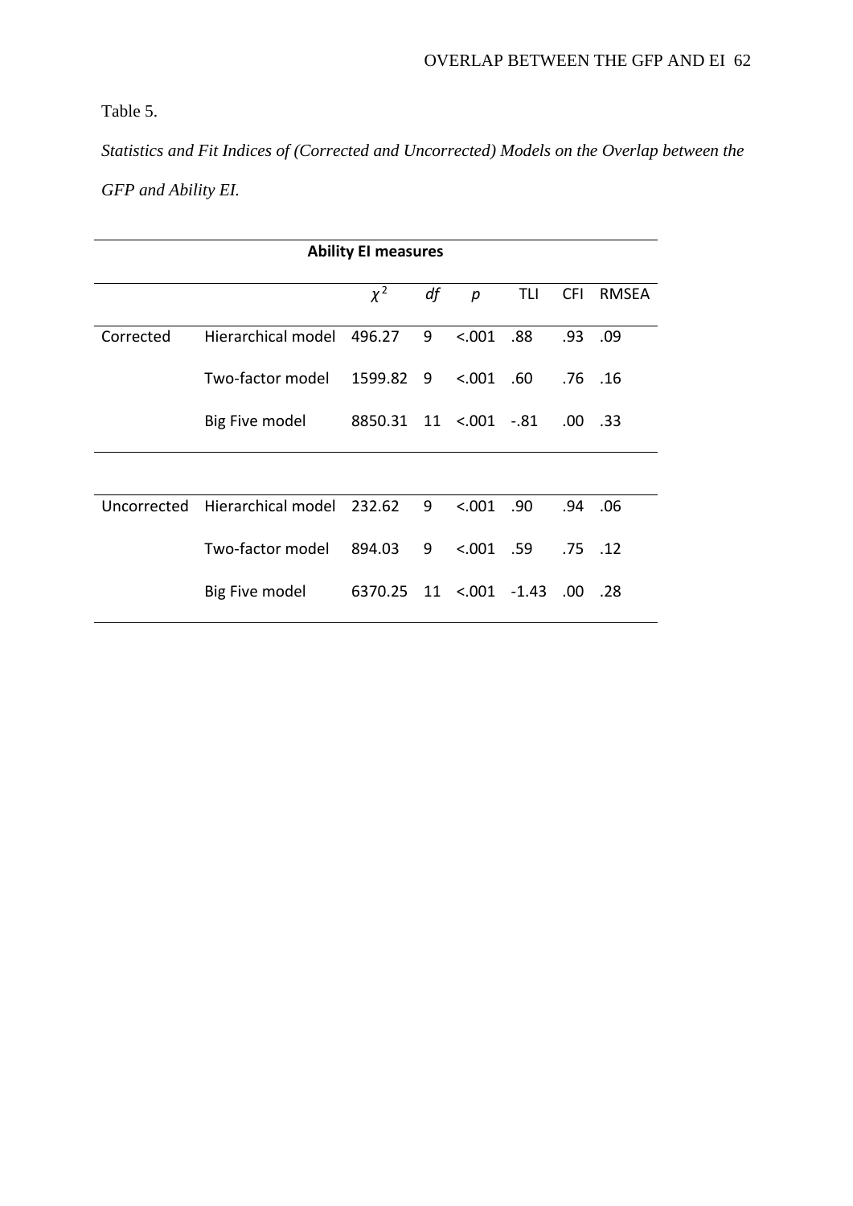Table 5.

*Statistics and Fit Indices of (Corrected and Uncorrected) Models on the Overlap between the GFP and Ability EI.*

| **Ability EI measures** | | | | | | | |
|---|---|---|---|---|---|---|---|
| | | $\chi^2$ | *df* | *p* | TLI | CFI | RMSEA |
| Corrected | Hierarchical model | 496.27 | 9 | <.001 | .88 | .93 | .09 |
| | Two-factor model | 1599.82 | 9 | <.001 | .60 | .76 | .16 |
| | Big Five model | 8850.31 | 11 | <.001 | -.81 | .00 | .33 |
| Uncorrected | Hierarchical model | 232.62 | 9 | <.001 | .90 | .94 | .06 |
| | Two-factor model | 894.03 | 9 | <.001 | .59 | .75 | .12 |
| | Big Five model | 6370.25 | 11 | <.001 | -1.43 | .00 | .28 |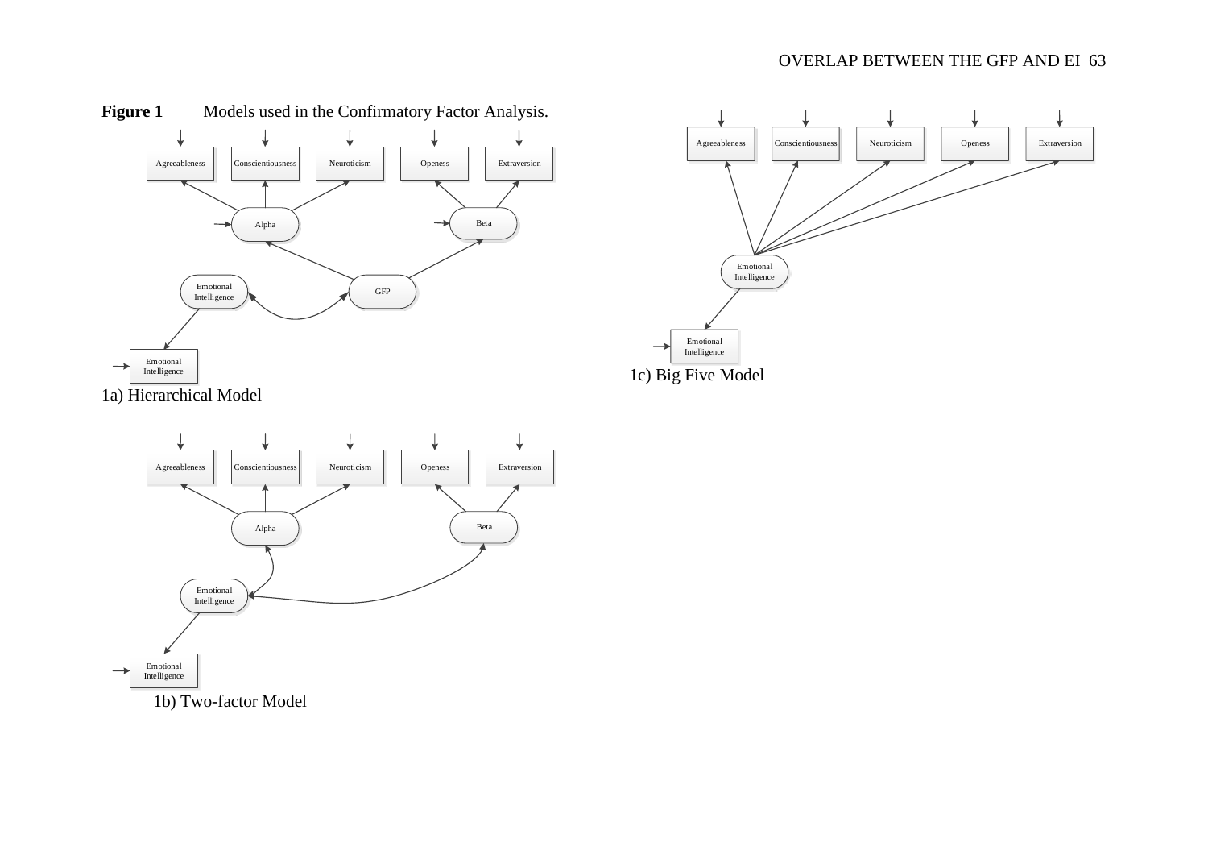**Figure 1** Models used in the Confirmatory Factor Analysis.

Agreeableness | Conscientiousness | Neuroticism | Openess | Extraversion

Alpha | Beta

Emotional Intelligence | GFP

Emotional Intelligence

1a) Hierarchical Model

Agreeableness | Conscientiousness | Neuroticism | Openess | Extraversion

Alpha | Beta

Emotional Intelligence

Emotional Intelligence

1b) Two-factor Model

Agreeableness | Conscientiousness | Neuroticism | Openess | Extraversion

Emotional Intelligence

Emotional Intelligence

1c) Big Five Model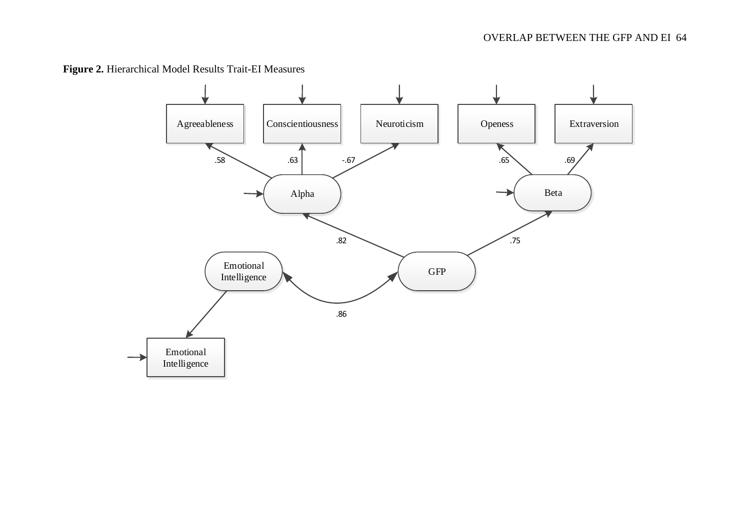**Figure 2.** Hierarchical Model Results Trait-EI Measures

Agreeableness | Conscientiousness | Neuroticism | Openess | Extraversion

.58 | .63 | -.67 | .65 | .69

Alpha | Beta

.82 | .75

Emotional Intelligence | GFP

.86

Emotional Intelligence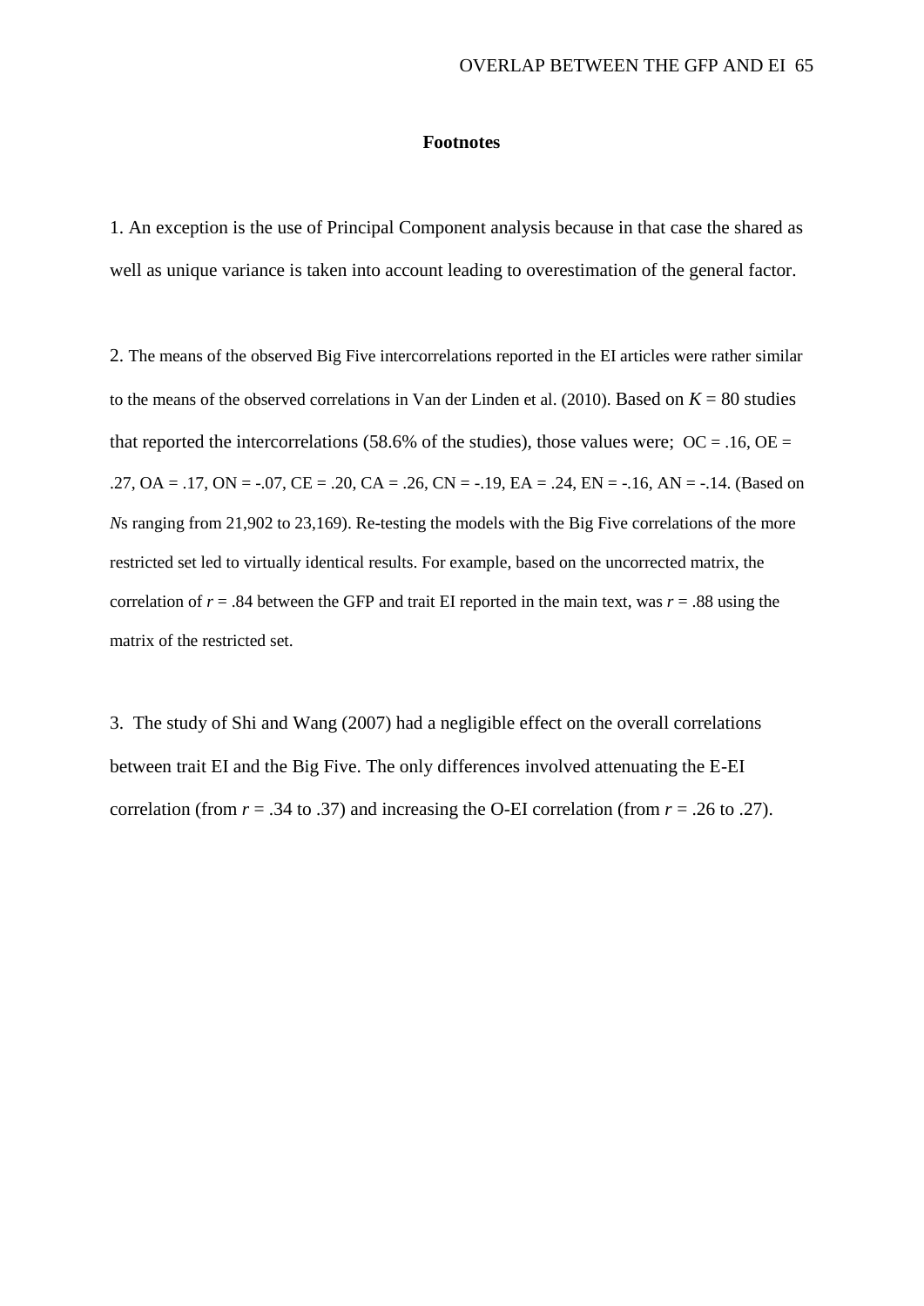**Footnotes**

1. An exception is the use of Principal Component analysis because in that case the shared as well as unique variance is taken into account leading to overestimation of the general factor.

2. The means of the observed Big Five intercorrelations reported in the EI articles were rather similar to the means of the observed correlations in Van der Linden et al. (2010). Based on $K = 80$ studies that reported the intercorrelations (58.6% of the studies), those values were; OC = .16, OE = .27, OA = .17, ON = -.07, CE = .20, CA = .26, CN = -.19, EA = .24, EN = -.16, AN = -.14. (Based on *N*s ranging from 21,902 to 23,169). Re-testing the models with the Big Five correlations of the more restricted set led to virtually identical results. For example, based on the uncorrected matrix, the correlation of $r = .84$ between the GFP and trait EI reported in the main text, was $r = .88$ using the matrix of the restricted set.

3. The study of Shi and Wang (2007) had a negligible effect on the overall correlations between trait EI and the Big Five. The only differences involved attenuating the E-EI correlation (from $r = .34$ to .37) and increasing the O-EI correlation (from $r = .26$ to .27).